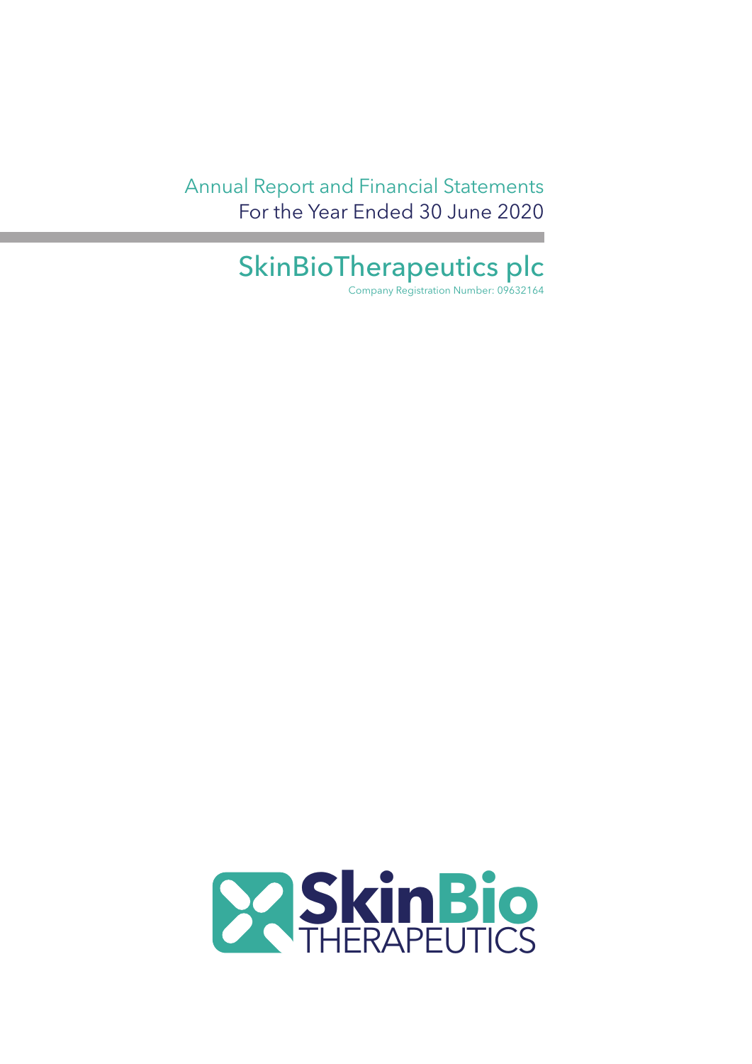# Annual Report and Financial Statements

For the Year Ended 30 June 2020

## SkinBioTherapeutics plc

Company Registration Number: 09632164

SkinBio THERAPEUTICS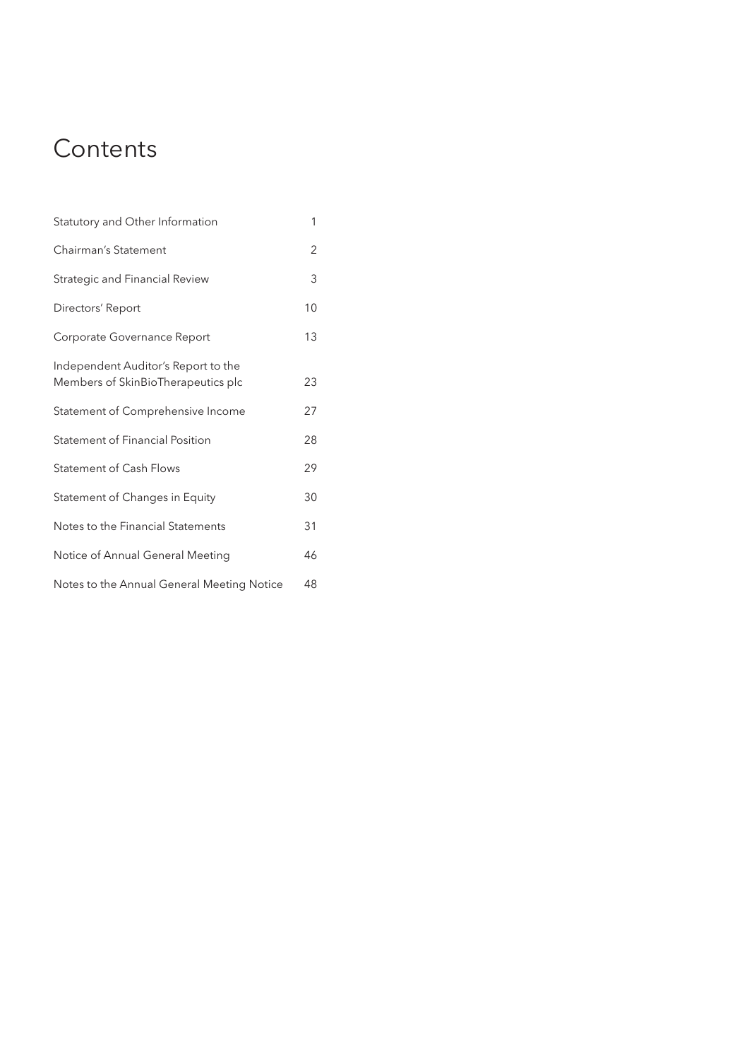# Contents

| | |
|---|---|
| Statutory and Other Information | 1 |
| Chairman's Statement | 2 |
| Strategic and Financial Review | 3 |
| Directors' Report | 10 |
| Corporate Governance Report | 13 |
| Independent Auditor's Report to the Members of SkinBioTherapeutics plc | 23 |
| Statement of Comprehensive Income | 27 |
| Statement of Financial Position | 28 |
| Statement of Cash Flows | 29 |
| Statement of Changes in Equity | 30 |
| Notes to the Financial Statements | 31 |
| Notice of Annual General Meeting | 46 |
| Notes to the Annual General Meeting Notice | 48 |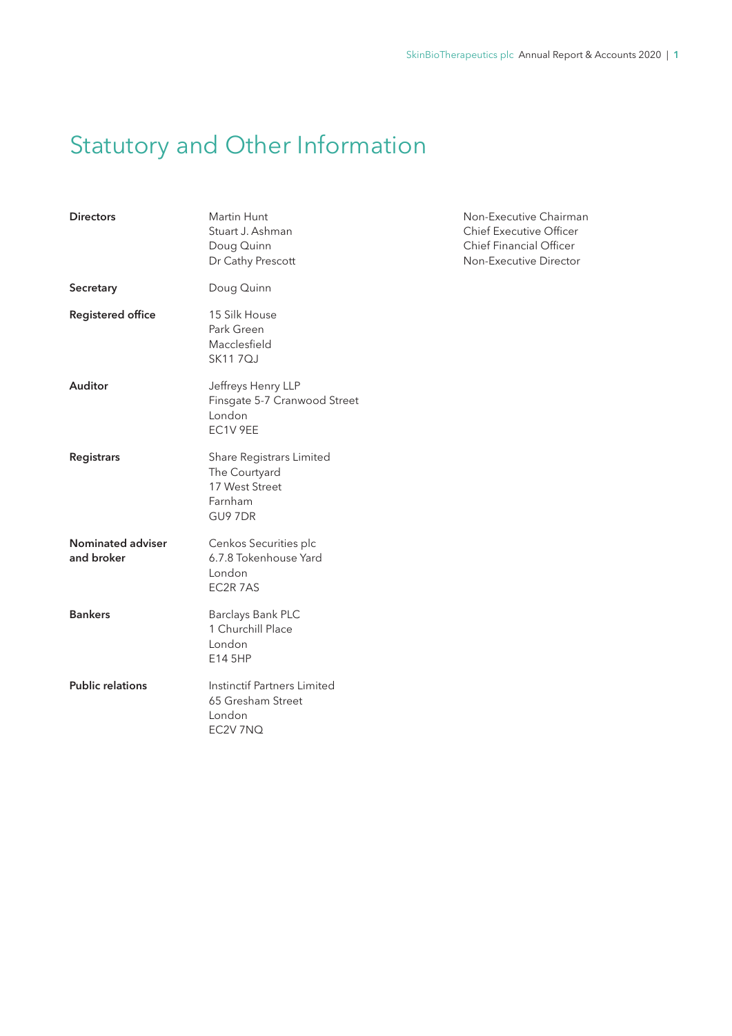# Statutory and Other Information

**Directors**

Martin Hunt — Non-Executive Chairman
Stuart J. Ashman — Chief Executive Officer
Doug Quinn — Chief Financial Officer
Dr Cathy Prescott — Non-Executive Director

**Secretary**

Doug Quinn

**Registered office**

15 Silk House
Park Green
Macclesfield
SK11 7QJ

**Auditor**

Jeffreys Henry LLP
Finsgate 5-7 Cranwood Street
London
EC1V 9EE

**Registrars**

Share Registrars Limited
The Courtyard
17 West Street
Farnham
GU9 7DR

**Nominated adviser and broker**

Cenkos Securities plc
6.7.8 Tokenhouse Yard
London
EC2R 7AS

**Bankers**

Barclays Bank PLC
1 Churchill Place
London
E14 5HP

**Public relations**

Instinctif Partners Limited
65 Gresham Street
London
EC2V 7NQ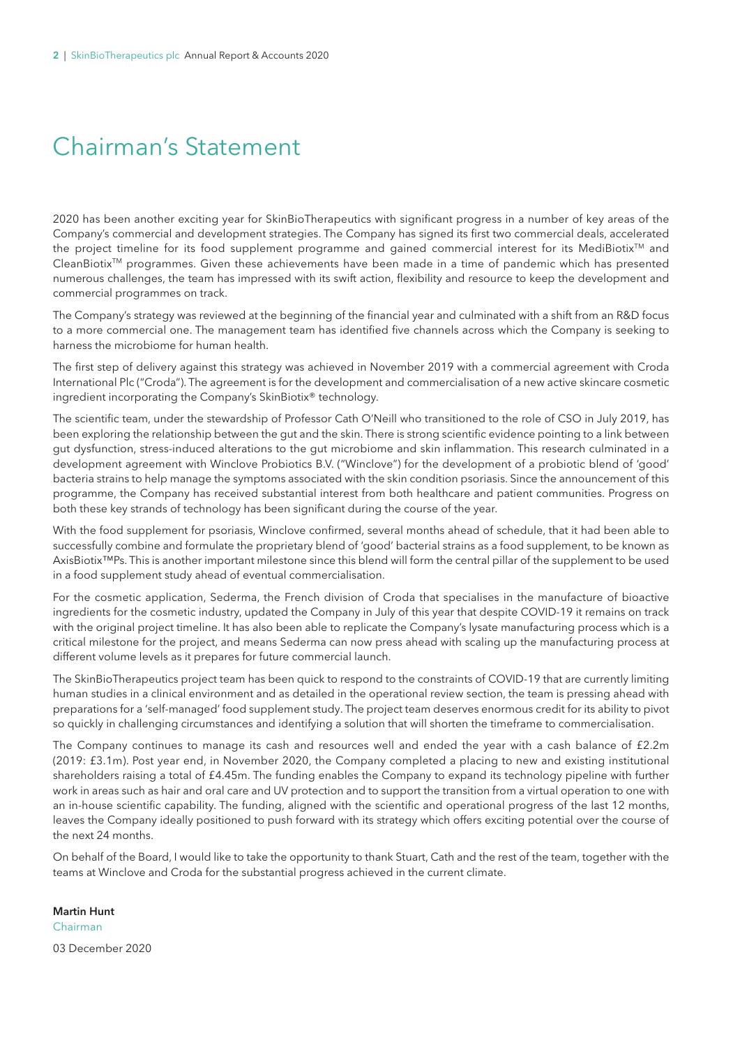# Chairman's Statement

2020 has been another exciting year for SkinBioTherapeutics with significant progress in a number of key areas of the Company's commercial and development strategies. The Company has signed its first two commercial deals, accelerated the project timeline for its food supplement programme and gained commercial interest for its MediBiotix™ and CleanBiotix™ programmes. Given these achievements have been made in a time of pandemic which has presented numerous challenges, the team has impressed with its swift action, flexibility and resource to keep the development and commercial programmes on track.

The Company's strategy was reviewed at the beginning of the financial year and culminated with a shift from an R&D focus to a more commercial one. The management team has identified five channels across which the Company is seeking to harness the microbiome for human health.

The first step of delivery against this strategy was achieved in November 2019 with a commercial agreement with Croda International Plc ("Croda"). The agreement is for the development and commercialisation of a new active skincare cosmetic ingredient incorporating the Company's SkinBiotix® technology.

The scientific team, under the stewardship of Professor Cath O'Neill who transitioned to the role of CSO in July 2019, has been exploring the relationship between the gut and the skin. There is strong scientific evidence pointing to a link between gut dysfunction, stress-induced alterations to the gut microbiome and skin inflammation. This research culminated in a development agreement with Winclove Probiotics B.V. ("Winclove") for the development of a probiotic blend of 'good' bacteria strains to help manage the symptoms associated with the skin condition psoriasis. Since the announcement of this programme, the Company has received substantial interest from both healthcare and patient communities. Progress on both these key strands of technology has been significant during the course of the year.

With the food supplement for psoriasis, Winclove confirmed, several months ahead of schedule, that it had been able to successfully combine and formulate the proprietary blend of 'good' bacterial strains as a food supplement, to be known as AxisBiotix™Ps. This is another important milestone since this blend will form the central pillar of the supplement to be used in a food supplement study ahead of eventual commercialisation.

For the cosmetic application, Sederma, the French division of Croda that specialises in the manufacture of bioactive ingredients for the cosmetic industry, updated the Company in July of this year that despite COVID-19 it remains on track with the original project timeline. It has also been able to replicate the Company's lysate manufacturing process which is a critical milestone for the project, and means Sederma can now press ahead with scaling up the manufacturing process at different volume levels as it prepares for future commercial launch.

The SkinBioTherapeutics project team has been quick to respond to the constraints of COVID-19 that are currently limiting human studies in a clinical environment and as detailed in the operational review section, the team is pressing ahead with preparations for a 'self-managed' food supplement study. The project team deserves enormous credit for its ability to pivot so quickly in challenging circumstances and identifying a solution that will shorten the timeframe to commercialisation.

The Company continues to manage its cash and resources well and ended the year with a cash balance of £2.2m (2019: £3.1m). Post year end, in November 2020, the Company completed a placing to new and existing institutional shareholders raising a total of £4.45m. The funding enables the Company to expand its technology pipeline with further work in areas such as hair and oral care and UV protection and to support the transition from a virtual operation to one with an in-house scientific capability. The funding, aligned with the scientific and operational progress of the last 12 months, leaves the Company ideally positioned to push forward with its strategy which offers exciting potential over the course of the next 24 months.

On behalf of the Board, I would like to take the opportunity to thank Stuart, Cath and the rest of the team, together with the teams at Winclove and Croda for the substantial progress achieved in the current climate.

**Martin Hunt**
Chairman

03 December 2020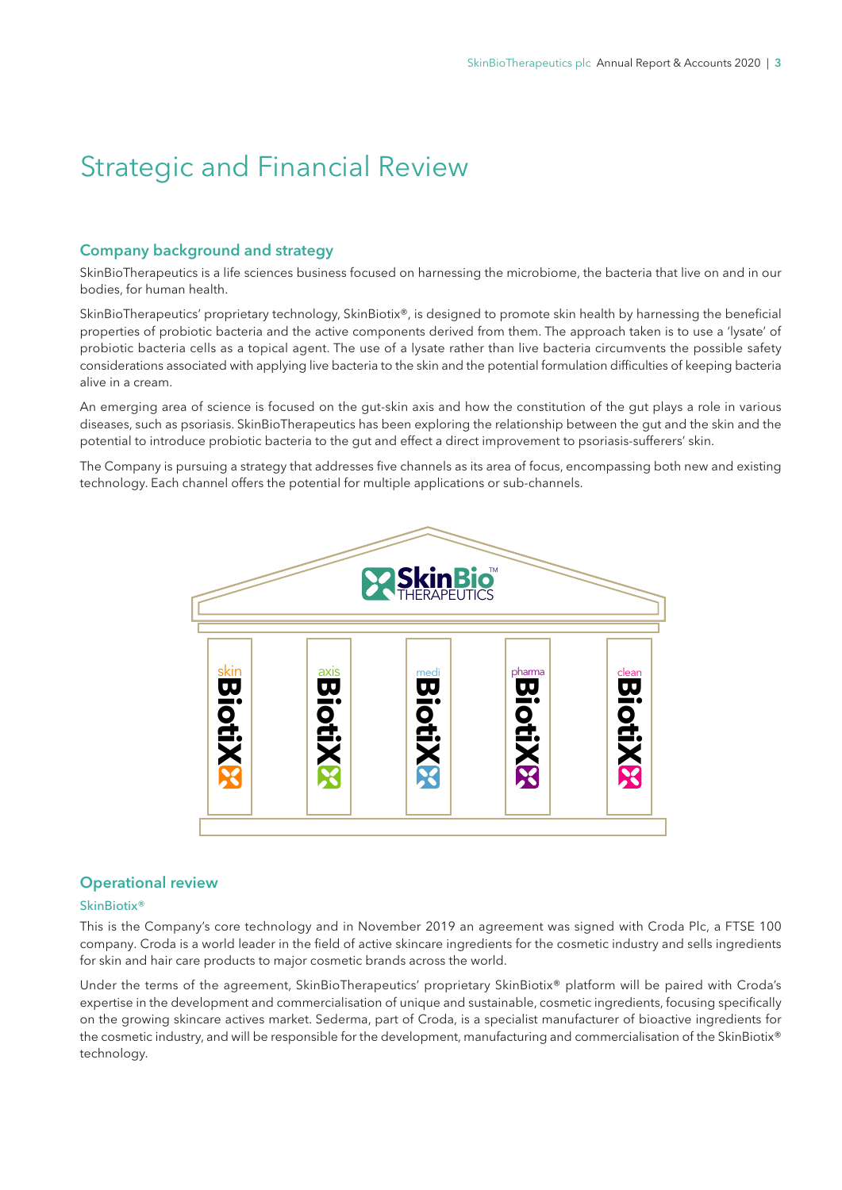# Strategic and Financial Review

## Company background and strategy

SkinBioTherapeutics is a life sciences business focused on harnessing the microbiome, the bacteria that live on and in our bodies, for human health.

SkinBioTherapeutics' proprietary technology, SkinBiotix®, is designed to promote skin health by harnessing the beneficial properties of probiotic bacteria and the active components derived from them. The approach taken is to use a 'lysate' of probiotic bacteria cells as a topical agent. The use of a lysate rather than live bacteria circumvents the possible safety considerations associated with applying live bacteria to the skin and the potential formulation difficulties of keeping bacteria alive in a cream.

An emerging area of science is focused on the gut-skin axis and how the constitution of the gut plays a role in various diseases, such as psoriasis. SkinBioTherapeutics has been exploring the relationship between the gut and the skin and the potential to introduce probiotic bacteria to the gut and effect a direct improvement to psoriasis-sufferers' skin.

The Company is pursuing a strategy that addresses five channels as its area of focus, encompassing both new and existing technology. Each channel offers the potential for multiple applications or sub-channels.

SkinBio™ THERAPEUTICS

skin BiotiX | axis BiotiX | medi BiotiX | pharma BiotiX | clean BiotiX

## Operational review

### SkinBiotix®

This is the Company's core technology and in November 2019 an agreement was signed with Croda Plc, a FTSE 100 company. Croda is a world leader in the field of active skincare ingredients for the cosmetic industry and sells ingredients for skin and hair care products to major cosmetic brands across the world.

Under the terms of the agreement, SkinBioTherapeutics' proprietary SkinBiotix® platform will be paired with Croda's expertise in the development and commercialisation of unique and sustainable, cosmetic ingredients, focusing specifically on the growing skincare actives market. Sederma, part of Croda, is a specialist manufacturer of bioactive ingredients for the cosmetic industry, and will be responsible for the development, manufacturing and commercialisation of the SkinBiotix® technology.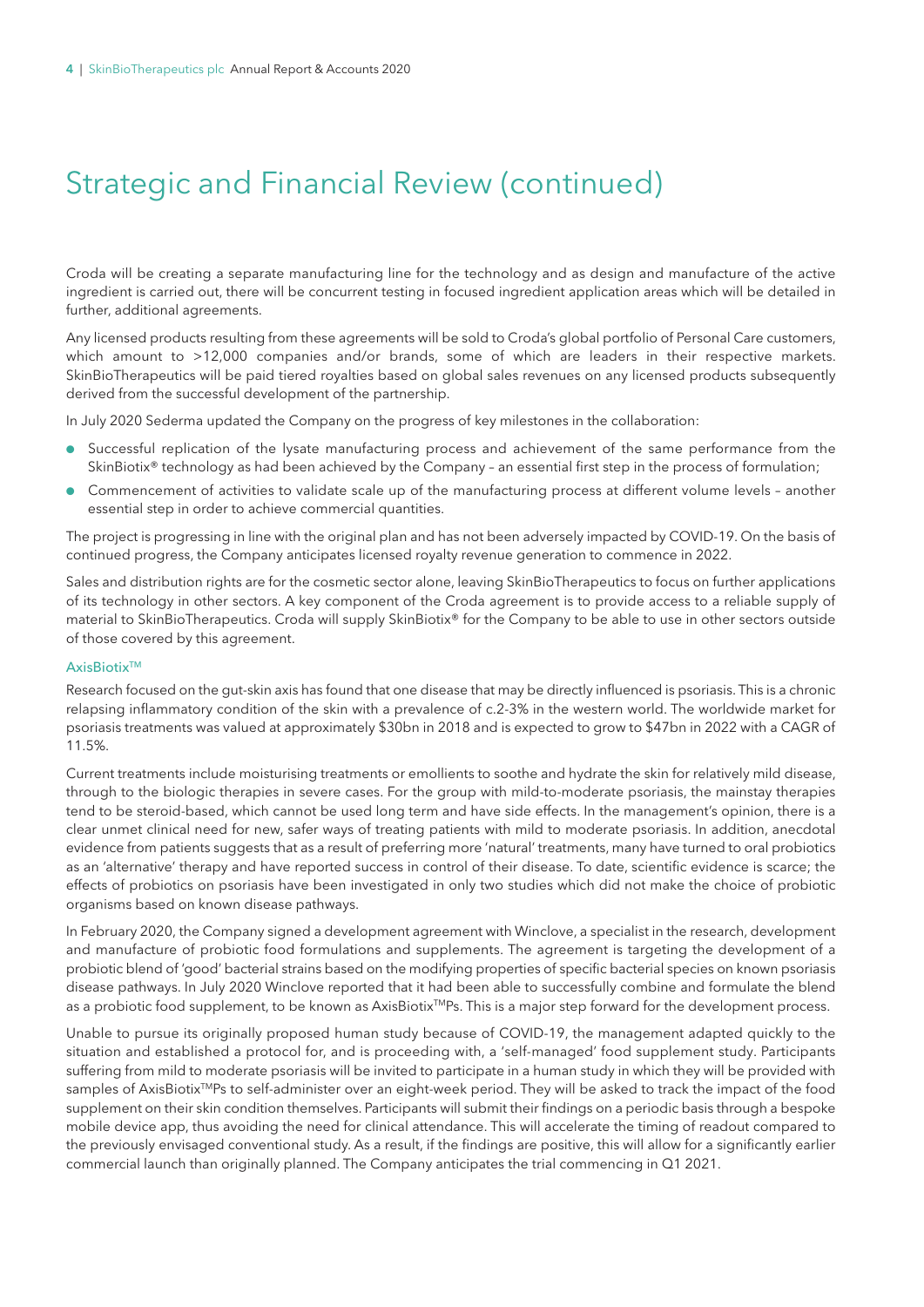# Strategic and Financial Review (continued)

Croda will be creating a separate manufacturing line for the technology and as design and manufacture of the active ingredient is carried out, there will be concurrent testing in focused ingredient application areas which will be detailed in further, additional agreements.

Any licensed products resulting from these agreements will be sold to Croda's global portfolio of Personal Care customers, which amount to >12,000 companies and/or brands, some of which are leaders in their respective markets. SkinBioTherapeutics will be paid tiered royalties based on global sales revenues on any licensed products subsequently derived from the successful development of the partnership.

In July 2020 Sederma updated the Company on the progress of key milestones in the collaboration:

- Successful replication of the lysate manufacturing process and achievement of the same performance from the SkinBiotix® technology as had been achieved by the Company – an essential first step in the process of formulation;
- Commencement of activities to validate scale up of the manufacturing process at different volume levels – another essential step in order to achieve commercial quantities.

The project is progressing in line with the original plan and has not been adversely impacted by COVID-19. On the basis of continued progress, the Company anticipates licensed royalty revenue generation to commence in 2022.

Sales and distribution rights are for the cosmetic sector alone, leaving SkinBioTherapeutics to focus on further applications of its technology in other sectors. A key component of the Croda agreement is to provide access to a reliable supply of material to SkinBioTherapeutics. Croda will supply SkinBiotix® for the Company to be able to use in other sectors outside of those covered by this agreement.

### AxisBiotix™

Research focused on the gut-skin axis has found that one disease that may be directly influenced is psoriasis. This is a chronic relapsing inflammatory condition of the skin with a prevalence of c.2-3% in the western world. The worldwide market for psoriasis treatments was valued at approximately $30bn in 2018 and is expected to grow to $47bn in 2022 with a CAGR of 11.5%.

Current treatments include moisturising treatments or emollients to soothe and hydrate the skin for relatively mild disease, through to the biologic therapies in severe cases. For the group with mild-to-moderate psoriasis, the mainstay therapies tend to be steroid-based, which cannot be used long term and have side effects. In the management's opinion, there is a clear unmet clinical need for new, safer ways of treating patients with mild to moderate psoriasis. In addition, anecdotal evidence from patients suggests that as a result of preferring more 'natural' treatments, many have turned to oral probiotics as an 'alternative' therapy and have reported success in control of their disease. To date, scientific evidence is scarce; the effects of probiotics on psoriasis have been investigated in only two studies which did not make the choice of probiotic organisms based on known disease pathways.

In February 2020, the Company signed a development agreement with Winclove, a specialist in the research, development and manufacture of probiotic food formulations and supplements. The agreement is targeting the development of a probiotic blend of 'good' bacterial strains based on the modifying properties of specific bacterial species on known psoriasis disease pathways. In July 2020 Winclove reported that it had been able to successfully combine and formulate the blend as a probiotic food supplement, to be known as AxisBiotix™Ps. This is a major step forward for the development process.

Unable to pursue its originally proposed human study because of COVID-19, the management adapted quickly to the situation and established a protocol for, and is proceeding with, a 'self-managed' food supplement study. Participants suffering from mild to moderate psoriasis will be invited to participate in a human study in which they will be provided with samples of AxisBiotix™Ps to self-administer over an eight-week period. They will be asked to track the impact of the food supplement on their skin condition themselves. Participants will submit their findings on a periodic basis through a bespoke mobile device app, thus avoiding the need for clinical attendance. This will accelerate the timing of readout compared to the previously envisaged conventional study. As a result, if the findings are positive, this will allow for a significantly earlier commercial launch than originally planned. The Company anticipates the trial commencing in Q1 2021.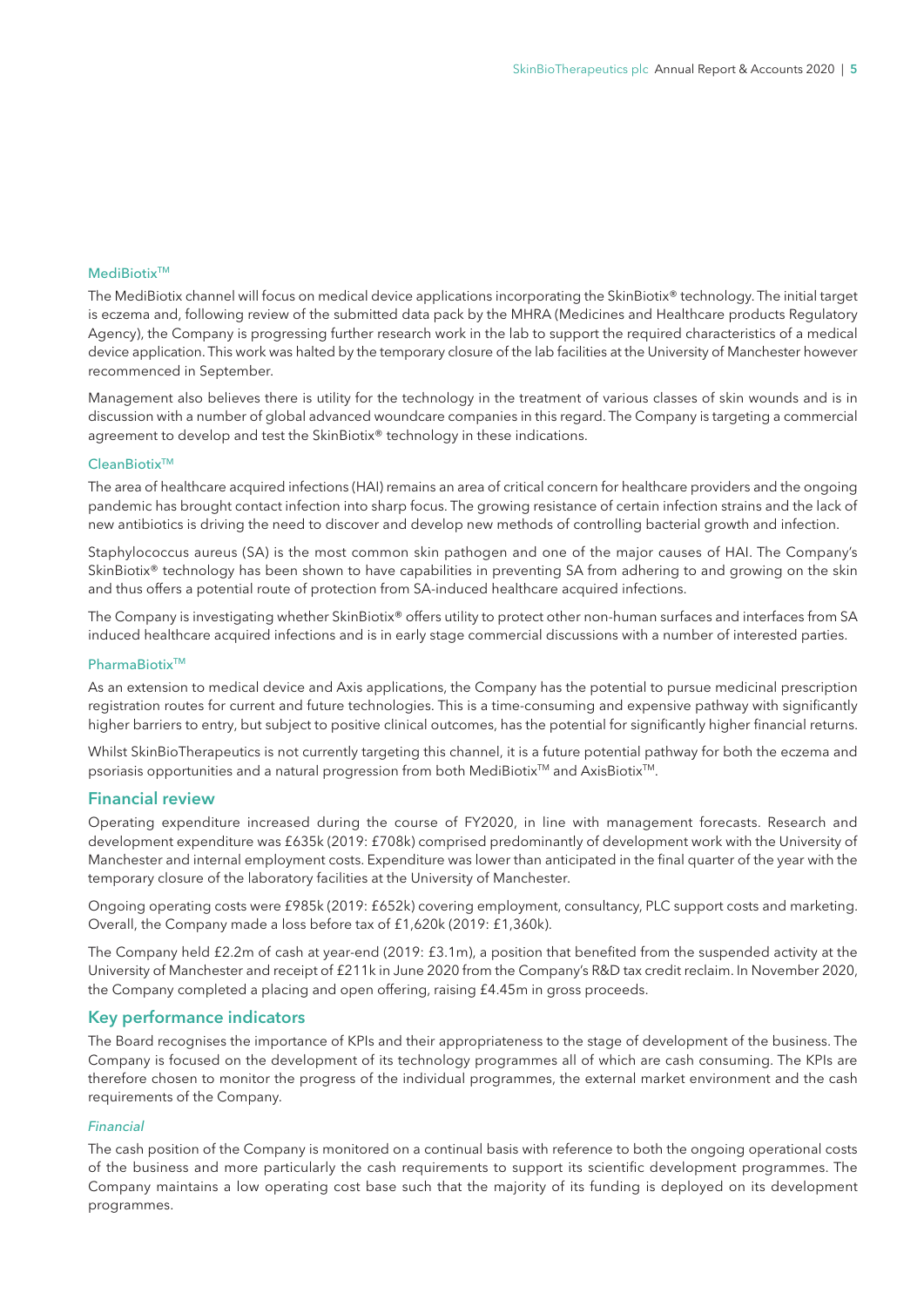### MediBiotix™

The MediBiotix channel will focus on medical device applications incorporating the SkinBiotix® technology. The initial target is eczema and, following review of the submitted data pack by the MHRA (Medicines and Healthcare products Regulatory Agency), the Company is progressing further research work in the lab to support the required characteristics of a medical device application. This work was halted by the temporary closure of the lab facilities at the University of Manchester however recommenced in September.

Management also believes there is utility for the technology in the treatment of various classes of skin wounds and is in discussion with a number of global advanced woundcare companies in this regard. The Company is targeting a commercial agreement to develop and test the SkinBiotix® technology in these indications.

### CleanBiotix™

The area of healthcare acquired infections (HAI) remains an area of critical concern for healthcare providers and the ongoing pandemic has brought contact infection into sharp focus. The growing resistance of certain infection strains and the lack of new antibiotics is driving the need to discover and develop new methods of controlling bacterial growth and infection.

Staphylococcus aureus (SA) is the most common skin pathogen and one of the major causes of HAI. The Company's SkinBiotix® technology has been shown to have capabilities in preventing SA from adhering to and growing on the skin and thus offers a potential route of protection from SA-induced healthcare acquired infections.

The Company is investigating whether SkinBiotix® offers utility to protect other non-human surfaces and interfaces from SA induced healthcare acquired infections and is in early stage commercial discussions with a number of interested parties.

### PharmaBiotix™

As an extension to medical device and Axis applications, the Company has the potential to pursue medicinal prescription registration routes for current and future technologies. This is a time-consuming and expensive pathway with significantly higher barriers to entry, but subject to positive clinical outcomes, has the potential for significantly higher financial returns.

Whilst SkinBioTherapeutics is not currently targeting this channel, it is a future potential pathway for both the eczema and psoriasis opportunities and a natural progression from both MediBiotix™ and AxisBiotix™.

## Financial review

Operating expenditure increased during the course of FY2020, in line with management forecasts. Research and development expenditure was £635k (2019: £708k) comprised predominantly of development work with the University of Manchester and internal employment costs. Expenditure was lower than anticipated in the final quarter of the year with the temporary closure of the laboratory facilities at the University of Manchester.

Ongoing operating costs were £985k (2019: £652k) covering employment, consultancy, PLC support costs and marketing. Overall, the Company made a loss before tax of £1,620k (2019: £1,360k).

The Company held £2.2m of cash at year-end (2019: £3.1m), a position that benefited from the suspended activity at the University of Manchester and receipt of £211k in June 2020 from the Company's R&D tax credit reclaim. In November 2020, the Company completed a placing and open offering, raising £4.45m in gross proceeds.

## Key performance indicators

The Board recognises the importance of KPIs and their appropriateness to the stage of development of the business. The Company is focused on the development of its technology programmes all of which are cash consuming. The KPIs are therefore chosen to monitor the progress of the individual programmes, the external market environment and the cash requirements of the Company.

### *Financial*

The cash position of the Company is monitored on a continual basis with reference to both the ongoing operational costs of the business and more particularly the cash requirements to support its scientific development programmes. The Company maintains a low operating cost base such that the majority of its funding is deployed on its development programmes.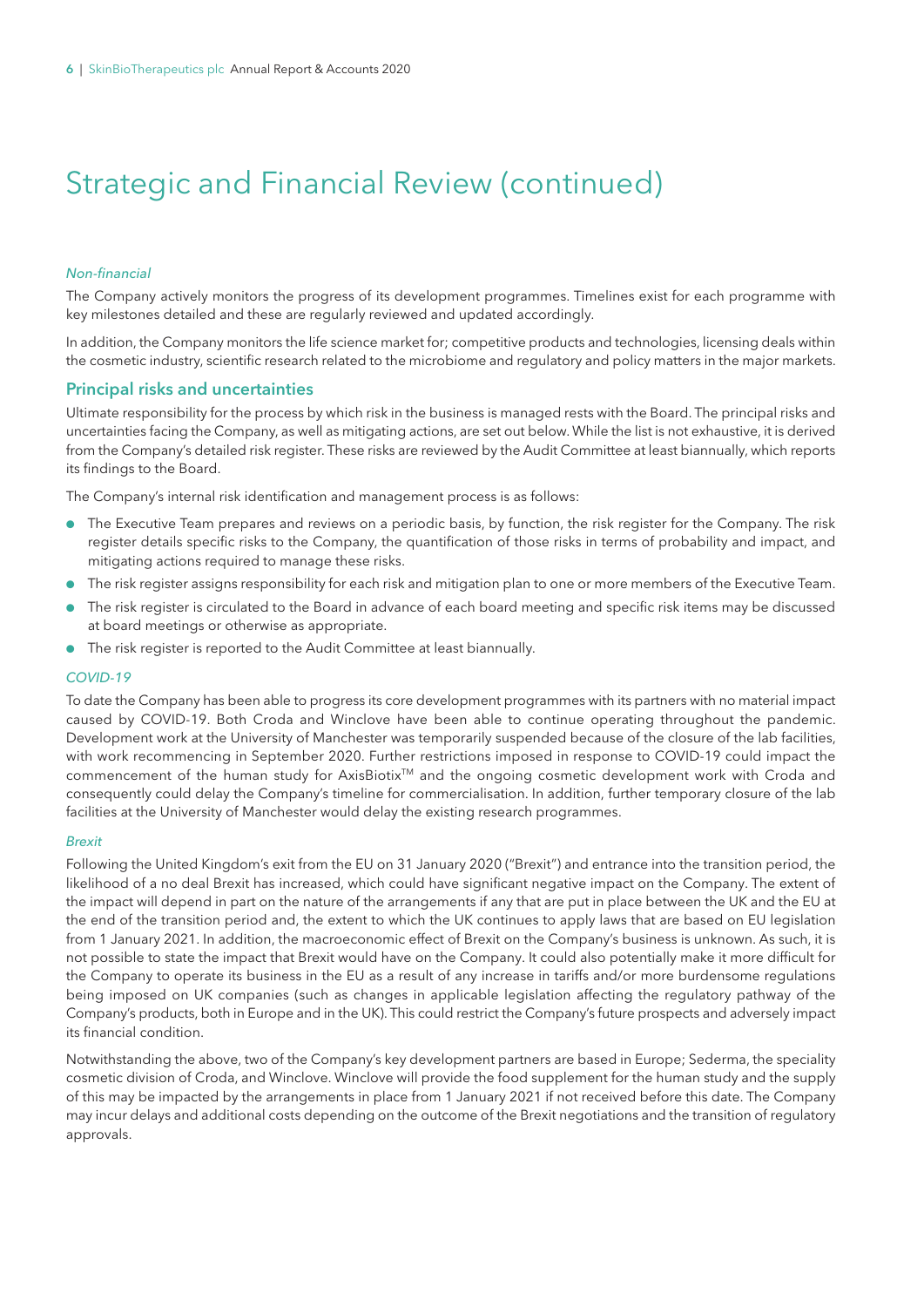# Strategic and Financial Review (continued)

*Non-financial*

The Company actively monitors the progress of its development programmes. Timelines exist for each programme with key milestones detailed and these are regularly reviewed and updated accordingly.

In addition, the Company monitors the life science market for; competitive products and technologies, licensing deals within the cosmetic industry, scientific research related to the microbiome and regulatory and policy matters in the major markets.

## Principal risks and uncertainties

Ultimate responsibility for the process by which risk in the business is managed rests with the Board. The principal risks and uncertainties facing the Company, as well as mitigating actions, are set out below. While the list is not exhaustive, it is derived from the Company's detailed risk register. These risks are reviewed by the Audit Committee at least biannually, which reports its findings to the Board.

The Company's internal risk identification and management process is as follows:

- The Executive Team prepares and reviews on a periodic basis, by function, the risk register for the Company. The risk register details specific risks to the Company, the quantification of those risks in terms of probability and impact, and mitigating actions required to manage these risks.
- The risk register assigns responsibility for each risk and mitigation plan to one or more members of the Executive Team.
- The risk register is circulated to the Board in advance of each board meeting and specific risk items may be discussed at board meetings or otherwise as appropriate.
- The risk register is reported to the Audit Committee at least biannually.

*COVID-19*

To date the Company has been able to progress its core development programmes with its partners with no material impact caused by COVID-19. Both Croda and Winclove have been able to continue operating throughout the pandemic. Development work at the University of Manchester was temporarily suspended because of the closure of the lab facilities, with work recommencing in September 2020. Further restrictions imposed in response to COVID-19 could impact the commencement of the human study for AxisBiotix™ and the ongoing cosmetic development work with Croda and consequently could delay the Company's timeline for commercialisation. In addition, further temporary closure of the lab facilities at the University of Manchester would delay the existing research programmes.

*Brexit*

Following the United Kingdom's exit from the EU on 31 January 2020 ("Brexit") and entrance into the transition period, the likelihood of a no deal Brexit has increased, which could have significant negative impact on the Company. The extent of the impact will depend in part on the nature of the arrangements if any that are put in place between the UK and the EU at the end of the transition period and, the extent to which the UK continues to apply laws that are based on EU legislation from 1 January 2021. In addition, the macroeconomic effect of Brexit on the Company's business is unknown. As such, it is not possible to state the impact that Brexit would have on the Company. It could also potentially make it more difficult for the Company to operate its business in the EU as a result of any increase in tariffs and/or more burdensome regulations being imposed on UK companies (such as changes in applicable legislation affecting the regulatory pathway of the Company's products, both in Europe and in the UK). This could restrict the Company's future prospects and adversely impact its financial condition.

Notwithstanding the above, two of the Company's key development partners are based in Europe; Sederma, the speciality cosmetic division of Croda, and Winclove. Winclove will provide the food supplement for the human study and the supply of this may be impacted by the arrangements in place from 1 January 2021 if not received before this date. The Company may incur delays and additional costs depending on the outcome of the Brexit negotiations and the transition of regulatory approvals.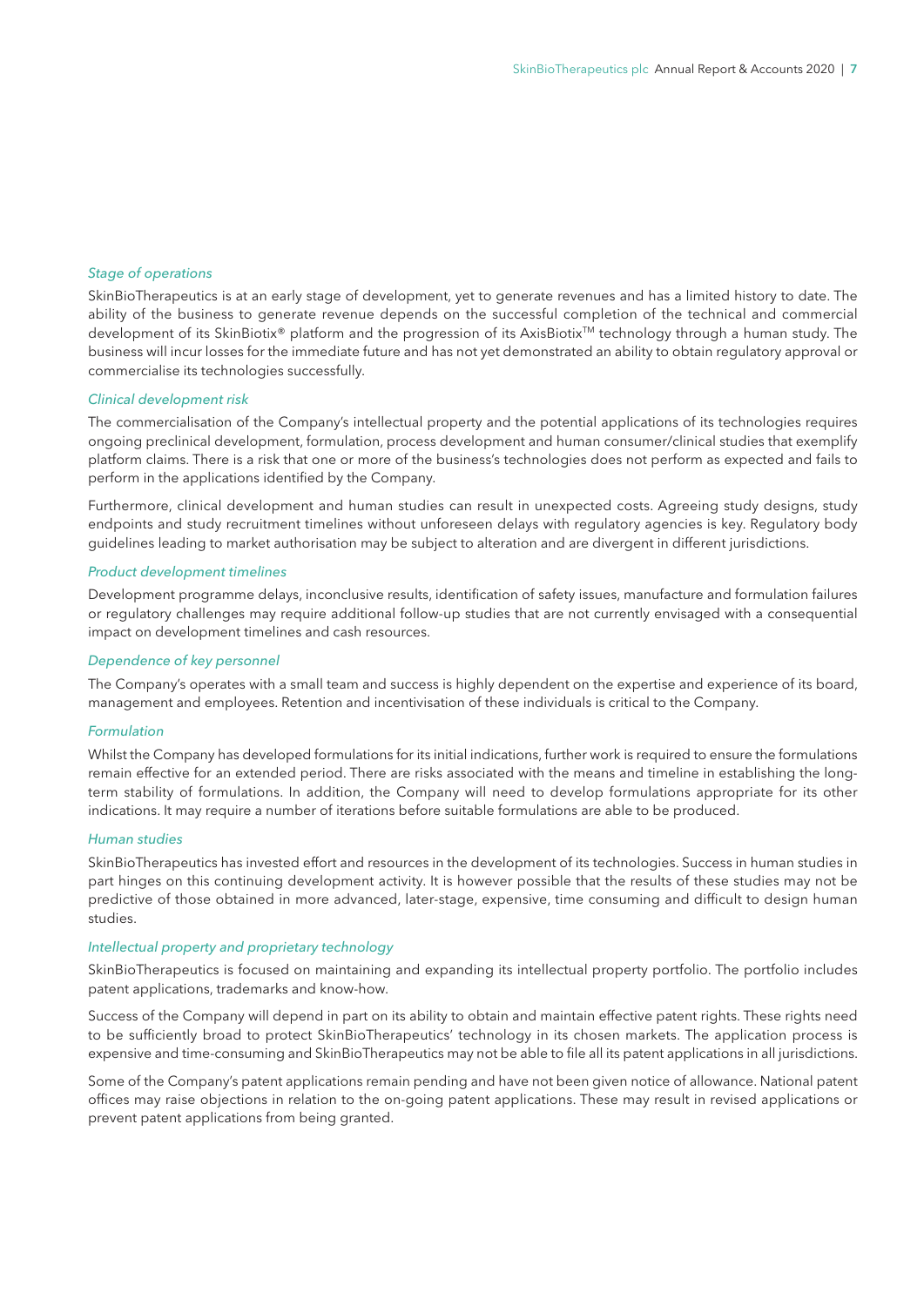*Stage of operations*

SkinBioTherapeutics is at an early stage of development, yet to generate revenues and has a limited history to date. The ability of the business to generate revenue depends on the successful completion of the technical and commercial development of its SkinBiotix® platform and the progression of its AxisBiotix™ technology through a human study. The business will incur losses for the immediate future and has not yet demonstrated an ability to obtain regulatory approval or commercialise its technologies successfully.

*Clinical development risk*

The commercialisation of the Company's intellectual property and the potential applications of its technologies requires ongoing preclinical development, formulation, process development and human consumer/clinical studies that exemplify platform claims. There is a risk that one or more of the business's technologies does not perform as expected and fails to perform in the applications identified by the Company.

Furthermore, clinical development and human studies can result in unexpected costs. Agreeing study designs, study endpoints and study recruitment timelines without unforeseen delays with regulatory agencies is key. Regulatory body guidelines leading to market authorisation may be subject to alteration and are divergent in different jurisdictions.

*Product development timelines*

Development programme delays, inconclusive results, identification of safety issues, manufacture and formulation failures or regulatory challenges may require additional follow-up studies that are not currently envisaged with a consequential impact on development timelines and cash resources.

*Dependence of key personnel*

The Company's operates with a small team and success is highly dependent on the expertise and experience of its board, management and employees. Retention and incentivisation of these individuals is critical to the Company.

*Formulation*

Whilst the Company has developed formulations for its initial indications, further work is required to ensure the formulations remain effective for an extended period. There are risks associated with the means and timeline in establishing the long-term stability of formulations. In addition, the Company will need to develop formulations appropriate for its other indications. It may require a number of iterations before suitable formulations are able to be produced.

*Human studies*

SkinBioTherapeutics has invested effort and resources in the development of its technologies. Success in human studies in part hinges on this continuing development activity. It is however possible that the results of these studies may not be predictive of those obtained in more advanced, later-stage, expensive, time consuming and difficult to design human studies.

*Intellectual property and proprietary technology*

SkinBioTherapeutics is focused on maintaining and expanding its intellectual property portfolio. The portfolio includes patent applications, trademarks and know-how.

Success of the Company will depend in part on its ability to obtain and maintain effective patent rights. These rights need to be sufficiently broad to protect SkinBioTherapeutics' technology in its chosen markets. The application process is expensive and time-consuming and SkinBioTherapeutics may not be able to file all its patent applications in all jurisdictions.

Some of the Company's patent applications remain pending and have not been given notice of allowance. National patent offices may raise objections in relation to the on-going patent applications. These may result in revised applications or prevent patent applications from being granted.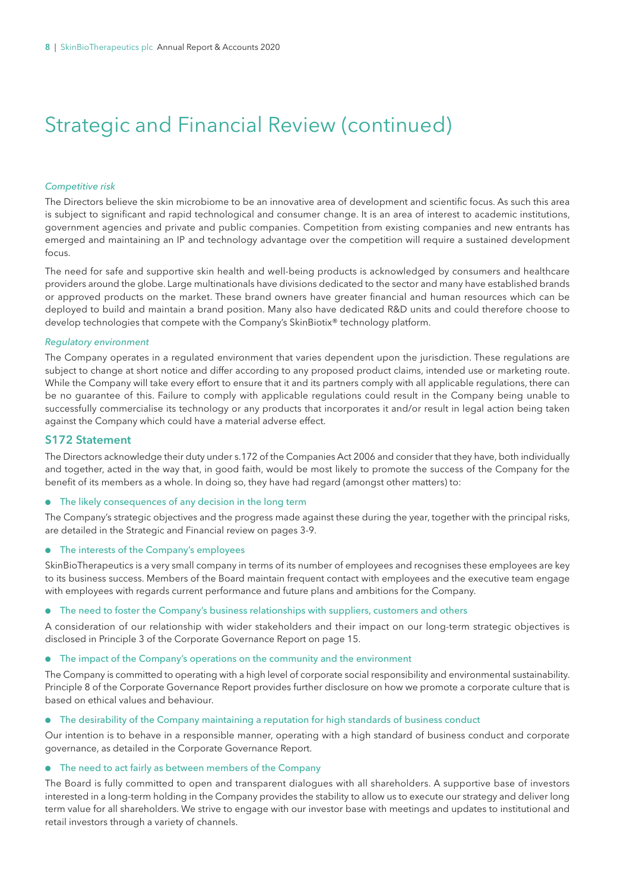# Strategic and Financial Review (continued)

*Competitive risk*

The Directors believe the skin microbiome to be an innovative area of development and scientific focus. As such this area is subject to significant and rapid technological and consumer change. It is an area of interest to academic institutions, government agencies and private and public companies. Competition from existing companies and new entrants has emerged and maintaining an IP and technology advantage over the competition will require a sustained development focus.

The need for safe and supportive skin health and well-being products is acknowledged by consumers and healthcare providers around the globe. Large multinationals have divisions dedicated to the sector and many have established brands or approved products on the market. These brand owners have greater financial and human resources which can be deployed to build and maintain a brand position. Many also have dedicated R&D units and could therefore choose to develop technologies that compete with the Company's SkinBiotix® technology platform.

*Regulatory environment*

The Company operates in a regulated environment that varies dependent upon the jurisdiction. These regulations are subject to change at short notice and differ according to any proposed product claims, intended use or marketing route. While the Company will take every effort to ensure that it and its partners comply with all applicable regulations, there can be no guarantee of this. Failure to comply with applicable regulations could result in the Company being unable to successfully commercialise its technology or any products that incorporates it and/or result in legal action being taken against the Company which could have a material adverse effect.

## S172 Statement

The Directors acknowledge their duty under s.172 of the Companies Act 2006 and consider that they have, both individually and together, acted in the way that, in good faith, would be most likely to promote the success of the Company for the benefit of its members as a whole. In doing so, they have had regard (amongst other matters) to:

- The likely consequences of any decision in the long term

The Company's strategic objectives and the progress made against these during the year, together with the principal risks, are detailed in the Strategic and Financial review on pages 3-9.

- The interests of the Company's employees

SkinBioTherapeutics is a very small company in terms of its number of employees and recognises these employees are key to its business success. Members of the Board maintain frequent contact with employees and the executive team engage with employees with regards current performance and future plans and ambitions for the Company.

- The need to foster the Company's business relationships with suppliers, customers and others

A consideration of our relationship with wider stakeholders and their impact on our long-term strategic objectives is disclosed in Principle 3 of the Corporate Governance Report on page 15.

- The impact of the Company's operations on the community and the environment

The Company is committed to operating with a high level of corporate social responsibility and environmental sustainability. Principle 8 of the Corporate Governance Report provides further disclosure on how we promote a corporate culture that is based on ethical values and behaviour.

- The desirability of the Company maintaining a reputation for high standards of business conduct

Our intention is to behave in a responsible manner, operating with a high standard of business conduct and corporate governance, as detailed in the Corporate Governance Report.

- The need to act fairly as between members of the Company

The Board is fully committed to open and transparent dialogues with all shareholders. A supportive base of investors interested in a long-term holding in the Company provides the stability to allow us to execute our strategy and deliver long term value for all shareholders. We strive to engage with our investor base with meetings and updates to institutional and retail investors through a variety of channels.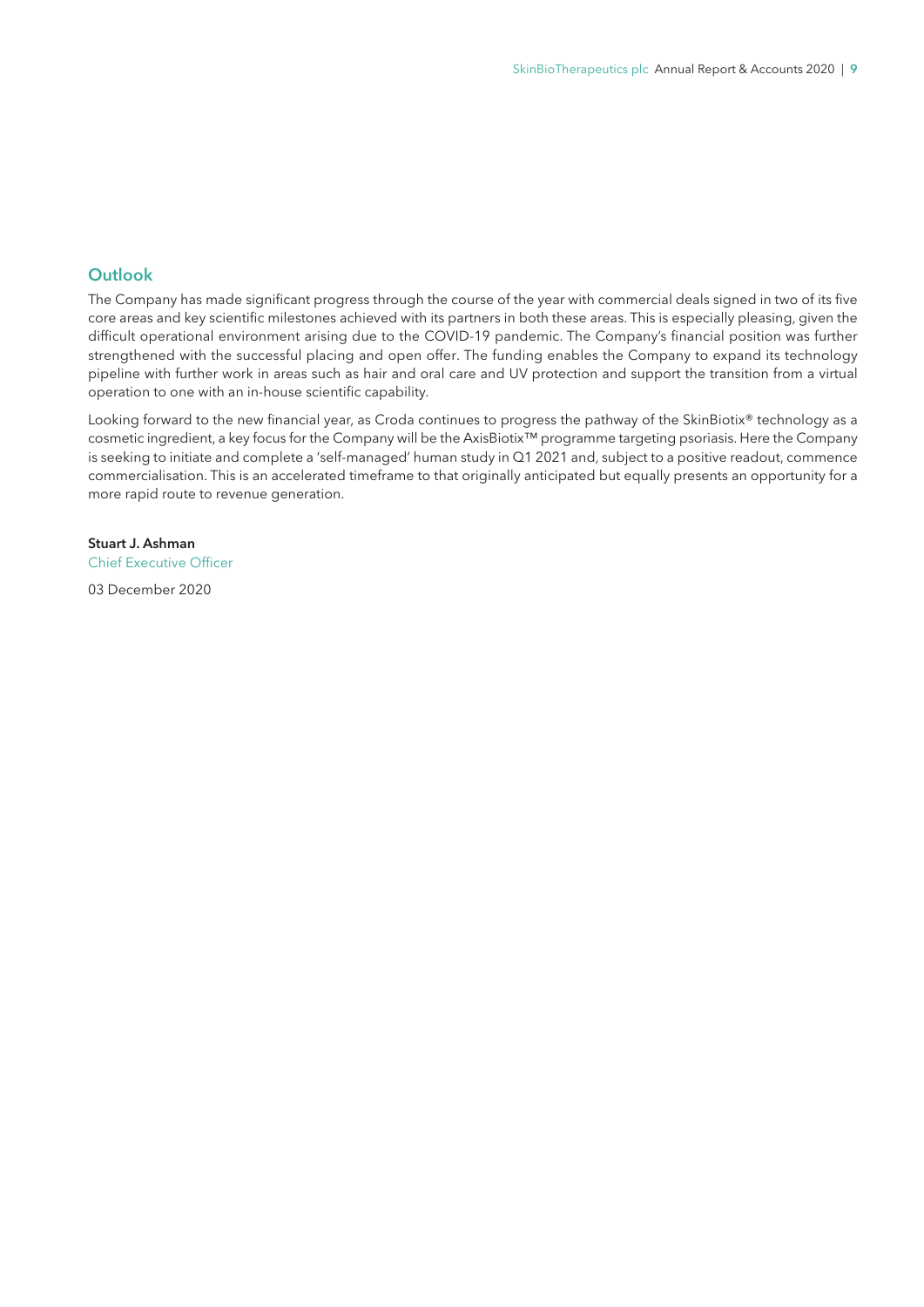## Outlook

The Company has made significant progress through the course of the year with commercial deals signed in two of its five core areas and key scientific milestones achieved with its partners in both these areas. This is especially pleasing, given the difficult operational environment arising due to the COVID-19 pandemic. The Company's financial position was further strengthened with the successful placing and open offer. The funding enables the Company to expand its technology pipeline with further work in areas such as hair and oral care and UV protection and support the transition from a virtual operation to one with an in-house scientific capability.

Looking forward to the new financial year, as Croda continues to progress the pathway of the SkinBiotix® technology as a cosmetic ingredient, a key focus for the Company will be the AxisBiotix™ programme targeting psoriasis. Here the Company is seeking to initiate and complete a 'self-managed' human study in Q1 2021 and, subject to a positive readout, commence commercialisation. This is an accelerated timeframe to that originally anticipated but equally presents an opportunity for a more rapid route to revenue generation.

**Stuart J. Ashman**
Chief Executive Officer

03 December 2020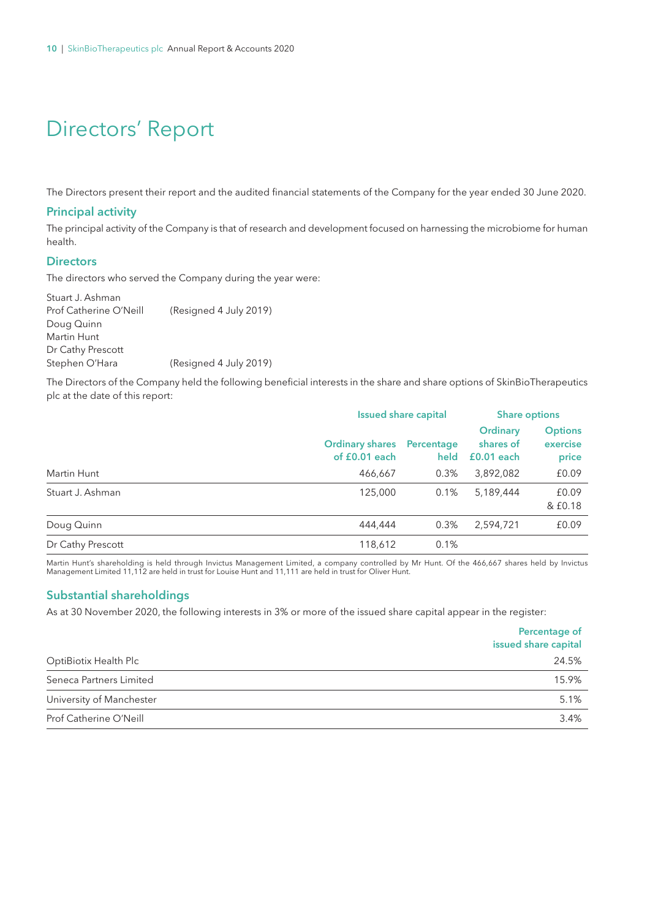# Directors' Report

The Directors present their report and the audited financial statements of the Company for the year ended 30 June 2020.

## Principal activity

The principal activity of the Company is that of research and development focused on harnessing the microbiome for human health.

## Directors

The directors who served the Company during the year were:

Stuart J. Ashman
Prof Catherine O'Neill (Resigned 4 July 2019)
Doug Quinn
Martin Hunt
Dr Cathy Prescott
Stephen O'Hara (Resigned 4 July 2019)

The Directors of the Company held the following beneficial interests in the share and share options of SkinBioTherapeutics plc at the date of this report:

| | Issued share capital | | Share options | |
|---|---|---|---|---|
| | Ordinary shares of £0.01 each | Percentage held | Ordinary shares of £0.01 each | Options exercise price |
| Martin Hunt | 466,667 | 0.3% | 3,892,082 | £0.09 |
| Stuart J. Ashman | 125,000 | 0.1% | 5,189,444 | £0.09 & £0.18 |
| Doug Quinn | 444,444 | 0.3% | 2,594,721 | £0.09 |
| Dr Cathy Prescott | 118,612 | 0.1% | | |

Martin Hunt's shareholding is held through Invictus Management Limited, a company controlled by Mr Hunt. Of the 466,667 shares held by Invictus Management Limited 11,112 are held in trust for Louise Hunt and 11,111 are held in trust for Oliver Hunt.

## Substantial shareholdings

As at 30 November 2020, the following interests in 3% or more of the issued share capital appear in the register:

| | Percentage of issued share capital |
|---|---|
| OptiBiotix Health Plc | 24.5% |
| Seneca Partners Limited | 15.9% |
| University of Manchester | 5.1% |
| Prof Catherine O'Neill | 3.4% |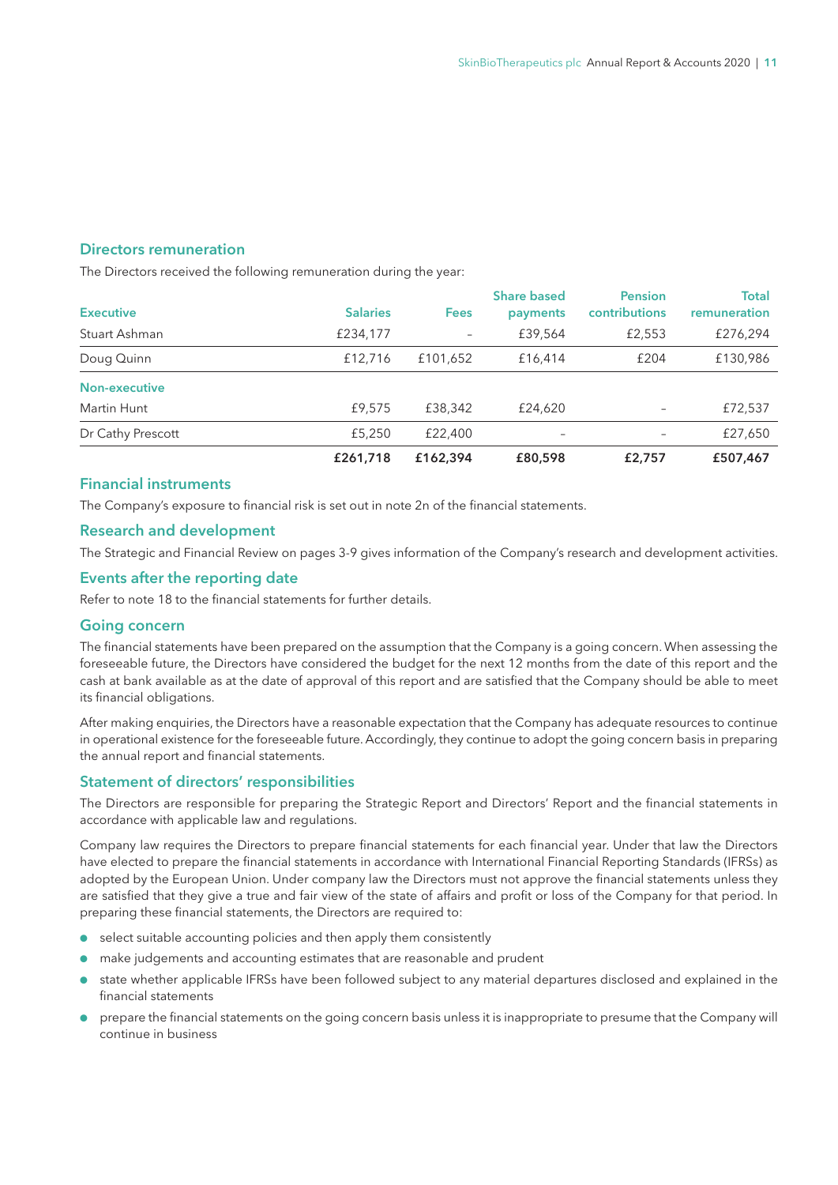## Directors remuneration

The Directors received the following remuneration during the year:

| Executive | Salaries | Fees | Share based payments | Pension contributions | Total remuneration |
|---|---|---|---|---|---|
| Stuart Ashman | £234,177 | – | £39,564 | £2,553 | £276,294 |
| Doug Quinn | £12,716 | £101,652 | £16,414 | £204 | £130,986 |
| **Non-executive** | | | | | |
| Martin Hunt | £9,575 | £38,342 | £24,620 | – | £72,537 |
| Dr Cathy Prescott | £5,250 | £22,400 | – | – | £27,650 |
| | **£261,718** | **£162,394** | **£80,598** | **£2,757** | **£507,467** |

## Financial instruments

The Company's exposure to financial risk is set out in note 2n of the financial statements.

## Research and development

The Strategic and Financial Review on pages 3-9 gives information of the Company's research and development activities.

## Events after the reporting date

Refer to note 18 to the financial statements for further details.

## Going concern

The financial statements have been prepared on the assumption that the Company is a going concern. When assessing the foreseeable future, the Directors have considered the budget for the next 12 months from the date of this report and the cash at bank available as at the date of approval of this report and are satisfied that the Company should be able to meet its financial obligations.

After making enquiries, the Directors have a reasonable expectation that the Company has adequate resources to continue in operational existence for the foreseeable future. Accordingly, they continue to adopt the going concern basis in preparing the annual report and financial statements.

## Statement of directors' responsibilities

The Directors are responsible for preparing the Strategic Report and Directors' Report and the financial statements in accordance with applicable law and regulations.

Company law requires the Directors to prepare financial statements for each financial year. Under that law the Directors have elected to prepare the financial statements in accordance with International Financial Reporting Standards (IFRSs) as adopted by the European Union. Under company law the Directors must not approve the financial statements unless they are satisfied that they give a true and fair view of the state of affairs and profit or loss of the Company for that period. In preparing these financial statements, the Directors are required to:

- select suitable accounting policies and then apply them consistently
- make judgements and accounting estimates that are reasonable and prudent
- state whether applicable IFRSs have been followed subject to any material departures disclosed and explained in the financial statements
- prepare the financial statements on the going concern basis unless it is inappropriate to presume that the Company will continue in business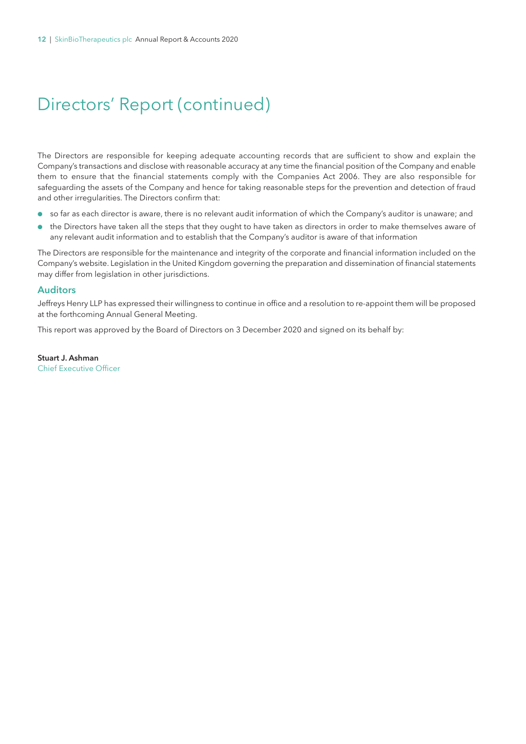# Directors' Report (continued)

The Directors are responsible for keeping adequate accounting records that are sufficient to show and explain the Company's transactions and disclose with reasonable accuracy at any time the financial position of the Company and enable them to ensure that the financial statements comply with the Companies Act 2006. They are also responsible for safeguarding the assets of the Company and hence for taking reasonable steps for the prevention and detection of fraud and other irregularities. The Directors confirm that:

- so far as each director is aware, there is no relevant audit information of which the Company's auditor is unaware; and
- the Directors have taken all the steps that they ought to have taken as directors in order to make themselves aware of any relevant audit information and to establish that the Company's auditor is aware of that information

The Directors are responsible for the maintenance and integrity of the corporate and financial information included on the Company's website. Legislation in the United Kingdom governing the preparation and dissemination of financial statements may differ from legislation in other jurisdictions.

## Auditors

Jeffreys Henry LLP has expressed their willingness to continue in office and a resolution to re-appoint them will be proposed at the forthcoming Annual General Meeting.

This report was approved by the Board of Directors on 3 December 2020 and signed on its behalf by:

**Stuart J. Ashman**
Chief Executive Officer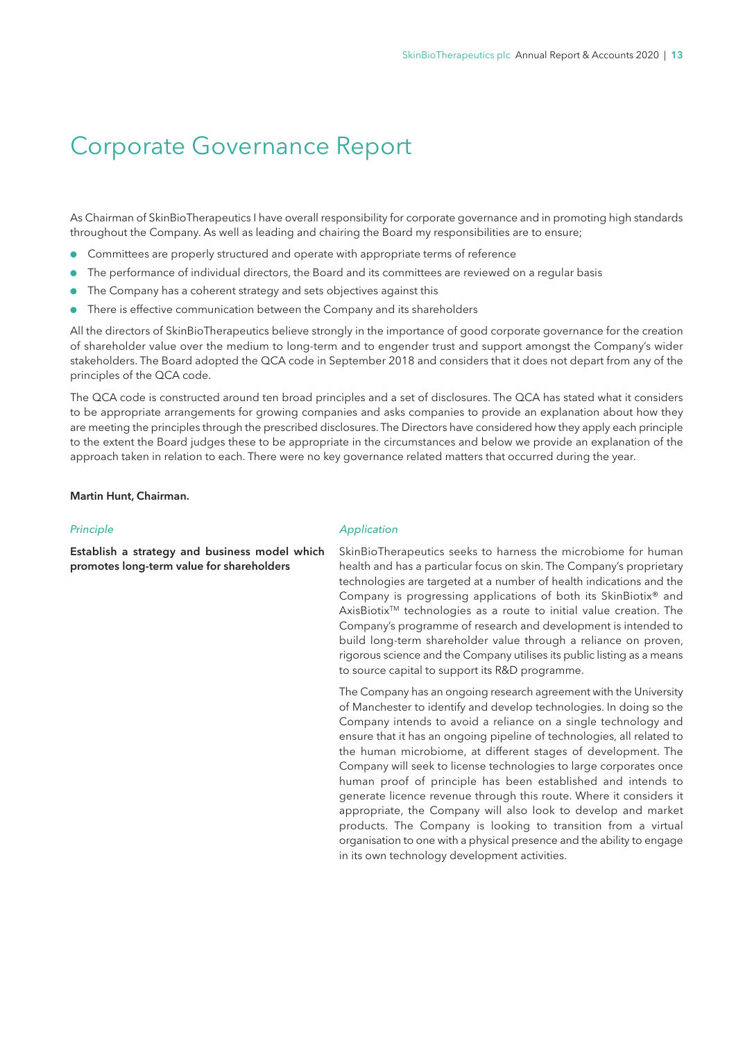# Corporate Governance Report

As Chairman of SkinBioTherapeutics I have overall responsibility for corporate governance and in promoting high standards throughout the Company. As well as leading and chairing the Board my responsibilities are to ensure;

- Committees are properly structured and operate with appropriate terms of reference
- The performance of individual directors, the Board and its committees are reviewed on a regular basis
- The Company has a coherent strategy and sets objectives against this
- There is effective communication between the Company and its shareholders

All the directors of SkinBioTherapeutics believe strongly in the importance of good corporate governance for the creation of shareholder value over the medium to long-term and to engender trust and support amongst the Company's wider stakeholders. The Board adopted the QCA code in September 2018 and considers that it does not depart from any of the principles of the QCA code.

The QCA code is constructed around ten broad principles and a set of disclosures. The QCA has stated what it considers to be appropriate arrangements for growing companies and asks companies to provide an explanation about how they are meeting the principles through the prescribed disclosures. The Directors have considered how they apply each principle to the extent the Board judges these to be appropriate in the circumstances and below we provide an explanation of the approach taken in relation to each. There were no key governance related matters that occurred during the year.

**Martin Hunt, Chairman.**

| *Principle* | *Application* |
|---|---|
| **Establish a strategy and business model which promotes long-term value for shareholders** | SkinBioTherapeutics seeks to harness the microbiome for human health and has a particular focus on skin. The Company's proprietary technologies are targeted at a number of health indications and the Company is progressing applications of both its SkinBiotix® and AxisBiotix™ technologies as a route to initial value creation. The Company's programme of research and development is intended to build long-term shareholder value through a reliance on proven, rigorous science and the Company utilises its public listing as a means to source capital to support its R&D programme.<br><br>The Company has an ongoing research agreement with the University of Manchester to identify and develop technologies. In doing so the Company intends to avoid a reliance on a single technology and ensure that it has an ongoing pipeline of technologies, all related to the human microbiome, at different stages of development. The Company will seek to license technologies to large corporates once human proof of principle has been established and intends to generate licence revenue through this route. Where it considers it appropriate, the Company will also look to develop and market products. The Company is looking to transition from a virtual organisation to one with a physical presence and the ability to engage in its own technology development activities. |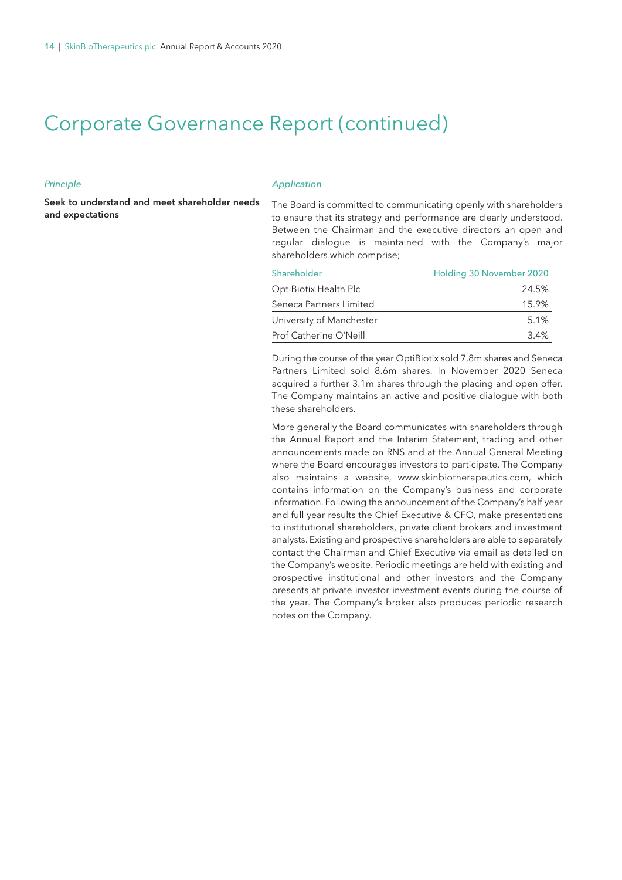# Corporate Governance Report (continued)

*Principle*

**Seek to understand and meet shareholder needs and expectations**

*Application*

The Board is committed to communicating openly with shareholders to ensure that its strategy and performance are clearly understood. Between the Chairman and the executive directors an open and regular dialogue is maintained with the Company's major shareholders which comprise;

| Shareholder | Holding 30 November 2020 |
|---|---|
| OptiBiotix Health Plc | 24.5% |
| Seneca Partners Limited | 15.9% |
| University of Manchester | 5.1% |
| Prof Catherine O'Neill | 3.4% |

During the course of the year OptiBiotix sold 7.8m shares and Seneca Partners Limited sold 8.6m shares. In November 2020 Seneca acquired a further 3.1m shares through the placing and open offer. The Company maintains an active and positive dialogue with both these shareholders.

More generally the Board communicates with shareholders through the Annual Report and the Interim Statement, trading and other announcements made on RNS and at the Annual General Meeting where the Board encourages investors to participate. The Company also maintains a website, www.skinbiotherapeutics.com, which contains information on the Company's business and corporate information. Following the announcement of the Company's half year and full year results the Chief Executive & CFO, make presentations to institutional shareholders, private client brokers and investment analysts. Existing and prospective shareholders are able to separately contact the Chairman and Chief Executive via email as detailed on the Company's website. Periodic meetings are held with existing and prospective institutional and other investors and the Company presents at private investor investment events during the course of the year. The Company's broker also produces periodic research notes on the Company.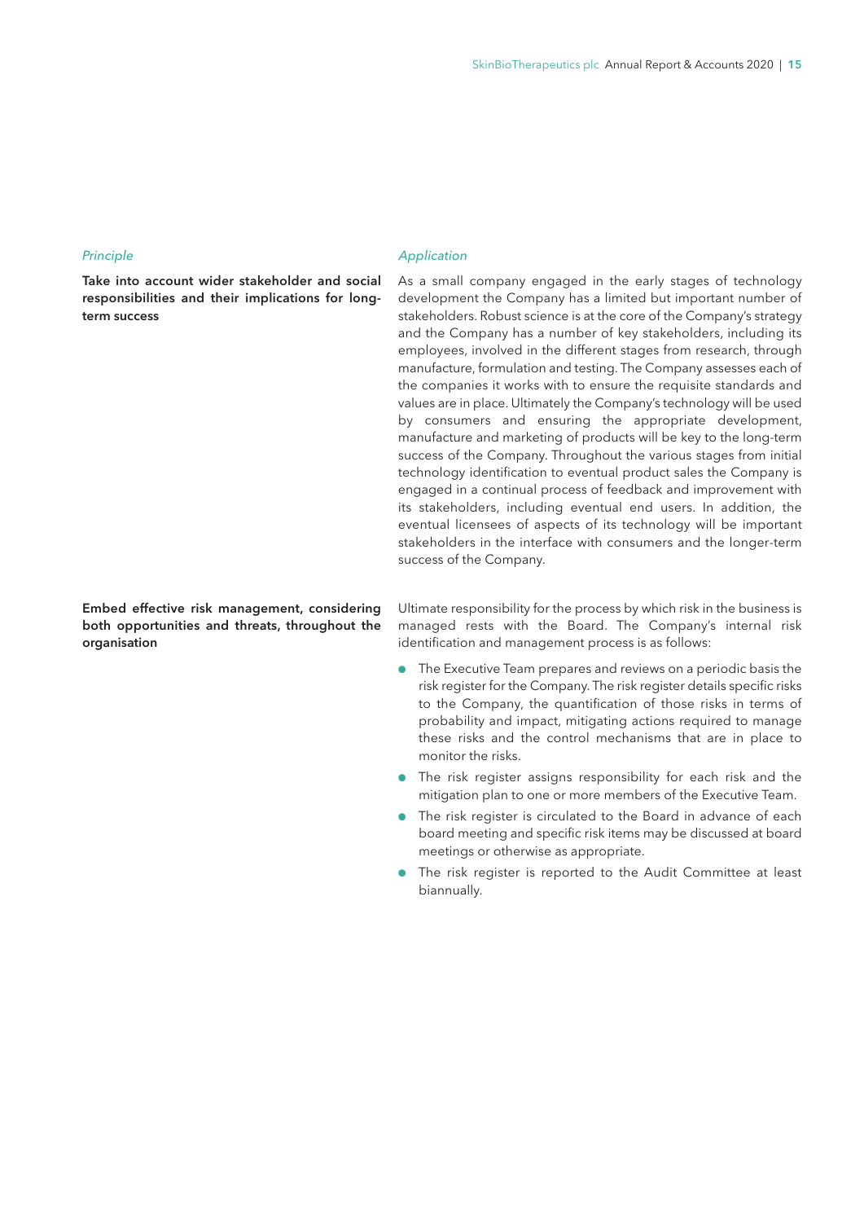| *Principle* | *Application* |
| --- | --- |
| **Take into account wider stakeholder and social responsibilities and their implications for long-term success** | As a small company engaged in the early stages of technology development the Company has a limited but important number of stakeholders. Robust science is at the core of the Company's strategy and the Company has a number of key stakeholders, including its employees, involved in the different stages from research, through manufacture, formulation and testing. The Company assesses each of the companies it works with to ensure the requisite standards and values are in place. Ultimately the Company's technology will be used by consumers and ensuring the appropriate development, manufacture and marketing of products will be key to the long-term success of the Company. Throughout the various stages from initial technology identification to eventual product sales the Company is engaged in a continual process of feedback and improvement with its stakeholders, including eventual end users. In addition, the eventual licensees of aspects of its technology will be important stakeholders in the interface with consumers and the longer-term success of the Company. |
| **Embed effective risk management, considering both opportunities and threats, throughout the organisation** | Ultimate responsibility for the process by which risk in the business is managed rests with the Board. The Company's internal risk identification and management process is as follows:<br>• The Executive Team prepares and reviews on a periodic basis the risk register for the Company. The risk register details specific risks to the Company, the quantification of those risks in terms of probability and impact, mitigating actions required to manage these risks and the control mechanisms that are in place to monitor the risks.<br>• The risk register assigns responsibility for each risk and the mitigation plan to one or more members of the Executive Team.<br>• The risk register is circulated to the Board in advance of each board meeting and specific risk items may be discussed at board meetings or otherwise as appropriate.<br>• The risk register is reported to the Audit Committee at least biannually. |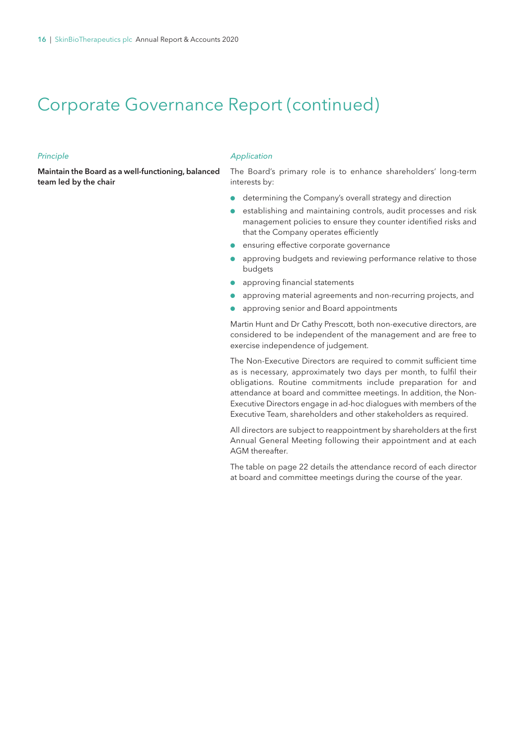# Corporate Governance Report (continued)

*Principle*

**Maintain the Board as a well-functioning, balanced team led by the chair**

*Application*

The Board's primary role is to enhance shareholders' long-term interests by:

- determining the Company's overall strategy and direction
- establishing and maintaining controls, audit processes and risk management policies to ensure they counter identified risks and that the Company operates efficiently
- ensuring effective corporate governance
- approving budgets and reviewing performance relative to those budgets
- approving financial statements
- approving material agreements and non-recurring projects, and
- approving senior and Board appointments

Martin Hunt and Dr Cathy Prescott, both non-executive directors, are considered to be independent of the management and are free to exercise independence of judgement.

The Non-Executive Directors are required to commit sufficient time as is necessary, approximately two days per month, to fulfil their obligations. Routine commitments include preparation for and attendance at board and committee meetings. In addition, the Non-Executive Directors engage in ad-hoc dialogues with members of the Executive Team, shareholders and other stakeholders as required.

All directors are subject to reappointment by shareholders at the first Annual General Meeting following their appointment and at each AGM thereafter.

The table on page 22 details the attendance record of each director at board and committee meetings during the course of the year.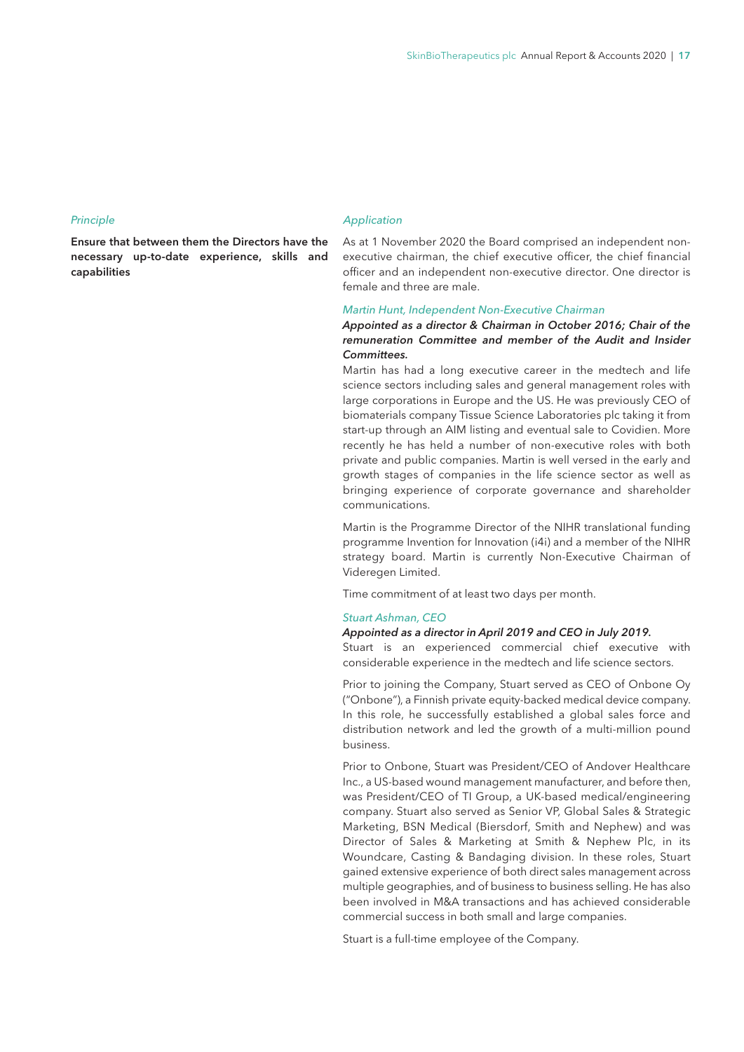*Principle*

**Ensure that between them the Directors have the necessary up-to-date experience, skills and capabilities**

*Application*

As at 1 November 2020 the Board comprised an independent non-executive chairman, the chief executive officer, the chief financial officer and an independent non-executive director. One director is female and three are male.

*Martin Hunt, Independent Non-Executive Chairman*

***Appointed as a director & Chairman in October 2016; Chair of the remuneration Committee and member of the Audit and Insider Committees.***

Martin has had a long executive career in the medtech and life science sectors including sales and general management roles with large corporations in Europe and the US. He was previously CEO of biomaterials company Tissue Science Laboratories plc taking it from start-up through an AIM listing and eventual sale to Covidien. More recently he has held a number of non-executive roles with both private and public companies. Martin is well versed in the early and growth stages of companies in the life science sector as well as bringing experience of corporate governance and shareholder communications.

Martin is the Programme Director of the NIHR translational funding programme Invention for Innovation (i4i) and a member of the NIHR strategy board. Martin is currently Non-Executive Chairman of Videregen Limited.

Time commitment of at least two days per month.

*Stuart Ashman, CEO*

***Appointed as a director in April 2019 and CEO in July 2019.***

Stuart is an experienced commercial chief executive with considerable experience in the medtech and life science sectors.

Prior to joining the Company, Stuart served as CEO of Onbone Oy ("Onbone"), a Finnish private equity-backed medical device company. In this role, he successfully established a global sales force and distribution network and led the growth of a multi-million pound business.

Prior to Onbone, Stuart was President/CEO of Andover Healthcare Inc., a US-based wound management manufacturer, and before then, was President/CEO of TI Group, a UK-based medical/engineering company. Stuart also served as Senior VP, Global Sales & Strategic Marketing, BSN Medical (Biersdorf, Smith and Nephew) and was Director of Sales & Marketing at Smith & Nephew Plc, in its Woundcare, Casting & Bandaging division. In these roles, Stuart gained extensive experience of both direct sales management across multiple geographies, and of business to business selling. He has also been involved in M&A transactions and has achieved considerable commercial success in both small and large companies.

Stuart is a full-time employee of the Company.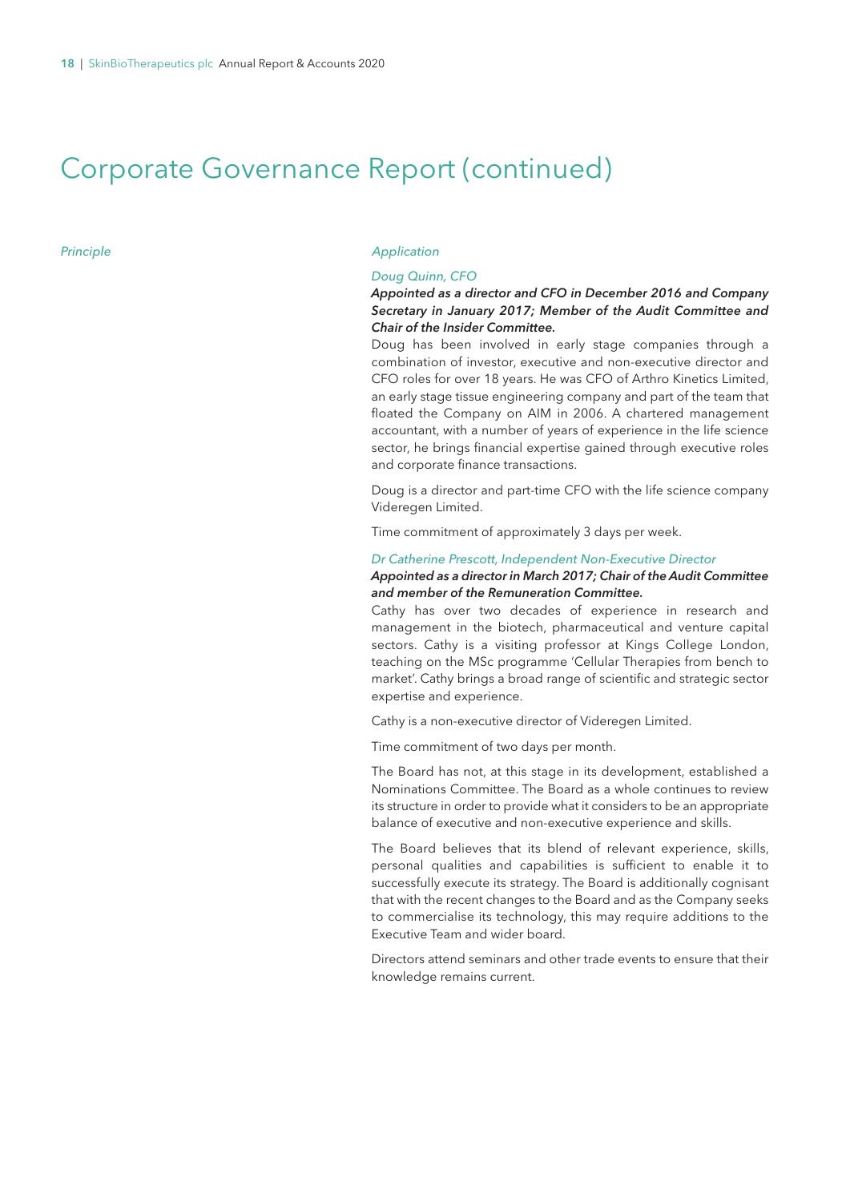# Corporate Governance Report (continued)

| *Principle* | *Application* |
|---|---|
| | *Doug Quinn, CFO*<br>***Appointed as a director and CFO in December 2016 and Company Secretary in January 2017; Member of the Audit Committee and Chair of the Insider Committee.***<br>Doug has been involved in early stage companies through a combination of investor, executive and non-executive director and CFO roles for over 18 years. He was CFO of Arthro Kinetics Limited, an early stage tissue engineering company and part of the team that floated the Company on AIM in 2006. A chartered management accountant, with a number of years of experience in the life science sector, he brings financial expertise gained through executive roles and corporate finance transactions.<br>Doug is a director and part-time CFO with the life science company Videregen Limited.<br>Time commitment of approximately 3 days per week.<br>*Dr Catherine Prescott, Independent Non-Executive Director*<br>***Appointed as a director in March 2017; Chair of the Audit Committee and member of the Remuneration Committee.***<br>Cathy has over two decades of experience in research and management in the biotech, pharmaceutical and venture capital sectors. Cathy is a visiting professor at Kings College London, teaching on the MSc programme 'Cellular Therapies from bench to market'. Cathy brings a broad range of scientific and strategic sector expertise and experience.<br>Cathy is a non-executive director of Videregen Limited.<br>Time commitment of two days per month.<br>The Board has not, at this stage in its development, established a Nominations Committee. The Board as a whole continues to review its structure in order to provide what it considers to be an appropriate balance of executive and non-executive experience and skills.<br>The Board believes that its blend of relevant experience, skills, personal qualities and capabilities is sufficient to enable it to successfully execute its strategy. The Board is additionally cognisant that with the recent changes to the Board and as the Company seeks to commercialise its technology, this may require additions to the Executive Team and wider board.<br>Directors attend seminars and other trade events to ensure that their knowledge remains current. |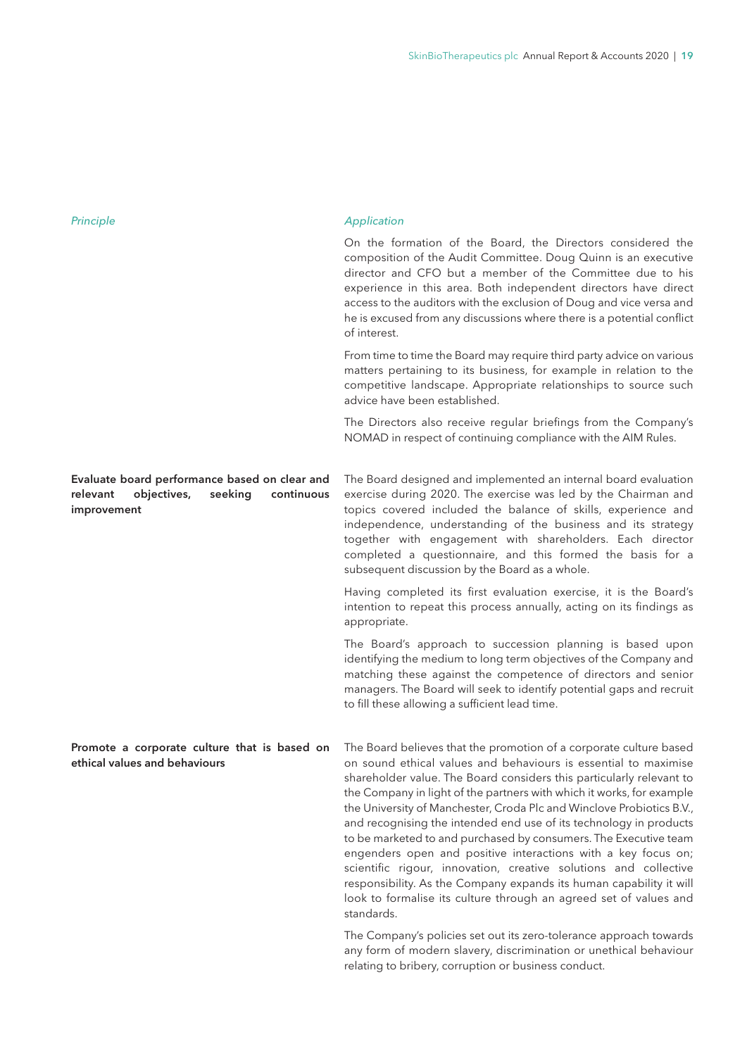| *Principle* | *Application* |
|---|---|
| | On the formation of the Board, the Directors considered the composition of the Audit Committee. Doug Quinn is an executive director and CFO but a member of the Committee due to his experience in this area. Both independent directors have direct access to the auditors with the exclusion of Doug and vice versa and he is excused from any discussions where there is a potential conflict of interest.<br><br>From time to time the Board may require third party advice on various matters pertaining to its business, for example in relation to the competitive landscape. Appropriate relationships to source such advice have been established.<br><br>The Directors also receive regular briefings from the Company's NOMAD in respect of continuing compliance with the AIM Rules. |
| **Evaluate board performance based on clear and relevant objectives, seeking continuous improvement** | The Board designed and implemented an internal board evaluation exercise during 2020. The exercise was led by the Chairman and topics covered included the balance of skills, experience and independence, understanding of the business and its strategy together with engagement with shareholders. Each director completed a questionnaire, and this formed the basis for a subsequent discussion by the Board as a whole.<br><br>Having completed its first evaluation exercise, it is the Board's intention to repeat this process annually, acting on its findings as appropriate.<br><br>The Board's approach to succession planning is based upon identifying the medium to long term objectives of the Company and matching these against the competence of directors and senior managers. The Board will seek to identify potential gaps and recruit to fill these allowing a sufficient lead time. |
| **Promote a corporate culture that is based on ethical values and behaviours** | The Board believes that the promotion of a corporate culture based on sound ethical values and behaviours is essential to maximise shareholder value. The Board considers this particularly relevant to the Company in light of the partners with which it works, for example the University of Manchester, Croda Plc and Winclove Probiotics B.V., and recognising the intended end use of its technology in products to be marketed to and purchased by consumers. The Executive team engenders open and positive interactions with a key focus on; scientific rigour, innovation, creative solutions and collective responsibility. As the Company expands its human capability it will look to formalise its culture through an agreed set of values and standards.<br><br>The Company's policies set out its zero-tolerance approach towards any form of modern slavery, discrimination or unethical behaviour relating to bribery, corruption or business conduct. |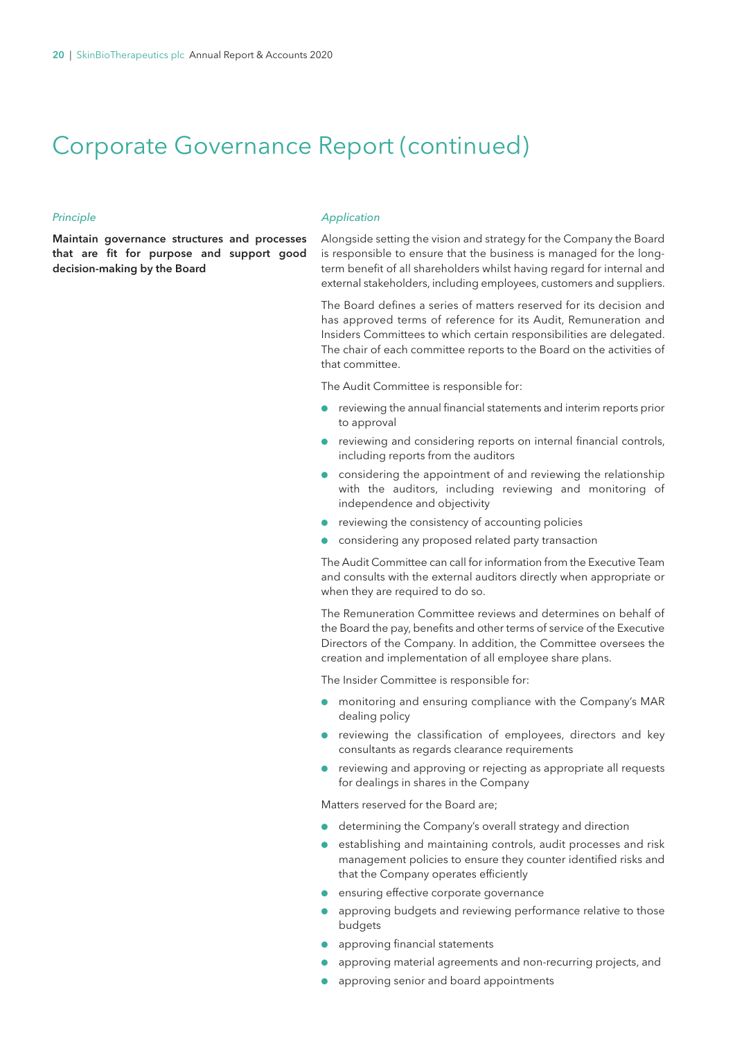# Corporate Governance Report (continued)

*Principle*

**Maintain governance structures and processes that are fit for purpose and support good decision-making by the Board**

*Application*

Alongside setting the vision and strategy for the Company the Board is responsible to ensure that the business is managed for the long-term benefit of all shareholders whilst having regard for internal and external stakeholders, including employees, customers and suppliers.

The Board defines a series of matters reserved for its decision and has approved terms of reference for its Audit, Remuneration and Insiders Committees to which certain responsibilities are delegated. The chair of each committee reports to the Board on the activities of that committee.

The Audit Committee is responsible for:

- reviewing the annual financial statements and interim reports prior to approval
- reviewing and considering reports on internal financial controls, including reports from the auditors
- considering the appointment of and reviewing the relationship with the auditors, including reviewing and monitoring of independence and objectivity
- reviewing the consistency of accounting policies
- considering any proposed related party transaction

The Audit Committee can call for information from the Executive Team and consults with the external auditors directly when appropriate or when they are required to do so.

The Remuneration Committee reviews and determines on behalf of the Board the pay, benefits and other terms of service of the Executive Directors of the Company. In addition, the Committee oversees the creation and implementation of all employee share plans.

The Insider Committee is responsible for:

- monitoring and ensuring compliance with the Company's MAR dealing policy
- reviewing the classification of employees, directors and key consultants as regards clearance requirements
- reviewing and approving or rejecting as appropriate all requests for dealings in shares in the Company

Matters reserved for the Board are;

- determining the Company's overall strategy and direction
- establishing and maintaining controls, audit processes and risk management policies to ensure they counter identified risks and that the Company operates efficiently
- ensuring effective corporate governance
- approving budgets and reviewing performance relative to those budgets
- approving financial statements
- approving material agreements and non-recurring projects, and
- approving senior and board appointments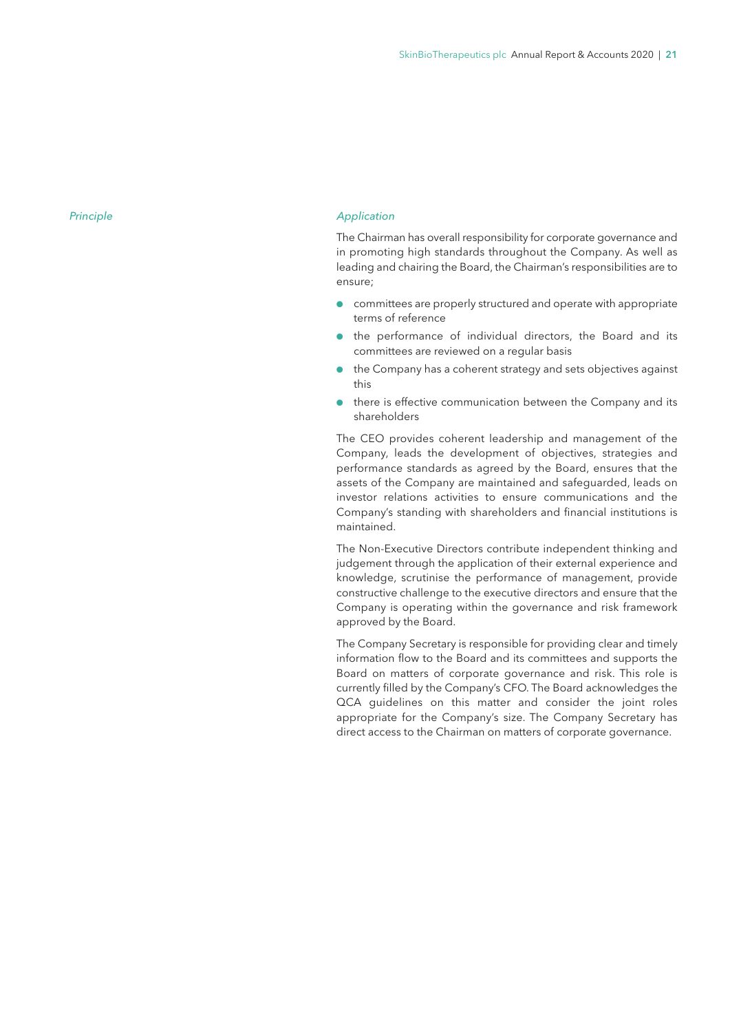| *Principle* | *Application* |
| --- | --- |
| | The Chairman has overall responsibility for corporate governance and in promoting high standards throughout the Company. As well as leading and chairing the Board, the Chairman's responsibilities are to ensure;<br>• committees are properly structured and operate with appropriate terms of reference<br>• the performance of individual directors, the Board and its committees are reviewed on a regular basis<br>• the Company has a coherent strategy and sets objectives against this<br>• there is effective communication between the Company and its shareholders<br><br>The CEO provides coherent leadership and management of the Company, leads the development of objectives, strategies and performance standards as agreed by the Board, ensures that the assets of the Company are maintained and safeguarded, leads on investor relations activities to ensure communications and the Company's standing with shareholders and financial institutions is maintained.<br><br>The Non-Executive Directors contribute independent thinking and judgement through the application of their external experience and knowledge, scrutinise the performance of management, provide constructive challenge to the executive directors and ensure that the Company is operating within the governance and risk framework approved by the Board.<br><br>The Company Secretary is responsible for providing clear and timely information flow to the Board and its committees and supports the Board on matters of corporate governance and risk. This role is currently filled by the Company's CFO. The Board acknowledges the QCA guidelines on this matter and consider the joint roles appropriate for the Company's size. The Company Secretary has direct access to the Chairman on matters of corporate governance. |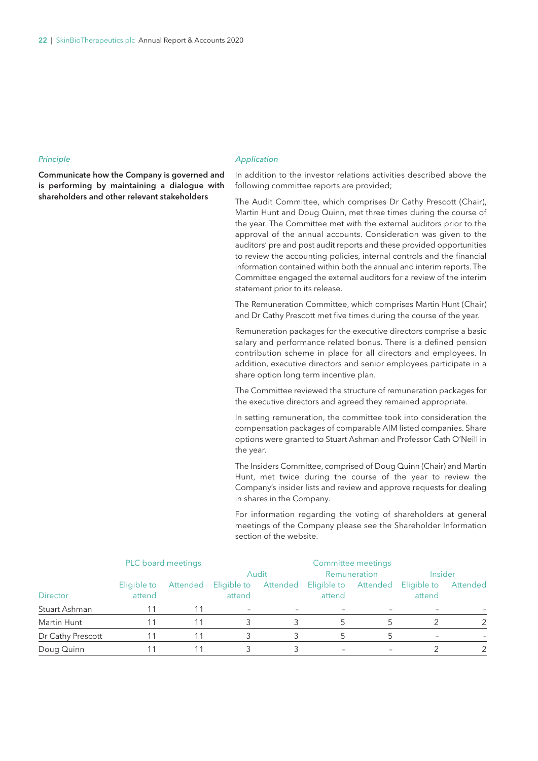*Principle*

**Communicate how the Company is governed and is performing by maintaining a dialogue with shareholders and other relevant stakeholders**

*Application*

In addition to the investor relations activities described above the following committee reports are provided;

The Audit Committee, which comprises Dr Cathy Prescott (Chair), Martin Hunt and Doug Quinn, met three times during the course of the year. The Committee met with the external auditors prior to the approval of the annual accounts. Consideration was given to the auditors' pre and post audit reports and these provided opportunities to review the accounting policies, internal controls and the financial information contained within both the annual and interim reports. The Committee engaged the external auditors for a review of the interim statement prior to its release.

The Remuneration Committee, which comprises Martin Hunt (Chair) and Dr Cathy Prescott met five times during the course of the year.

Remuneration packages for the executive directors comprise a basic salary and performance related bonus. There is a defined pension contribution scheme in place for all directors and employees. In addition, executive directors and senior employees participate in a share option long term incentive plan.

The Committee reviewed the structure of remuneration packages for the executive directors and agreed they remained appropriate.

In setting remuneration, the committee took into consideration the compensation packages of comparable AIM listed companies. Share options were granted to Stuart Ashman and Professor Cath O'Neill in the year.

The Insiders Committee, comprised of Doug Quinn (Chair) and Martin Hunt, met twice during the course of the year to review the Company's insider lists and review and approve requests for dealing in shares in the Company.

For information regarding the voting of shareholders at general meetings of the Company please see the Shareholder Information section of the website.

| | PLC board meetings | | Committee meetings | | | | | |
|---|---|---|---|---|---|---|---|---|
| | | | Audit | | Remuneration | | Insider | |
| Director | Eligible to attend | Attended | Eligible to attend | Attended | Eligible to attend | Attended | Eligible to attend | Attended |
| Stuart Ashman | 11 | 11 | – | – | – | – | – | – |
| Martin Hunt | 11 | 11 | 3 | 3 | 5 | 5 | 2 | 2 |
| Dr Cathy Prescott | 11 | 11 | 3 | 3 | 5 | 5 | – | – |
| Doug Quinn | 11 | 11 | 3 | 3 | – | – | 2 | 2 |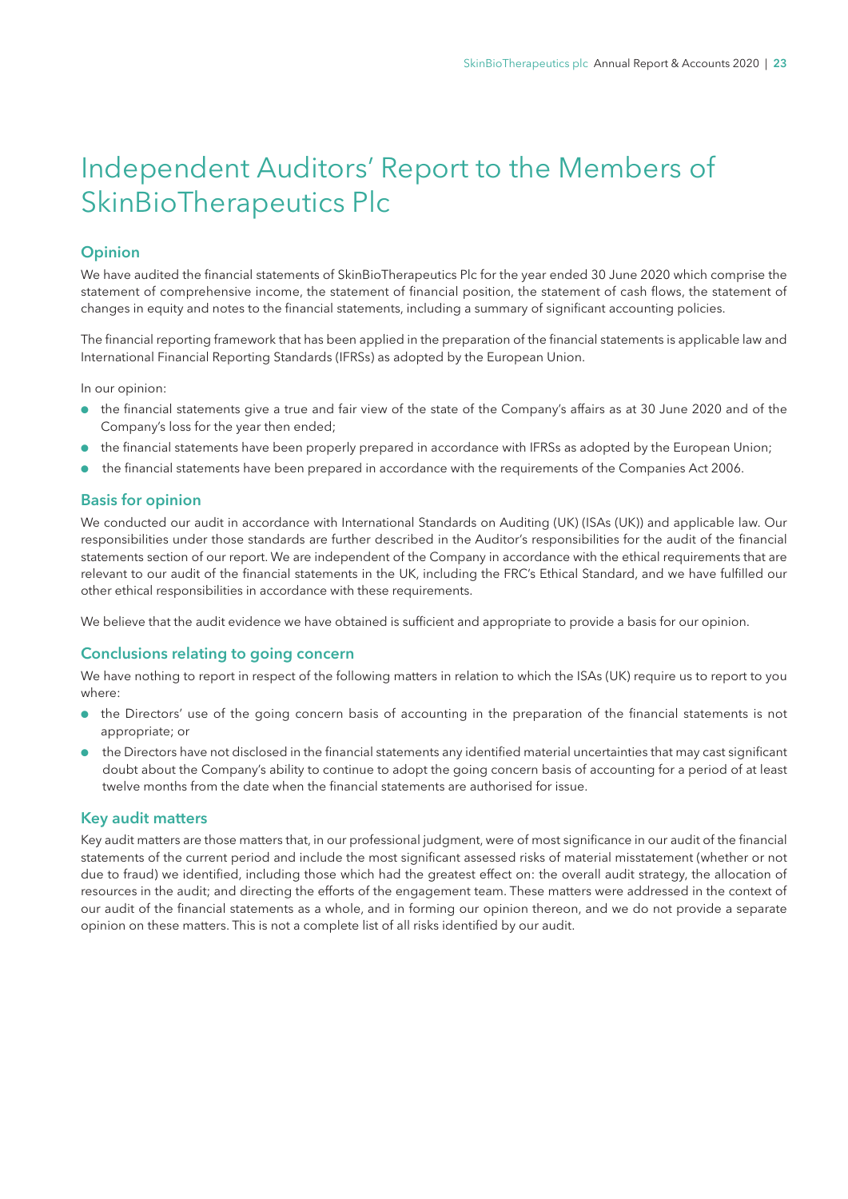# Independent Auditors' Report to the Members of SkinBioTherapeutics Plc

## Opinion

We have audited the financial statements of SkinBioTherapeutics Plc for the year ended 30 June 2020 which comprise the statement of comprehensive income, the statement of financial position, the statement of cash flows, the statement of changes in equity and notes to the financial statements, including a summary of significant accounting policies.

The financial reporting framework that has been applied in the preparation of the financial statements is applicable law and International Financial Reporting Standards (IFRSs) as adopted by the European Union.

In our opinion:

- the financial statements give a true and fair view of the state of the Company's affairs as at 30 June 2020 and of the Company's loss for the year then ended;
- the financial statements have been properly prepared in accordance with IFRSs as adopted by the European Union;
- the financial statements have been prepared in accordance with the requirements of the Companies Act 2006.

## Basis for opinion

We conducted our audit in accordance with International Standards on Auditing (UK) (ISAs (UK)) and applicable law. Our responsibilities under those standards are further described in the Auditor's responsibilities for the audit of the financial statements section of our report. We are independent of the Company in accordance with the ethical requirements that are relevant to our audit of the financial statements in the UK, including the FRC's Ethical Standard, and we have fulfilled our other ethical responsibilities in accordance with these requirements.

We believe that the audit evidence we have obtained is sufficient and appropriate to provide a basis for our opinion.

## Conclusions relating to going concern

We have nothing to report in respect of the following matters in relation to which the ISAs (UK) require us to report to you where:

- the Directors' use of the going concern basis of accounting in the preparation of the financial statements is not appropriate; or
- the Directors have not disclosed in the financial statements any identified material uncertainties that may cast significant doubt about the Company's ability to continue to adopt the going concern basis of accounting for a period of at least twelve months from the date when the financial statements are authorised for issue.

## Key audit matters

Key audit matters are those matters that, in our professional judgment, were of most significance in our audit of the financial statements of the current period and include the most significant assessed risks of material misstatement (whether or not due to fraud) we identified, including those which had the greatest effect on: the overall audit strategy, the allocation of resources in the audit; and directing the efforts of the engagement team. These matters were addressed in the context of our audit of the financial statements as a whole, and in forming our opinion thereon, and we do not provide a separate opinion on these matters. This is not a complete list of all risks identified by our audit.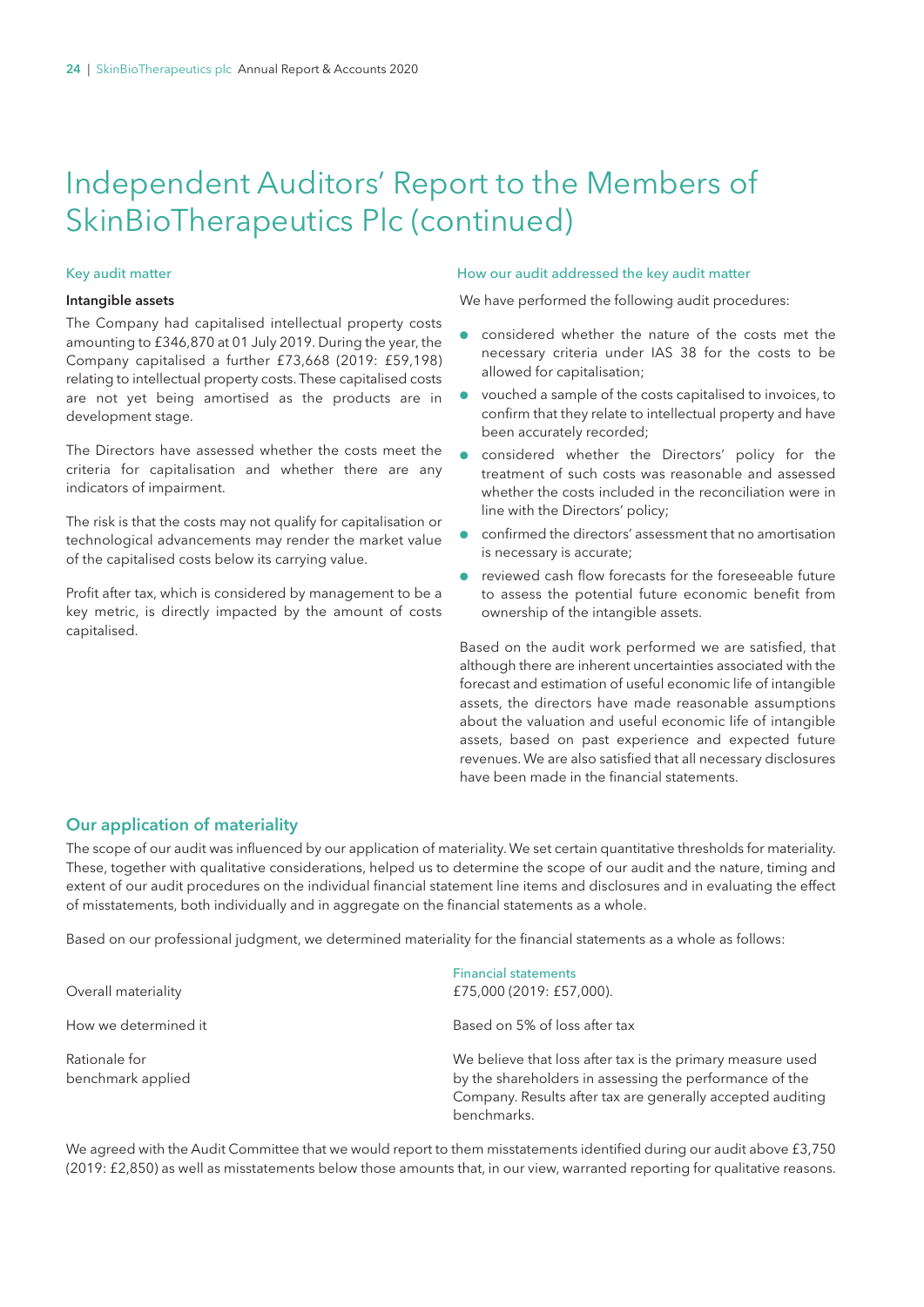# Independent Auditors' Report to the Members of SkinBioTherapeutics Plc (continued)

| Key audit matter | How our audit addressed the key audit matter |
|---|---|
| **Intangible assets**<br><br>The Company had capitalised intellectual property costs amounting to £346,870 at 01 July 2019. During the year, the Company capitalised a further £73,668 (2019: £59,198) relating to intellectual property costs. These capitalised costs are not yet being amortised as the products are in development stage.<br><br>The Directors have assessed whether the costs meet the criteria for capitalisation and whether there are any indicators of impairment.<br><br>The risk is that the costs may not qualify for capitalisation or technological advancements may render the market value of the capitalised costs below its carrying value.<br><br>Profit after tax, which is considered by management to be a key metric, is directly impacted by the amount of costs capitalised. | We have performed the following audit procedures:<br><br>• considered whether the nature of the costs met the necessary criteria under IAS 38 for the costs to be allowed for capitalisation;<br>• vouched a sample of the costs capitalised to invoices, to confirm that they relate to intellectual property and have been accurately recorded;<br>• considered whether the Directors' policy for the treatment of such costs was reasonable and assessed whether the costs included in the reconciliation were in line with the Directors' policy;<br>• confirmed the directors' assessment that no amortisation is necessary is accurate;<br>• reviewed cash flow forecasts for the foreseeable future to assess the potential future economic benefit from ownership of the intangible assets.<br><br>Based on the audit work performed we are satisfied, that although there are inherent uncertainties associated with the forecast and estimation of useful economic life of intangible assets, the directors have made reasonable assumptions about the valuation and useful economic life of intangible assets, based on past experience and expected future revenues. We are also satisfied that all necessary disclosures have been made in the financial statements. |

## Our application of materiality

The scope of our audit was influenced by our application of materiality. We set certain quantitative thresholds for materiality. These, together with qualitative considerations, helped us to determine the scope of our audit and the nature, timing and extent of our audit procedures on the individual financial statement line items and disclosures and in evaluating the effect of misstatements, both individually and in aggregate on the financial statements as a whole.

Based on our professional judgment, we determined materiality for the financial statements as a whole as follows:

| | Financial statements |
|---|---|
| Overall materiality | £75,000 (2019: £57,000). |
| How we determined it | Based on 5% of loss after tax |
| Rationale for benchmark applied | We believe that loss after tax is the primary measure used by the shareholders in assessing the performance of the Company. Results after tax are generally accepted auditing benchmarks. |

We agreed with the Audit Committee that we would report to them misstatements identified during our audit above £3,750 (2019: £2,850) as well as misstatements below those amounts that, in our view, warranted reporting for qualitative reasons.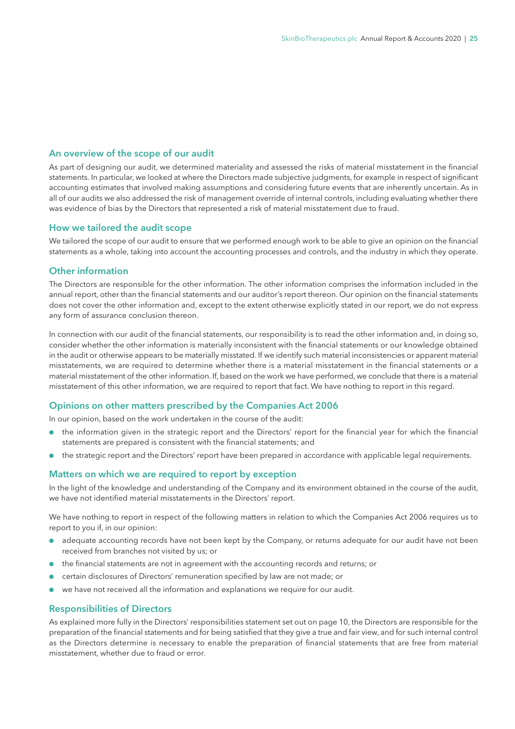## An overview of the scope of our audit

As part of designing our audit, we determined materiality and assessed the risks of material misstatement in the financial statements. In particular, we looked at where the Directors made subjective judgments, for example in respect of significant accounting estimates that involved making assumptions and considering future events that are inherently uncertain. As in all of our audits we also addressed the risk of management override of internal controls, including evaluating whether there was evidence of bias by the Directors that represented a risk of material misstatement due to fraud.

## How we tailored the audit scope

We tailored the scope of our audit to ensure that we performed enough work to be able to give an opinion on the financial statements as a whole, taking into account the accounting processes and controls, and the industry in which they operate.

## Other information

The Directors are responsible for the other information. The other information comprises the information included in the annual report, other than the financial statements and our auditor's report thereon. Our opinion on the financial statements does not cover the other information and, except to the extent otherwise explicitly stated in our report, we do not express any form of assurance conclusion thereon.

In connection with our audit of the financial statements, our responsibility is to read the other information and, in doing so, consider whether the other information is materially inconsistent with the financial statements or our knowledge obtained in the audit or otherwise appears to be materially misstated. If we identify such material inconsistencies or apparent material misstatements, we are required to determine whether there is a material misstatement in the financial statements or a material misstatement of the other information. If, based on the work we have performed, we conclude that there is a material misstatement of this other information, we are required to report that fact. We have nothing to report in this regard.

## Opinions on other matters prescribed by the Companies Act 2006

In our opinion, based on the work undertaken in the course of the audit:

- the information given in the strategic report and the Directors' report for the financial year for which the financial statements are prepared is consistent with the financial statements; and
- the strategic report and the Directors' report have been prepared in accordance with applicable legal requirements.

## Matters on which we are required to report by exception

In the light of the knowledge and understanding of the Company and its environment obtained in the course of the audit, we have not identified material misstatements in the Directors' report.

We have nothing to report in respect of the following matters in relation to which the Companies Act 2006 requires us to report to you if, in our opinion:

- adequate accounting records have not been kept by the Company, or returns adequate for our audit have not been received from branches not visited by us; or
- the financial statements are not in agreement with the accounting records and returns; or
- certain disclosures of Directors' remuneration specified by law are not made; or
- we have not received all the information and explanations we require for our audit.

## Responsibilities of Directors

As explained more fully in the Directors' responsibilities statement set out on page 10, the Directors are responsible for the preparation of the financial statements and for being satisfied that they give a true and fair view, and for such internal control as the Directors determine is necessary to enable the preparation of financial statements that are free from material misstatement, whether due to fraud or error.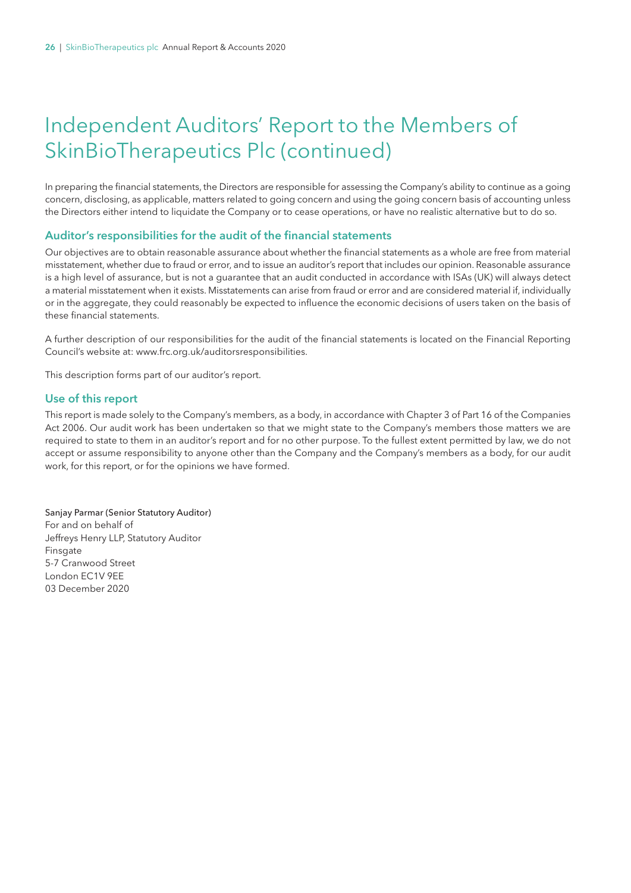# Independent Auditors' Report to the Members of SkinBioTherapeutics Plc (continued)

In preparing the financial statements, the Directors are responsible for assessing the Company's ability to continue as a going concern, disclosing, as applicable, matters related to going concern and using the going concern basis of accounting unless the Directors either intend to liquidate the Company or to cease operations, or have no realistic alternative but to do so.

## Auditor's responsibilities for the audit of the financial statements

Our objectives are to obtain reasonable assurance about whether the financial statements as a whole are free from material misstatement, whether due to fraud or error, and to issue an auditor's report that includes our opinion. Reasonable assurance is a high level of assurance, but is not a guarantee that an audit conducted in accordance with ISAs (UK) will always detect a material misstatement when it exists. Misstatements can arise from fraud or error and are considered material if, individually or in the aggregate, they could reasonably be expected to influence the economic decisions of users taken on the basis of these financial statements.

A further description of our responsibilities for the audit of the financial statements is located on the Financial Reporting Council's website at: www.frc.org.uk/auditorsresponsibilities.

This description forms part of our auditor's report.

## Use of this report

This report is made solely to the Company's members, as a body, in accordance with Chapter 3 of Part 16 of the Companies Act 2006. Our audit work has been undertaken so that we might state to the Company's members those matters we are required to state to them in an auditor's report and for no other purpose. To the fullest extent permitted by law, we do not accept or assume responsibility to anyone other than the Company and the Company's members as a body, for our audit work, for this report, or for the opinions we have formed.

Sanjay Parmar (Senior Statutory Auditor)
For and on behalf of
Jeffreys Henry LLP, Statutory Auditor
Finsgate
5-7 Cranwood Street
London EC1V 9EE
03 December 2020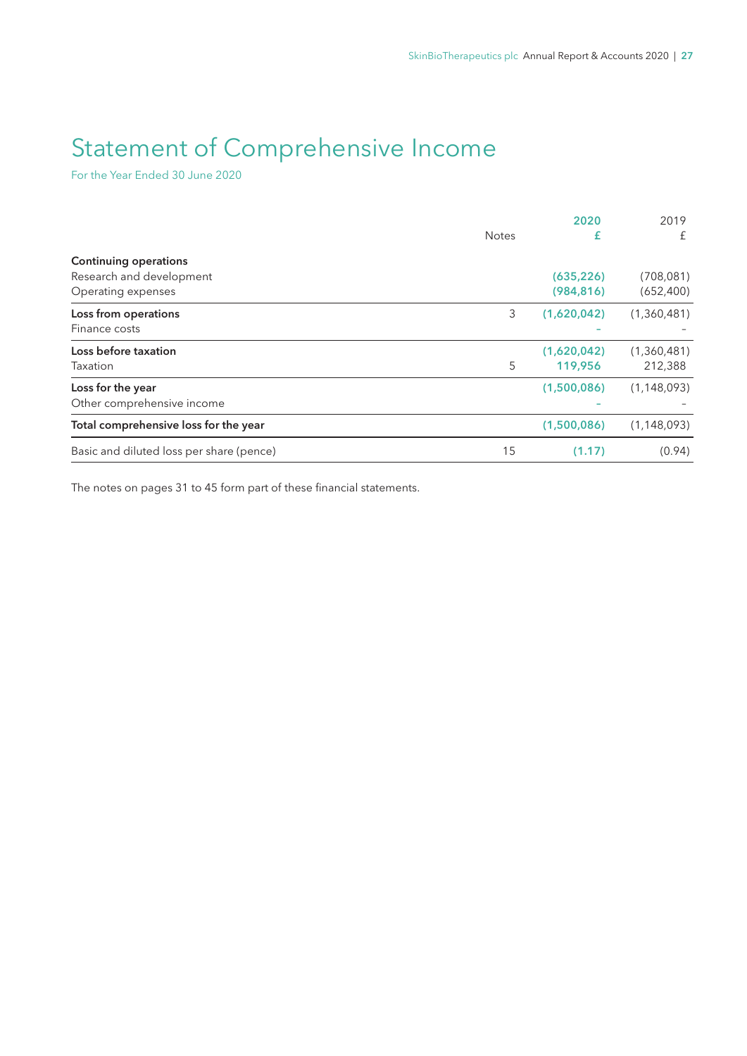# Statement of Comprehensive Income

For the Year Ended 30 June 2020

| | Notes | 2020 £ | 2019 £ |
|---|---|---|---|
| **Continuing operations** | | | |
| Research and development | | (635,226) | (708,081) |
| Operating expenses | | (984,816) | (652,400) |
| **Loss from operations** | 3 | (1,620,042) | (1,360,481) |
| Finance costs | | – | – |
| **Loss before taxation** | | (1,620,042) | (1,360,481) |
| Taxation | 5 | 119,956 | 212,388 |
| **Loss for the year** | | (1,500,086) | (1,148,093) |
| Other comprehensive income | | – | – |
| **Total comprehensive loss for the year** | | (1,500,086) | (1,148,093) |
| Basic and diluted loss per share (pence) | 15 | (1.17) | (0.94) |

The notes on pages 31 to 45 form part of these financial statements.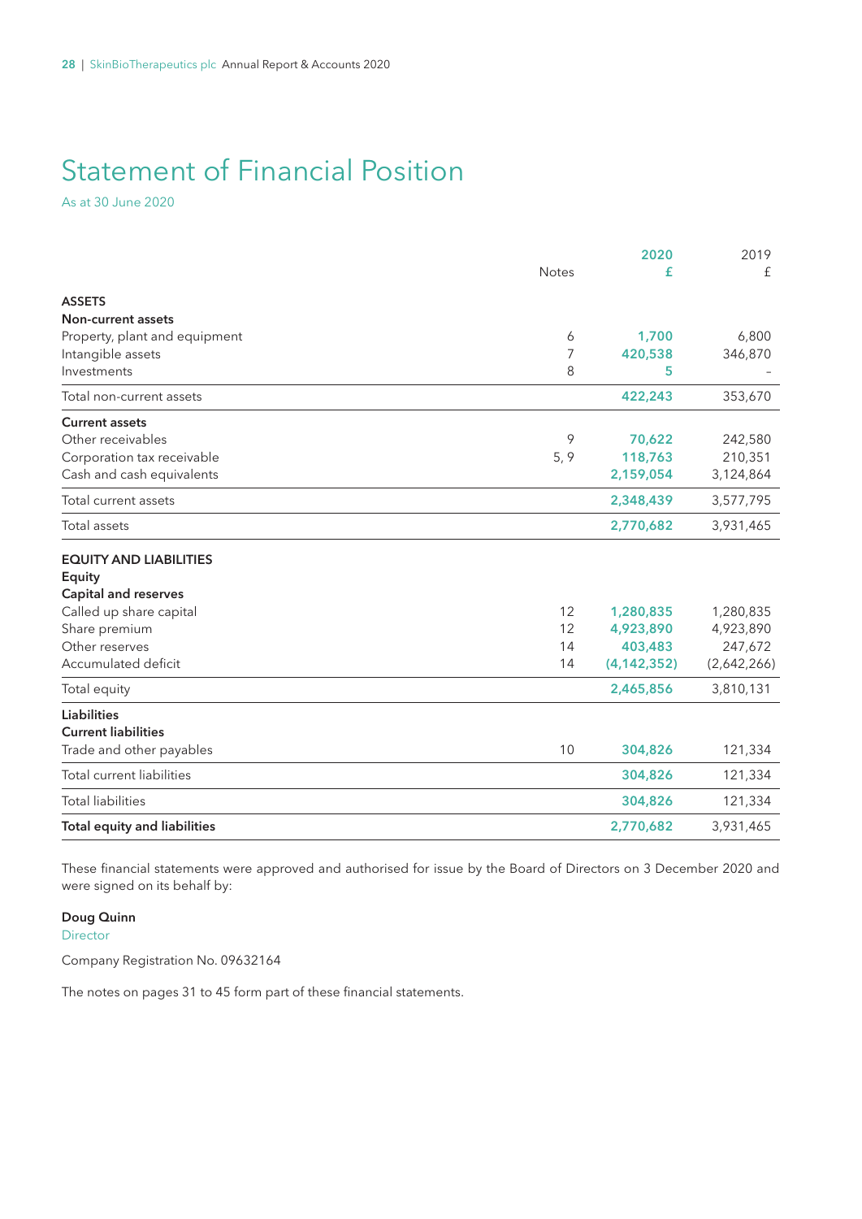# Statement of Financial Position

As at 30 June 2020

| | Notes | 2020 £ | 2019 £ |
|---|---|---|---|
| **ASSETS** | | | |
| **Non-current assets** | | | |
| Property, plant and equipment | 6 | **1,700** | 6,800 |
| Intangible assets | 7 | **420,538** | 346,870 |
| Investments | 8 | **5** | – |
| Total non-current assets | | **422,243** | 353,670 |
| **Current assets** | | | |
| Other receivables | 9 | **70,622** | 242,580 |
| Corporation tax receivable | 5, 9 | **118,763** | 210,351 |
| Cash and cash equivalents | | **2,159,054** | 3,124,864 |
| Total current assets | | **2,348,439** | 3,577,795 |
| Total assets | | **2,770,682** | 3,931,465 |
| **EQUITY AND LIABILITIES** | | | |
| **Equity** | | | |
| **Capital and reserves** | | | |
| Called up share capital | 12 | **1,280,835** | 1,280,835 |
| Share premium | 12 | **4,923,890** | 4,923,890 |
| Other reserves | 14 | **403,483** | 247,672 |
| Accumulated deficit | 14 | **(4,142,352)** | (2,642,266) |
| Total equity | | **2,465,856** | 3,810,131 |
| **Liabilities** | | | |
| **Current liabilities** | | | |
| Trade and other payables | 10 | **304,826** | 121,334 |
| Total current liabilities | | **304,826** | 121,334 |
| Total liabilities | | **304,826** | 121,334 |
| **Total equity and liabilities** | | **2,770,682** | 3,931,465 |

These financial statements were approved and authorised for issue by the Board of Directors on 3 December 2020 and were signed on its behalf by:

**Doug Quinn**
Director

Company Registration No. 09632164

The notes on pages 31 to 45 form part of these financial statements.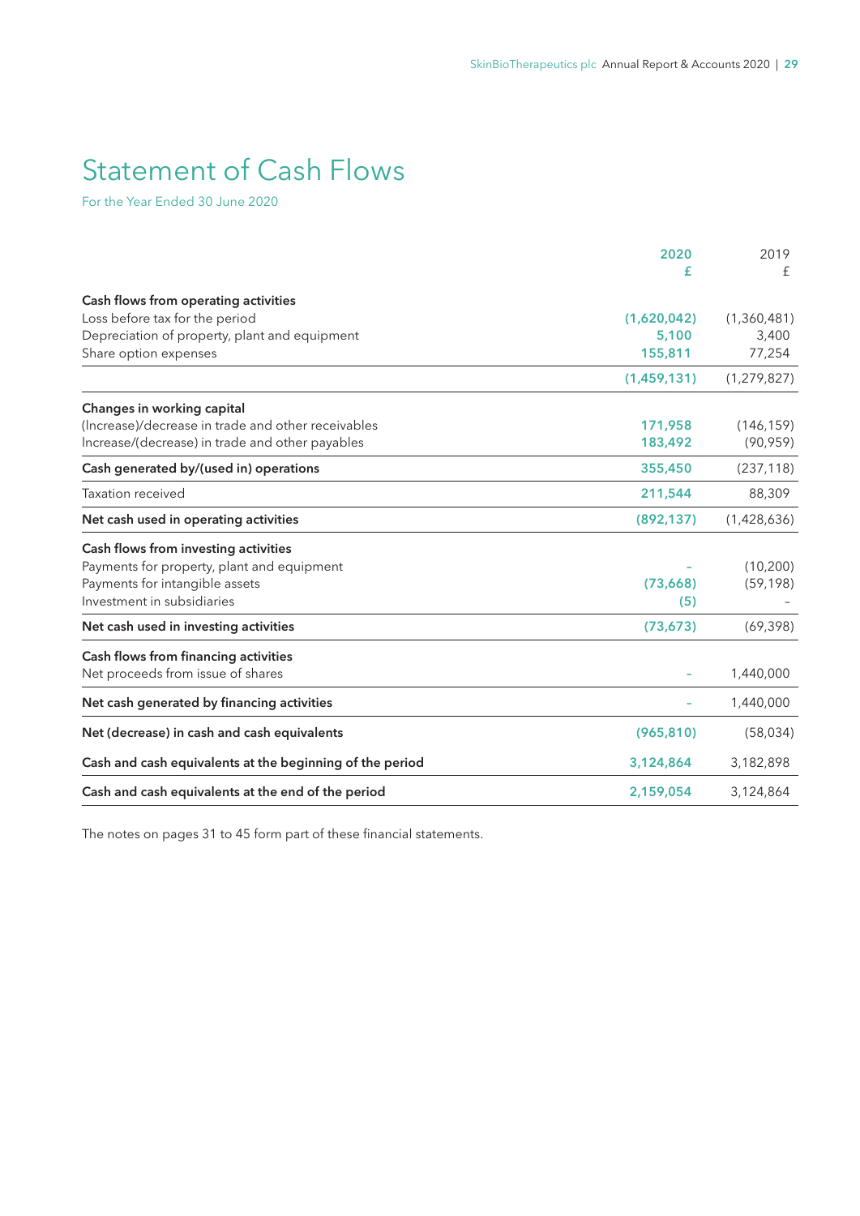# Statement of Cash Flows

For the Year Ended 30 June 2020

| | 2020<br>£ | 2019<br>£ |
|---|---|---|
| **Cash flows from operating activities** | | |
| Loss before tax for the period | (1,620,042) | (1,360,481) |
| Depreciation of property, plant and equipment | 5,100 | 3,400 |
| Share option expenses | 155,811 | 77,254 |
| | (1,459,131) | (1,279,827) |
| **Changes in working capital** | | |
| (Increase)/decrease in trade and other receivables | 171,958 | (146,159) |
| Increase/(decrease) in trade and other payables | 183,492 | (90,959) |
| **Cash generated by/(used in) operations** | 355,450 | (237,118) |
| Taxation received | 211,544 | 88,309 |
| **Net cash used in operating activities** | (892,137) | (1,428,636) |
| **Cash flows from investing activities** | | |
| Payments for property, plant and equipment | - | (10,200) |
| Payments for intangible assets | (73,668) | (59,198) |
| Investment in subsidiaries | (5) | - |
| **Net cash used in investing activities** | (73,673) | (69,398) |
| **Cash flows from financing activities** | | |
| Net proceeds from issue of shares | - | 1,440,000 |
| **Net cash generated by financing activities** | - | 1,440,000 |
| **Net (decrease) in cash and cash equivalents** | (965,810) | (58,034) |
| **Cash and cash equivalents at the beginning of the period** | 3,124,864 | 3,182,898 |
| **Cash and cash equivalents at the end of the period** | 2,159,054 | 3,124,864 |

The notes on pages 31 to 45 form part of these financial statements.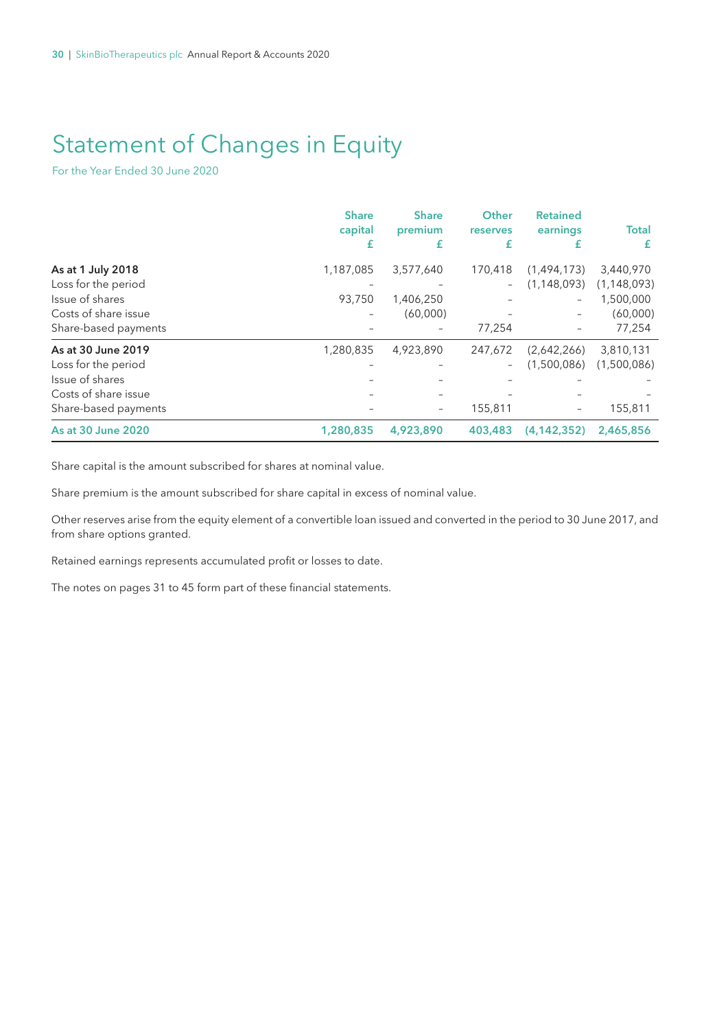# Statement of Changes in Equity

For the Year Ended 30 June 2020

| | Share capital £ | Share premium £ | Other reserves £ | Retained earnings £ | Total £ |
|---|---|---|---|---|---|
| **As at 1 July 2018** | 1,187,085 | 3,577,640 | 170,418 | (1,494,173) | 3,440,970 |
| Loss for the period | – | – | – | (1,148,093) | (1,148,093) |
| Issue of shares | 93,750 | 1,406,250 | – | – | 1,500,000 |
| Costs of share issue | – | (60,000) | – | – | (60,000) |
| Share-based payments | – | – | 77,254 | – | 77,254 |
| **As at 30 June 2019** | 1,280,835 | 4,923,890 | 247,672 | (2,642,266) | 3,810,131 |
| Loss for the period | – | – | – | (1,500,086) | (1,500,086) |
| Issue of shares | – | – | – | – | – |
| Costs of share issue | – | – | – | – | – |
| Share-based payments | – | – | 155,811 | – | 155,811 |
| **As at 30 June 2020** | **1,280,835** | **4,923,890** | **403,483** | **(4,142,352)** | **2,465,856** |

Share capital is the amount subscribed for shares at nominal value.

Share premium is the amount subscribed for share capital in excess of nominal value.

Other reserves arise from the equity element of a convertible loan issued and converted in the period to 30 June 2017, and from share options granted.

Retained earnings represents accumulated profit or losses to date.

The notes on pages 31 to 45 form part of these financial statements.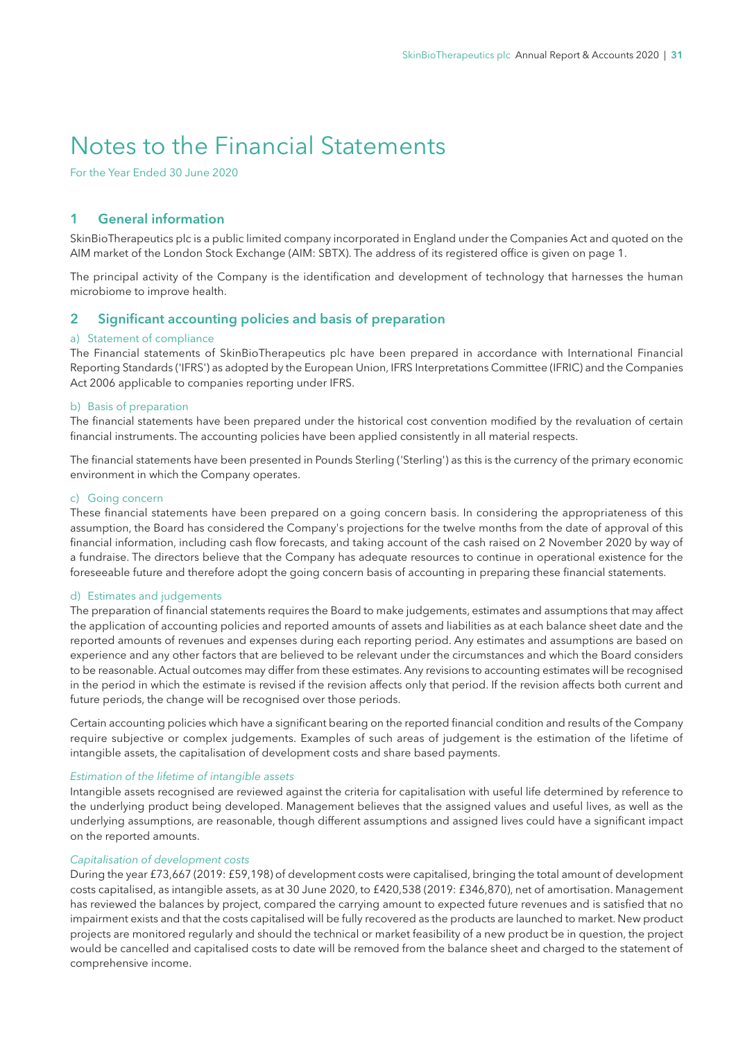# Notes to the Financial Statements

For the Year Ended 30 June 2020

## 1 General information

SkinBioTherapeutics plc is a public limited company incorporated in England under the Companies Act and quoted on the AIM market of the London Stock Exchange (AIM: SBTX). The address of its registered office is given on page 1.

The principal activity of the Company is the identification and development of technology that harnesses the human microbiome to improve health.

## 2 Significant accounting policies and basis of preparation

### a) Statement of compliance

The Financial statements of SkinBioTherapeutics plc have been prepared in accordance with International Financial Reporting Standards ('IFRS') as adopted by the European Union, IFRS Interpretations Committee (IFRIC) and the Companies Act 2006 applicable to companies reporting under IFRS.

### b) Basis of preparation

The financial statements have been prepared under the historical cost convention modified by the revaluation of certain financial instruments. The accounting policies have been applied consistently in all material respects.

The financial statements have been presented in Pounds Sterling ('Sterling') as this is the currency of the primary economic environment in which the Company operates.

### c) Going concern

These financial statements have been prepared on a going concern basis. In considering the appropriateness of this assumption, the Board has considered the Company's projections for the twelve months from the date of approval of this financial information, including cash flow forecasts, and taking account of the cash raised on 2 November 2020 by way of a fundraise. The directors believe that the Company has adequate resources to continue in operational existence for the foreseeable future and therefore adopt the going concern basis of accounting in preparing these financial statements.

### d) Estimates and judgements

The preparation of financial statements requires the Board to make judgements, estimates and assumptions that may affect the application of accounting policies and reported amounts of assets and liabilities as at each balance sheet date and the reported amounts of revenues and expenses during each reporting period. Any estimates and assumptions are based on experience and any other factors that are believed to be relevant under the circumstances and which the Board considers to be reasonable. Actual outcomes may differ from these estimates. Any revisions to accounting estimates will be recognised in the period in which the estimate is revised if the revision affects only that period. If the revision affects both current and future periods, the change will be recognised over those periods.

Certain accounting policies which have a significant bearing on the reported financial condition and results of the Company require subjective or complex judgements. Examples of such areas of judgement is the estimation of the lifetime of intangible assets, the capitalisation of development costs and share based payments.

*Estimation of the lifetime of intangible assets*

Intangible assets recognised are reviewed against the criteria for capitalisation with useful life determined by reference to the underlying product being developed. Management believes that the assigned values and useful lives, as well as the underlying assumptions, are reasonable, though different assumptions and assigned lives could have a significant impact on the reported amounts.

*Capitalisation of development costs*

During the year £73,667 (2019: £59,198) of development costs were capitalised, bringing the total amount of development costs capitalised, as intangible assets, as at 30 June 2020, to £420,538 (2019: £346,870), net of amortisation. Management has reviewed the balances by project, compared the carrying amount to expected future revenues and is satisfied that no impairment exists and that the costs capitalised will be fully recovered as the products are launched to market. New product projects are monitored regularly and should the technical or market feasibility of a new product be in question, the project would be cancelled and capitalised costs to date will be removed from the balance sheet and charged to the statement of comprehensive income.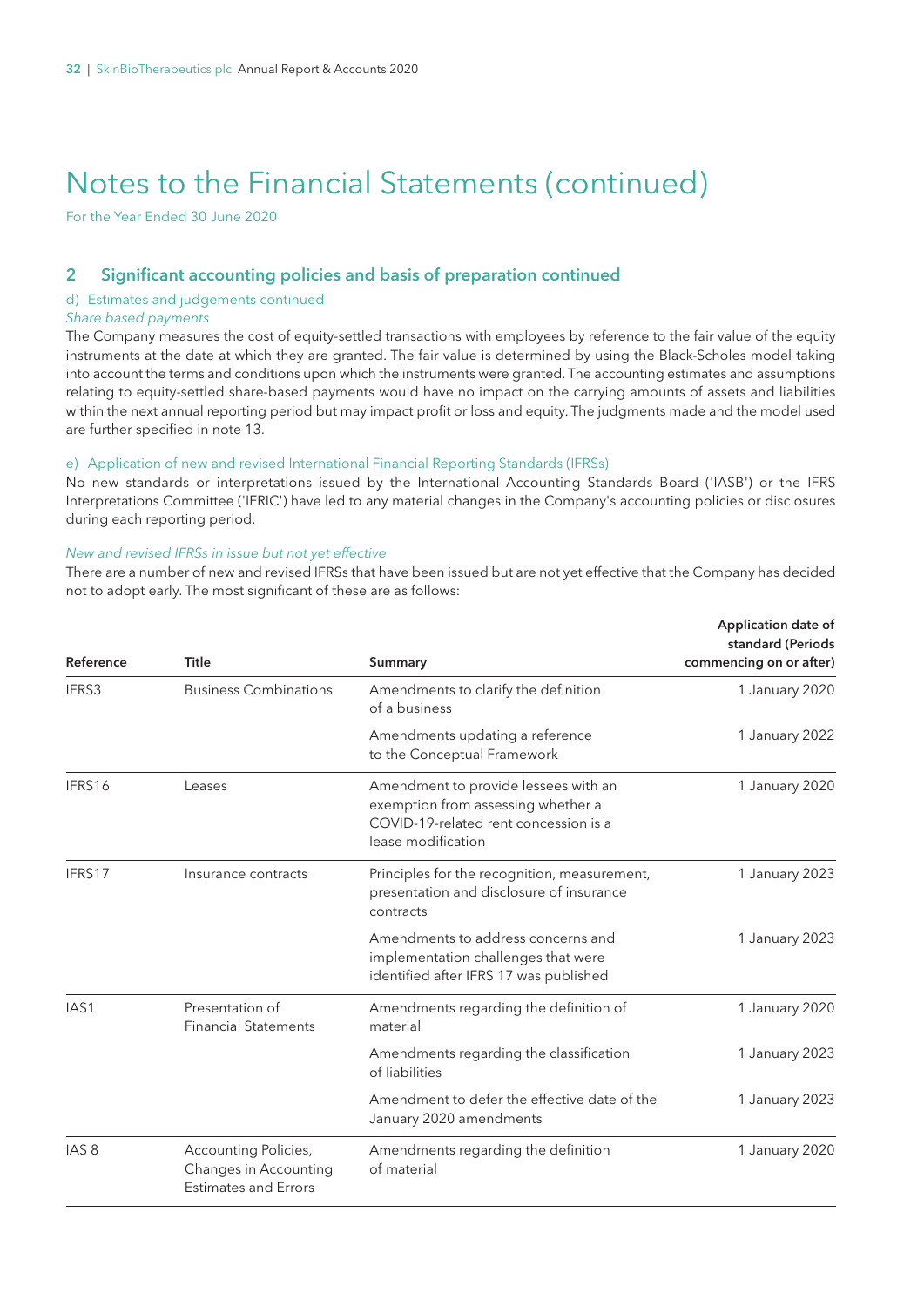# Notes to the Financial Statements (continued)

For the Year Ended 30 June 2020

## 2 Significant accounting policies and basis of preparation continued

### d) Estimates and judgements continued

*Share based payments*

The Company measures the cost of equity-settled transactions with employees by reference to the fair value of the equity instruments at the date at which they are granted. The fair value is determined by using the Black-Scholes model taking into account the terms and conditions upon which the instruments were granted. The accounting estimates and assumptions relating to equity-settled share-based payments would have no impact on the carrying amounts of assets and liabilities within the next annual reporting period but may impact profit or loss and equity. The judgments made and the model used are further specified in note 13.

### e) Application of new and revised International Financial Reporting Standards (IFRSs)

No new standards or interpretations issued by the International Accounting Standards Board ('IASB') or the IFRS Interpretations Committee ('IFRIC') have led to any material changes in the Company's accounting policies or disclosures during each reporting period.

*New and revised IFRSs in issue but not yet effective*

There are a number of new and revised IFRSs that have been issued but are not yet effective that the Company has decided not to adopt early. The most significant of these are as follows:

| Reference | Title | Summary | Application date of standard (Periods commencing on or after) |
|---|---|---|---|
| IFRS3 | Business Combinations | Amendments to clarify the definition of a business | 1 January 2020 |
| | | Amendments updating a reference to the Conceptual Framework | 1 January 2022 |
| IFRS16 | Leases | Amendment to provide lessees with an exemption from assessing whether a COVID-19-related rent concession is a lease modification | 1 January 2020 |
| IFRS17 | Insurance contracts | Principles for the recognition, measurement, presentation and disclosure of insurance contracts | 1 January 2023 |
| | | Amendments to address concerns and implementation challenges that were identified after IFRS 17 was published | 1 January 2023 |
| IAS1 | Presentation of Financial Statements | Amendments regarding the definition of material | 1 January 2020 |
| | | Amendments regarding the classification of liabilities | 1 January 2023 |
| | | Amendment to defer the effective date of the January 2020 amendments | 1 January 2023 |
| IAS 8 | Accounting Policies, Changes in Accounting Estimates and Errors | Amendments regarding the definition of material | 1 January 2020 |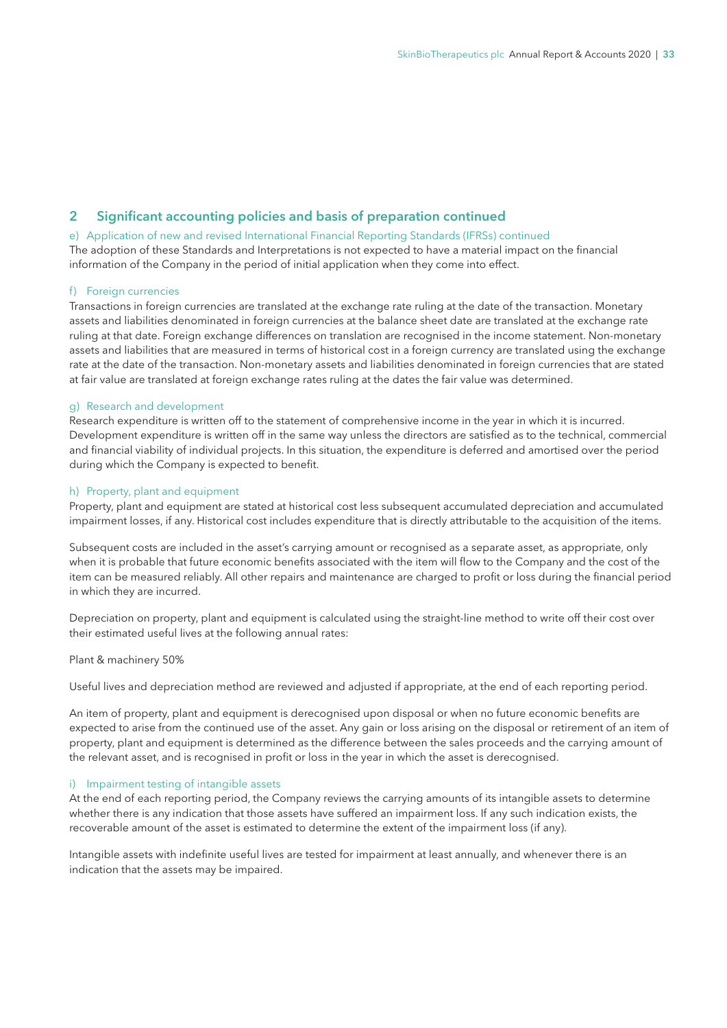## 2 Significant accounting policies and basis of preparation continued

### e) Application of new and revised International Financial Reporting Standards (IFRSs) continued

The adoption of these Standards and Interpretations is not expected to have a material impact on the financial information of the Company in the period of initial application when they come into effect.

### f) Foreign currencies

Transactions in foreign currencies are translated at the exchange rate ruling at the date of the transaction. Monetary assets and liabilities denominated in foreign currencies at the balance sheet date are translated at the exchange rate ruling at that date. Foreign exchange differences on translation are recognised in the income statement. Non-monetary assets and liabilities that are measured in terms of historical cost in a foreign currency are translated using the exchange rate at the date of the transaction. Non-monetary assets and liabilities denominated in foreign currencies that are stated at fair value are translated at foreign exchange rates ruling at the dates the fair value was determined.

### g) Research and development

Research expenditure is written off to the statement of comprehensive income in the year in which it is incurred. Development expenditure is written off in the same way unless the directors are satisfied as to the technical, commercial and financial viability of individual projects. In this situation, the expenditure is deferred and amortised over the period during which the Company is expected to benefit.

### h) Property, plant and equipment

Property, plant and equipment are stated at historical cost less subsequent accumulated depreciation and accumulated impairment losses, if any. Historical cost includes expenditure that is directly attributable to the acquisition of the items.

Subsequent costs are included in the asset's carrying amount or recognised as a separate asset, as appropriate, only when it is probable that future economic benefits associated with the item will flow to the Company and the cost of the item can be measured reliably. All other repairs and maintenance are charged to profit or loss during the financial period in which they are incurred.

Depreciation on property, plant and equipment is calculated using the straight-line method to write off their cost over their estimated useful lives at the following annual rates:

Plant & machinery 50%

Useful lives and depreciation method are reviewed and adjusted if appropriate, at the end of each reporting period.

An item of property, plant and equipment is derecognised upon disposal or when no future economic benefits are expected to arise from the continued use of the asset. Any gain or loss arising on the disposal or retirement of an item of property, plant and equipment is determined as the difference between the sales proceeds and the carrying amount of the relevant asset, and is recognised in profit or loss in the year in which the asset is derecognised.

### i) Impairment testing of intangible assets

At the end of each reporting period, the Company reviews the carrying amounts of its intangible assets to determine whether there is any indication that those assets have suffered an impairment loss. If any such indication exists, the recoverable amount of the asset is estimated to determine the extent of the impairment loss (if any).

Intangible assets with indefinite useful lives are tested for impairment at least annually, and whenever there is an indication that the assets may be impaired.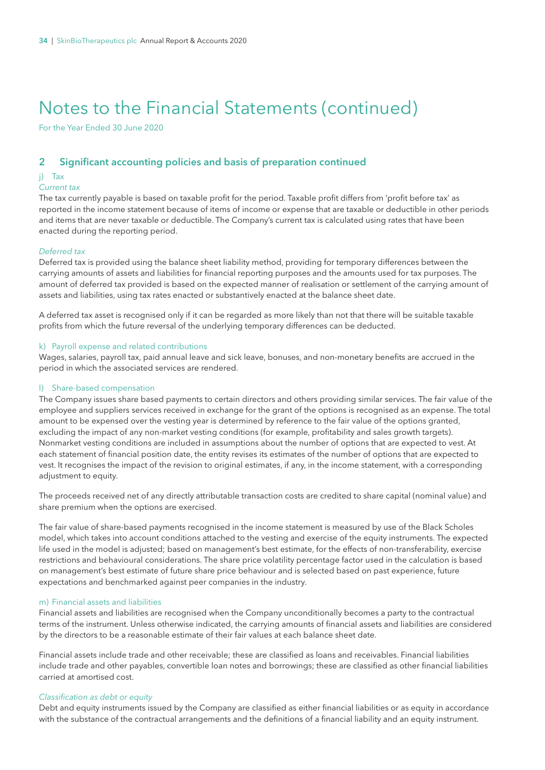# Notes to the Financial Statements (continued)

For the Year Ended 30 June 2020

## 2 Significant accounting policies and basis of preparation continued

### j) Tax

*Current tax*

The tax currently payable is based on taxable profit for the period. Taxable profit differs from 'profit before tax' as reported in the income statement because of items of income or expense that are taxable or deductible in other periods and items that are never taxable or deductible. The Company's current tax is calculated using rates that have been enacted during the reporting period.

*Deferred tax*

Deferred tax is provided using the balance sheet liability method, providing for temporary differences between the carrying amounts of assets and liabilities for financial reporting purposes and the amounts used for tax purposes. The amount of deferred tax provided is based on the expected manner of realisation or settlement of the carrying amount of assets and liabilities, using tax rates enacted or substantively enacted at the balance sheet date.

A deferred tax asset is recognised only if it can be regarded as more likely than not that there will be suitable taxable profits from which the future reversal of the underlying temporary differences can be deducted.

### k) Payroll expense and related contributions

Wages, salaries, payroll tax, paid annual leave and sick leave, bonuses, and non-monetary benefits are accrued in the period in which the associated services are rendered.

### l) Share-based compensation

The Company issues share based payments to certain directors and others providing similar services. The fair value of the employee and suppliers services received in exchange for the grant of the options is recognised as an expense. The total amount to be expensed over the vesting year is determined by reference to the fair value of the options granted, excluding the impact of any non-market vesting conditions (for example, profitability and sales growth targets). Nonmarket vesting conditions are included in assumptions about the number of options that are expected to vest. At each statement of financial position date, the entity revises its estimates of the number of options that are expected to vest. It recognises the impact of the revision to original estimates, if any, in the income statement, with a corresponding adjustment to equity.

The proceeds received net of any directly attributable transaction costs are credited to share capital (nominal value) and share premium when the options are exercised.

The fair value of share-based payments recognised in the income statement is measured by use of the Black Scholes model, which takes into account conditions attached to the vesting and exercise of the equity instruments. The expected life used in the model is adjusted; based on management's best estimate, for the effects of non-transferability, exercise restrictions and behavioural considerations. The share price volatility percentage factor used in the calculation is based on management's best estimate of future share price behaviour and is selected based on past experience, future expectations and benchmarked against peer companies in the industry.

### m) Financial assets and liabilities

Financial assets and liabilities are recognised when the Company unconditionally becomes a party to the contractual terms of the instrument. Unless otherwise indicated, the carrying amounts of financial assets and liabilities are considered by the directors to be a reasonable estimate of their fair values at each balance sheet date.

Financial assets include trade and other receivable; these are classified as loans and receivables. Financial liabilities include trade and other payables, convertible loan notes and borrowings; these are classified as other financial liabilities carried at amortised cost.

*Classification as debt or equity*

Debt and equity instruments issued by the Company are classified as either financial liabilities or as equity in accordance with the substance of the contractual arrangements and the definitions of a financial liability and an equity instrument.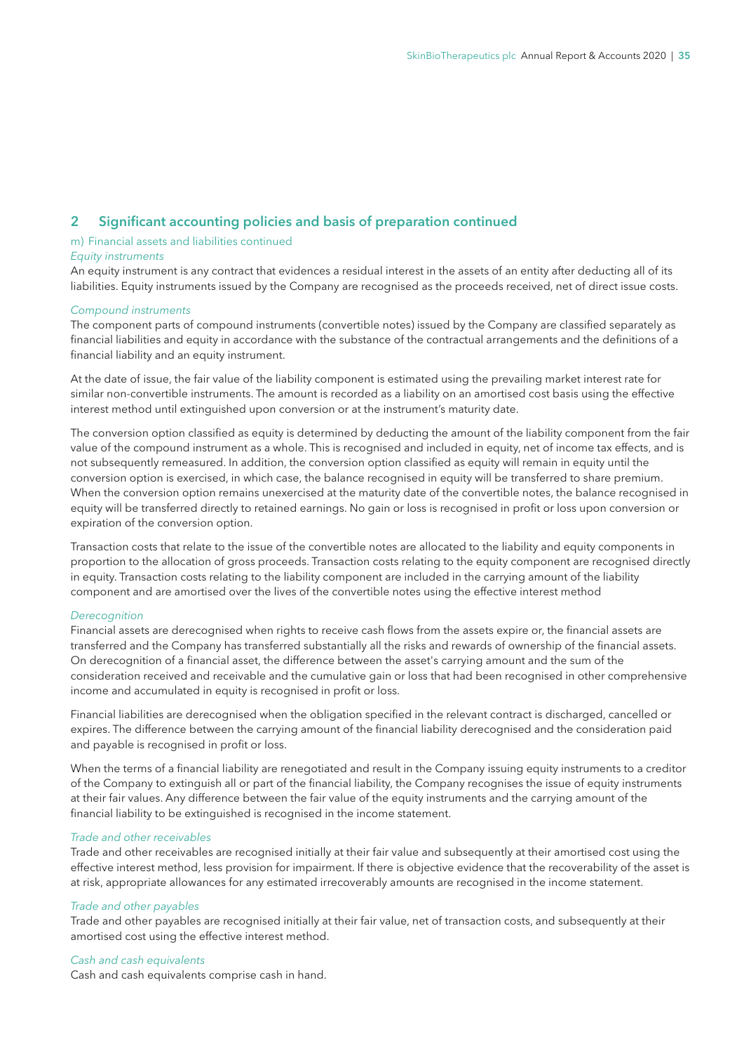## 2 Significant accounting policies and basis of preparation continued

### m) Financial assets and liabilities continued

*Equity instruments*

An equity instrument is any contract that evidences a residual interest in the assets of an entity after deducting all of its liabilities. Equity instruments issued by the Company are recognised as the proceeds received, net of direct issue costs.

*Compound instruments*

The component parts of compound instruments (convertible notes) issued by the Company are classified separately as financial liabilities and equity in accordance with the substance of the contractual arrangements and the definitions of a financial liability and an equity instrument.

At the date of issue, the fair value of the liability component is estimated using the prevailing market interest rate for similar non-convertible instruments. The amount is recorded as a liability on an amortised cost basis using the effective interest method until extinguished upon conversion or at the instrument's maturity date.

The conversion option classified as equity is determined by deducting the amount of the liability component from the fair value of the compound instrument as a whole. This is recognised and included in equity, net of income tax effects, and is not subsequently remeasured. In addition, the conversion option classified as equity will remain in equity until the conversion option is exercised, in which case, the balance recognised in equity will be transferred to share premium. When the conversion option remains unexercised at the maturity date of the convertible notes, the balance recognised in equity will be transferred directly to retained earnings. No gain or loss is recognised in profit or loss upon conversion or expiration of the conversion option.

Transaction costs that relate to the issue of the convertible notes are allocated to the liability and equity components in proportion to the allocation of gross proceeds. Transaction costs relating to the equity component are recognised directly in equity. Transaction costs relating to the liability component are included in the carrying amount of the liability component and are amortised over the lives of the convertible notes using the effective interest method

*Derecognition*

Financial assets are derecognised when rights to receive cash flows from the assets expire or, the financial assets are transferred and the Company has transferred substantially all the risks and rewards of ownership of the financial assets. On derecognition of a financial asset, the difference between the asset's carrying amount and the sum of the consideration received and receivable and the cumulative gain or loss that had been recognised in other comprehensive income and accumulated in equity is recognised in profit or loss.

Financial liabilities are derecognised when the obligation specified in the relevant contract is discharged, cancelled or expires. The difference between the carrying amount of the financial liability derecognised and the consideration paid and payable is recognised in profit or loss.

When the terms of a financial liability are renegotiated and result in the Company issuing equity instruments to a creditor of the Company to extinguish all or part of the financial liability, the Company recognises the issue of equity instruments at their fair values. Any difference between the fair value of the equity instruments and the carrying amount of the financial liability to be extinguished is recognised in the income statement.

*Trade and other receivables*

Trade and other receivables are recognised initially at their fair value and subsequently at their amortised cost using the effective interest method, less provision for impairment. If there is objective evidence that the recoverability of the asset is at risk, appropriate allowances for any estimated irrecoverably amounts are recognised in the income statement.

*Trade and other payables*

Trade and other payables are recognised initially at their fair value, net of transaction costs, and subsequently at their amortised cost using the effective interest method.

*Cash and cash equivalents*

Cash and cash equivalents comprise cash in hand.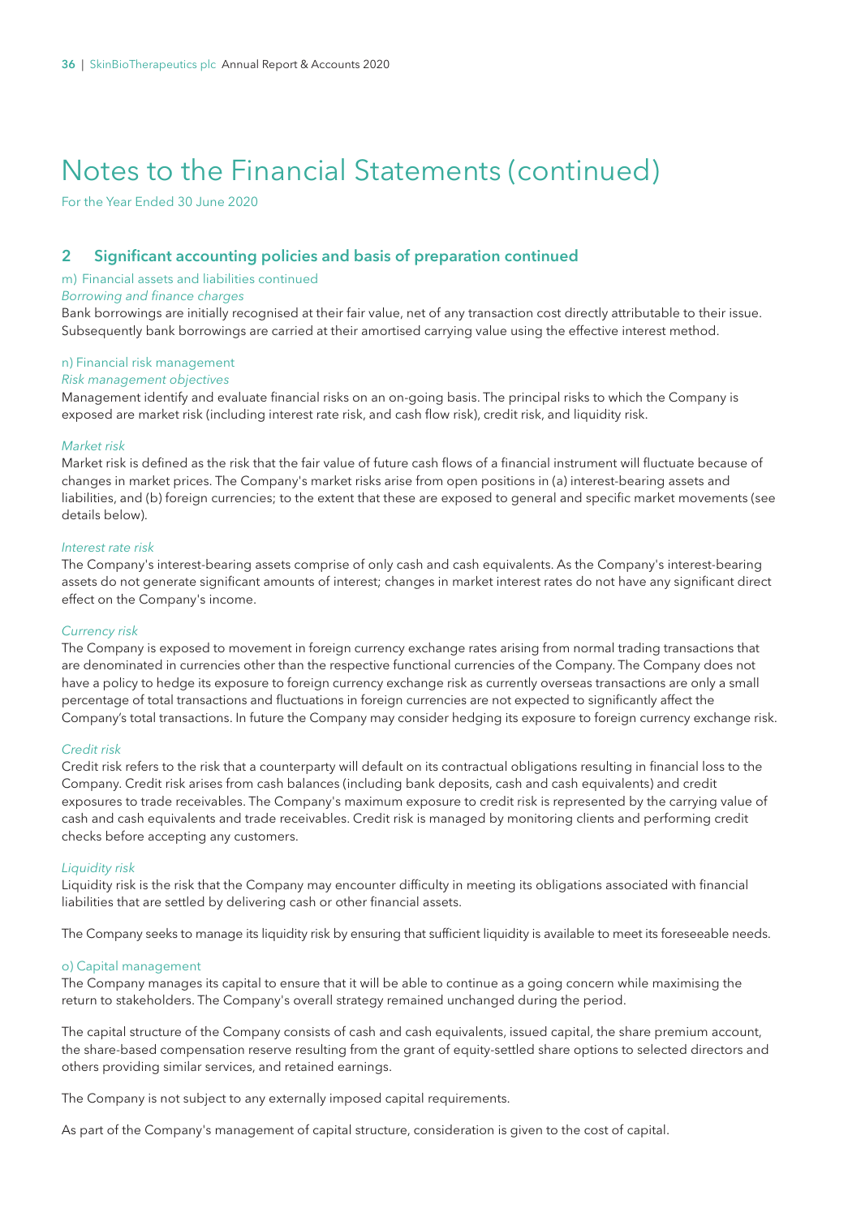# Notes to the Financial Statements (continued)

For the Year Ended 30 June 2020

## 2 Significant accounting policies and basis of preparation continued

### m) Financial assets and liabilities continued

*Borrowing and finance charges*

Bank borrowings are initially recognised at their fair value, net of any transaction cost directly attributable to their issue. Subsequently bank borrowings are carried at their amortised carrying value using the effective interest method.

### n) Financial risk management

*Risk management objectives*

Management identify and evaluate financial risks on an on-going basis. The principal risks to which the Company is exposed are market risk (including interest rate risk, and cash flow risk), credit risk, and liquidity risk.

*Market risk*

Market risk is defined as the risk that the fair value of future cash flows of a financial instrument will fluctuate because of changes in market prices. The Company's market risks arise from open positions in (a) interest-bearing assets and liabilities, and (b) foreign currencies; to the extent that these are exposed to general and specific market movements (see details below).

*Interest rate risk*

The Company's interest-bearing assets comprise of only cash and cash equivalents. As the Company's interest-bearing assets do not generate significant amounts of interest; changes in market interest rates do not have any significant direct effect on the Company's income.

*Currency risk*

The Company is exposed to movement in foreign currency exchange rates arising from normal trading transactions that are denominated in currencies other than the respective functional currencies of the Company. The Company does not have a policy to hedge its exposure to foreign currency exchange risk as currently overseas transactions are only a small percentage of total transactions and fluctuations in foreign currencies are not expected to significantly affect the Company's total transactions. In future the Company may consider hedging its exposure to foreign currency exchange risk.

*Credit risk*

Credit risk refers to the risk that a counterparty will default on its contractual obligations resulting in financial loss to the Company. Credit risk arises from cash balances (including bank deposits, cash and cash equivalents) and credit exposures to trade receivables. The Company's maximum exposure to credit risk is represented by the carrying value of cash and cash equivalents and trade receivables. Credit risk is managed by monitoring clients and performing credit checks before accepting any customers.

*Liquidity risk*

Liquidity risk is the risk that the Company may encounter difficulty in meeting its obligations associated with financial liabilities that are settled by delivering cash or other financial assets.

The Company seeks to manage its liquidity risk by ensuring that sufficient liquidity is available to meet its foreseeable needs.

### o) Capital management

The Company manages its capital to ensure that it will be able to continue as a going concern while maximising the return to stakeholders. The Company's overall strategy remained unchanged during the period.

The capital structure of the Company consists of cash and cash equivalents, issued capital, the share premium account, the share-based compensation reserve resulting from the grant of equity-settled share options to selected directors and others providing similar services, and retained earnings.

The Company is not subject to any externally imposed capital requirements.

As part of the Company's management of capital structure, consideration is given to the cost of capital.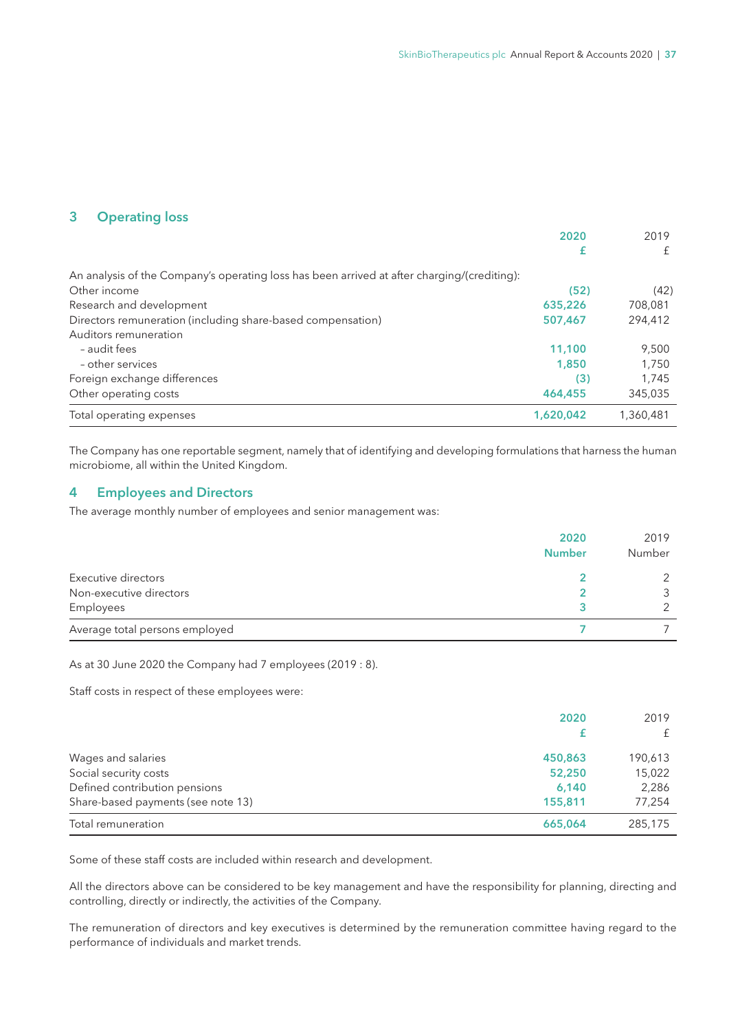## 3 Operating loss

| | 2020 | 2019 |
|---|---|---|
| | £ | £ |
| An analysis of the Company's operating loss has been arrived at after charging/(crediting): | | |
| Other income | (52) | (42) |
| Research and development | 635,226 | 708,081 |
| Directors remuneration (including share-based compensation) | 507,467 | 294,412 |
| Auditors remuneration | | |
| – audit fees | 11,100 | 9,500 |
| – other services | 1,850 | 1,750 |
| Foreign exchange differences | (3) | 1,745 |
| Other operating costs | 464,455 | 345,035 |
| Total operating expenses | 1,620,042 | 1,360,481 |

The Company has one reportable segment, namely that of identifying and developing formulations that harness the human microbiome, all within the United Kingdom.

## 4 Employees and Directors

The average monthly number of employees and senior management was:

| | 2020 | 2019 |
|---|---|---|
| | Number | Number |
| Executive directors | 2 | 2 |
| Non-executive directors | 2 | 3 |
| Employees | 3 | 2 |
| Average total persons employed | 7 | 7 |

As at 30 June 2020 the Company had 7 employees (2019 : 8).

Staff costs in respect of these employees were:

| | 2020 | 2019 |
|---|---|---|
| | £ | £ |
| Wages and salaries | 450,863 | 190,613 |
| Social security costs | 52,250 | 15,022 |
| Defined contribution pensions | 6,140 | 2,286 |
| Share-based payments (see note 13) | 155,811 | 77,254 |
| Total remuneration | 665,064 | 285,175 |

Some of these staff costs are included within research and development.

All the directors above can be considered to be key management and have the responsibility for planning, directing and controlling, directly or indirectly, the activities of the Company.

The remuneration of directors and key executives is determined by the remuneration committee having regard to the performance of individuals and market trends.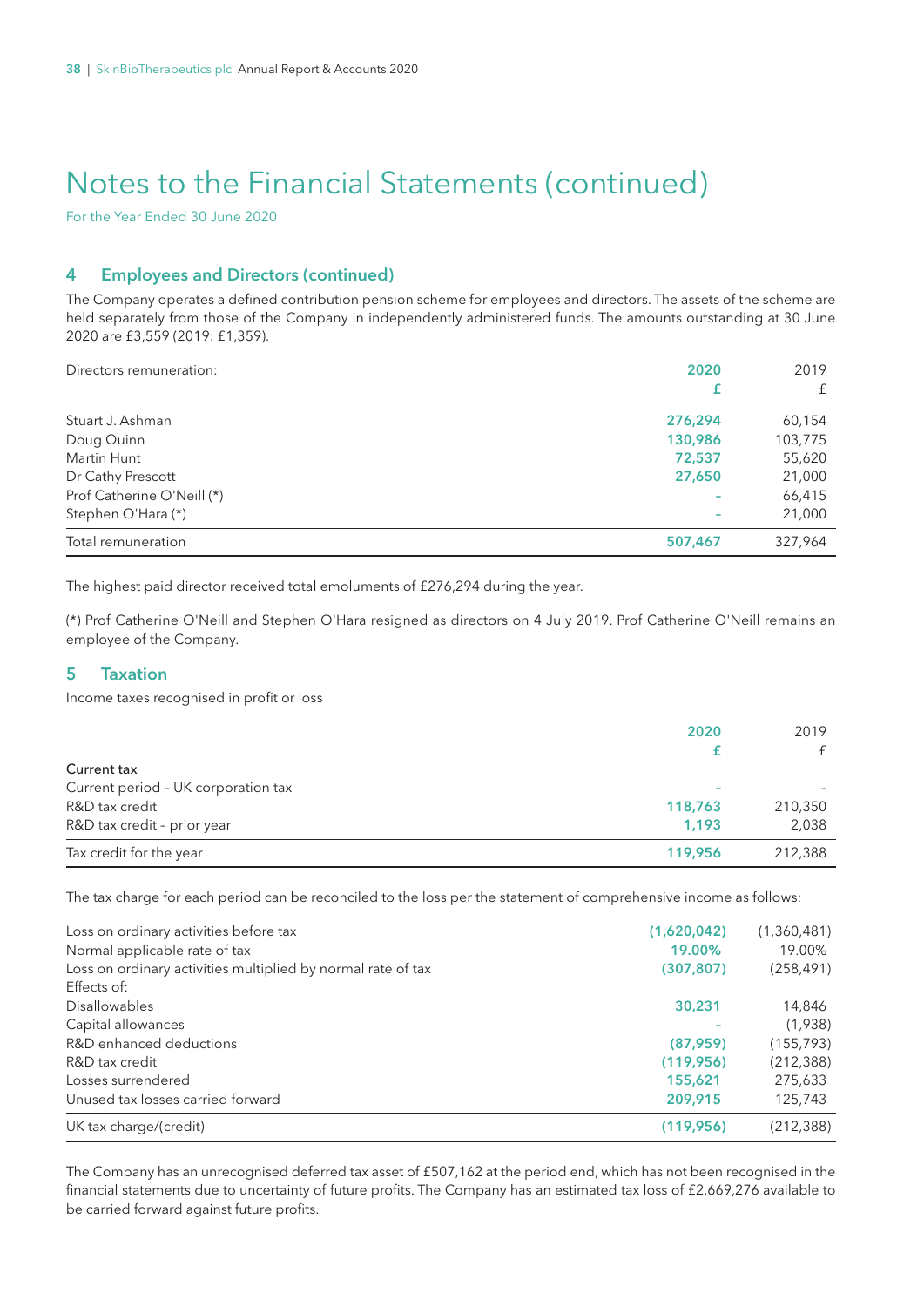# Notes to the Financial Statements (continued)

For the Year Ended 30 June 2020

## 4 Employees and Directors (continued)

The Company operates a defined contribution pension scheme for employees and directors. The assets of the scheme are held separately from those of the Company in independently administered funds. The amounts outstanding at 30 June 2020 are £3,559 (2019: £1,359).

| Directors remuneration: | 2020<br>£ | 2019<br>£ |
|---|---|---|
| Stuart J. Ashman | 276,294 | 60,154 |
| Doug Quinn | 130,986 | 103,775 |
| Martin Hunt | 72,537 | 55,620 |
| Dr Cathy Prescott | 27,650 | 21,000 |
| Prof Catherine O'Neill (*) | – | 66,415 |
| Stephen O'Hara (*) | – | 21,000 |
| Total remuneration | 507,467 | 327,964 |

The highest paid director received total emoluments of £276,294 during the year.

(*) Prof Catherine O'Neill and Stephen O'Hara resigned as directors on 4 July 2019. Prof Catherine O'Neill remains an employee of the Company.

## 5 Taxation

Income taxes recognised in profit or loss

| | 2020<br>£ | 2019<br>£ |
|---|---|---|
| **Current tax** | | |
| Current period – UK corporation tax | – | – |
| R&D tax credit | 118,763 | 210,350 |
| R&D tax credit – prior year | 1,193 | 2,038 |
| Tax credit for the year | 119,956 | 212,388 |

The tax charge for each period can be reconciled to the loss per the statement of comprehensive income as follows:

| | 2020 | 2019 |
|---|---|---|
| Loss on ordinary activities before tax | (1,620,042) | (1,360,481) |
| Normal applicable rate of tax | 19.00% | 19.00% |
| Loss on ordinary activities multiplied by normal rate of tax | (307,807) | (258,491) |
| Effects of: | | |
| Disallowables | 30,231 | 14,846 |
| Capital allowances | – | (1,938) |
| R&D enhanced deductions | (87,959) | (155,793) |
| R&D tax credit | (119,956) | (212,388) |
| Losses surrendered | 155,621 | 275,633 |
| Unused tax losses carried forward | 209,915 | 125,743 |
| UK tax charge/(credit) | (119,956) | (212,388) |

The Company has an unrecognised deferred tax asset of £507,162 at the period end, which has not been recognised in the financial statements due to uncertainty of future profits. The Company has an estimated tax loss of £2,669,276 available to be carried forward against future profits.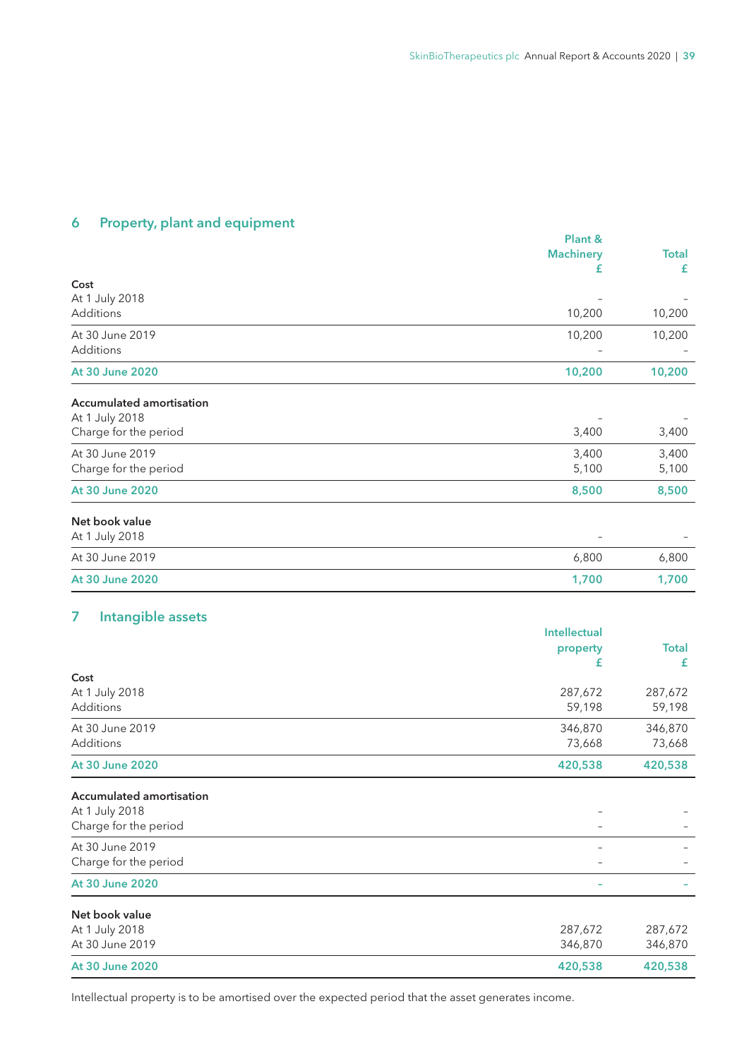## 6 Property, plant and equipment

| | Plant & Machinery £ | Total £ |
|---|---|---|
| **Cost** | | |
| At 1 July 2018 | – | – |
| Additions | 10,200 | 10,200 |
| At 30 June 2019 | 10,200 | 10,200 |
| Additions | – | – |
| **At 30 June 2020** | **10,200** | **10,200** |
| **Accumulated amortisation** | | |
| At 1 July 2018 | – | – |
| Charge for the period | 3,400 | 3,400 |
| At 30 June 2019 | 3,400 | 3,400 |
| Charge for the period | 5,100 | 5,100 |
| **At 30 June 2020** | **8,500** | **8,500** |
| **Net book value** | | |
| At 1 July 2018 | – | – |
| At 30 June 2019 | 6,800 | 6,800 |
| **At 30 June 2020** | **1,700** | **1,700** |

## 7 Intangible assets

| | Intellectual property £ | Total £ |
|---|---|---|
| **Cost** | | |
| At 1 July 2018 | 287,672 | 287,672 |
| Additions | 59,198 | 59,198 |
| At 30 June 2019 | 346,870 | 346,870 |
| Additions | 73,668 | 73,668 |
| **At 30 June 2020** | **420,538** | **420,538** |
| **Accumulated amortisation** | | |
| At 1 July 2018 | – | – |
| Charge for the period | – | – |
| At 30 June 2019 | – | – |
| Charge for the period | – | – |
| **At 30 June 2020** | **–** | **–** |
| **Net book value** | | |
| At 1 July 2018 | 287,672 | 287,672 |
| At 30 June 2019 | 346,870 | 346,870 |
| **At 30 June 2020** | **420,538** | **420,538** |

Intellectual property is to be amortised over the expected period that the asset generates income.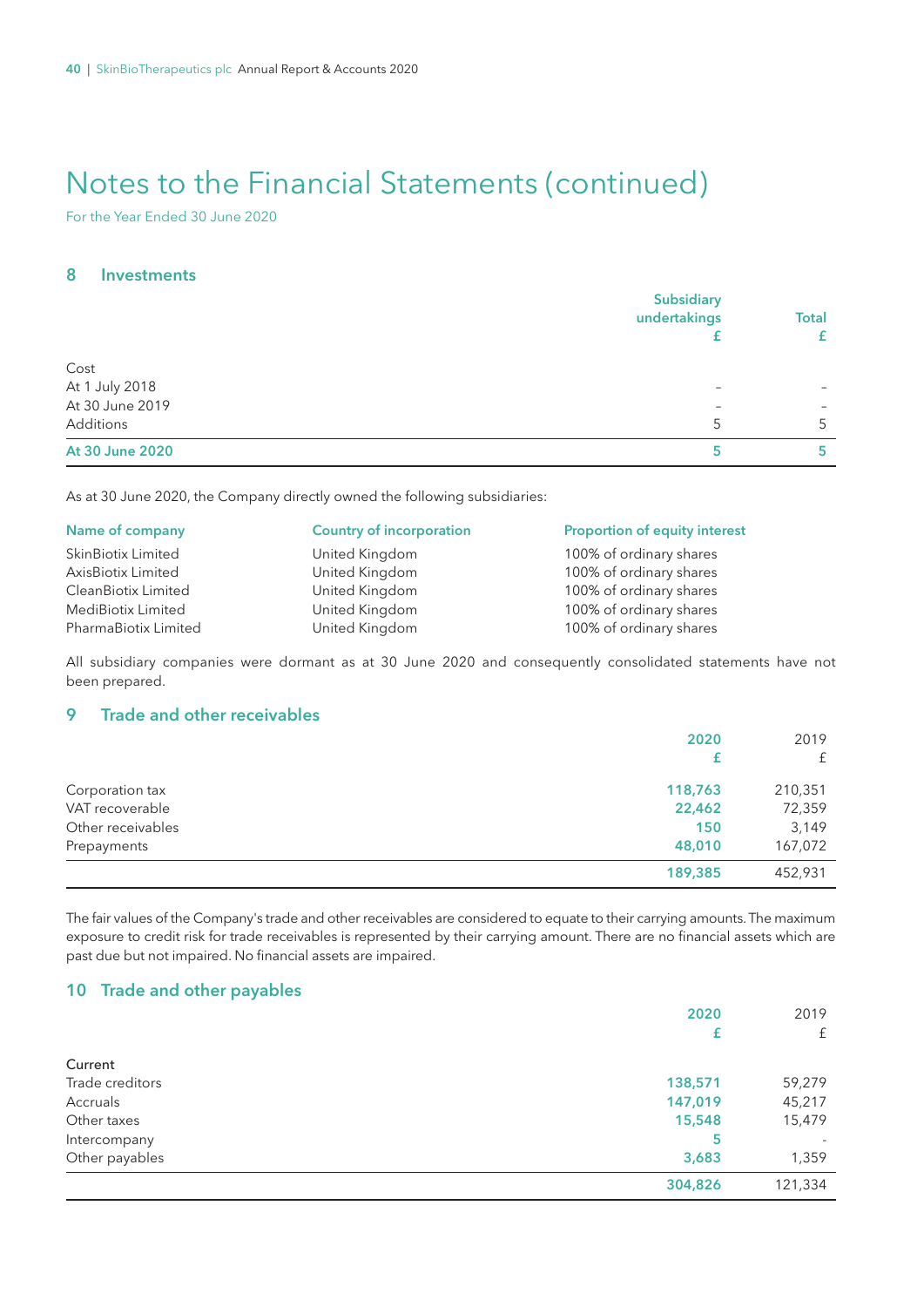# Notes to the Financial Statements (continued)

For the Year Ended 30 June 2020

## 8 Investments

| | Subsidiary undertakings £ | Total £ |
|---|---|---|
| Cost | | |
| At 1 July 2018 | – | – |
| At 30 June 2019 | – | – |
| Additions | 5 | 5 |
| **At 30 June 2020** | **5** | **5** |

As at 30 June 2020, the Company directly owned the following subsidiaries:

| Name of company | Country of incorporation | Proportion of equity interest |
|---|---|---|
| SkinBiotix Limited | United Kingdom | 100% of ordinary shares |
| AxisBiotix Limited | United Kingdom | 100% of ordinary shares |
| CleanBiotix Limited | United Kingdom | 100% of ordinary shares |
| MediBiotix Limited | United Kingdom | 100% of ordinary shares |
| PharmaBiotix Limited | United Kingdom | 100% of ordinary shares |

All subsidiary companies were dormant as at 30 June 2020 and consequently consolidated statements have not been prepared.

## 9 Trade and other receivables

| | 2020 £ | 2019 £ |
|---|---|---|
| Corporation tax | **118,763** | 210,351 |
| VAT recoverable | **22,462** | 72,359 |
| Other receivables | **150** | 3,149 |
| Prepayments | **48,010** | 167,072 |
| | **189,385** | 452,931 |

The fair values of the Company's trade and other receivables are considered to equate to their carrying amounts. The maximum exposure to credit risk for trade receivables is represented by their carrying amount. There are no financial assets which are past due but not impaired. No financial assets are impaired.

## 10 Trade and other payables

| | 2020 £ | 2019 £ |
|---|---|---|
| Current | | |
| Trade creditors | **138,571** | 59,279 |
| Accruals | **147,019** | 45,217 |
| Other taxes | **15,548** | 15,479 |
| Intercompany | **5** | - |
| Other payables | **3,683** | 1,359 |
| | **304,826** | 121,334 |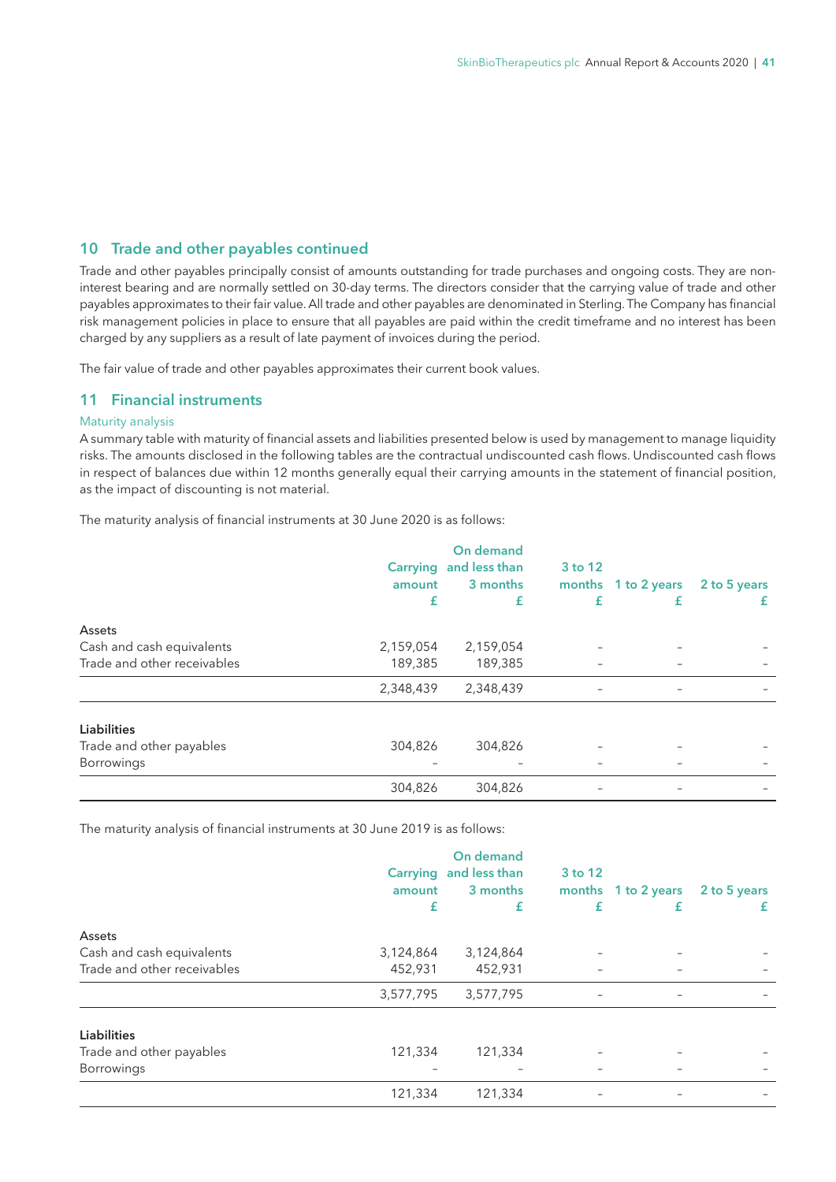## 10 Trade and other payables continued

Trade and other payables principally consist of amounts outstanding for trade purchases and ongoing costs. They are non-interest bearing and are normally settled on 30-day terms. The directors consider that the carrying value of trade and other payables approximates to their fair value. All trade and other payables are denominated in Sterling. The Company has financial risk management policies in place to ensure that all payables are paid within the credit timeframe and no interest has been charged by any suppliers as a result of late payment of invoices during the period.

The fair value of trade and other payables approximates their current book values.

## 11 Financial instruments

### Maturity analysis

A summary table with maturity of financial assets and liabilities presented below is used by management to manage liquidity risks. The amounts disclosed in the following tables are the contractual undiscounted cash flows. Undiscounted cash flows in respect of balances due within 12 months generally equal their carrying amounts in the statement of financial position, as the impact of discounting is not material.

The maturity analysis of financial instruments at 30 June 2020 is as follows:

| | Carrying amount £ | On demand and less than 3 months £ | 3 to 12 months £ | 1 to 2 years £ | 2 to 5 years £ |
|---|---|---|---|---|---|
| **Assets** | | | | | |
| Cash and cash equivalents | 2,159,054 | 2,159,054 | – | – | – |
| Trade and other receivables | 189,385 | 189,385 | – | – | – |
| | 2,348,439 | 2,348,439 | – | – | – |
| **Liabilities** | | | | | |
| Trade and other payables | 304,826 | 304,826 | – | – | – |
| Borrowings | – | – | – | – | – |
| | 304,826 | 304,826 | – | – | – |

The maturity analysis of financial instruments at 30 June 2019 is as follows:

| | Carrying amount £ | On demand and less than 3 months £ | 3 to 12 months £ | 1 to 2 years £ | 2 to 5 years £ |
|---|---|---|---|---|---|
| **Assets** | | | | | |
| Cash and cash equivalents | 3,124,864 | 3,124,864 | – | – | – |
| Trade and other receivables | 452,931 | 452,931 | – | – | – |
| | 3,577,795 | 3,577,795 | – | – | – |
| **Liabilities** | | | | | |
| Trade and other payables | 121,334 | 121,334 | – | – | – |
| Borrowings | – | – | – | – | – |
| | 121,334 | 121,334 | – | – | – |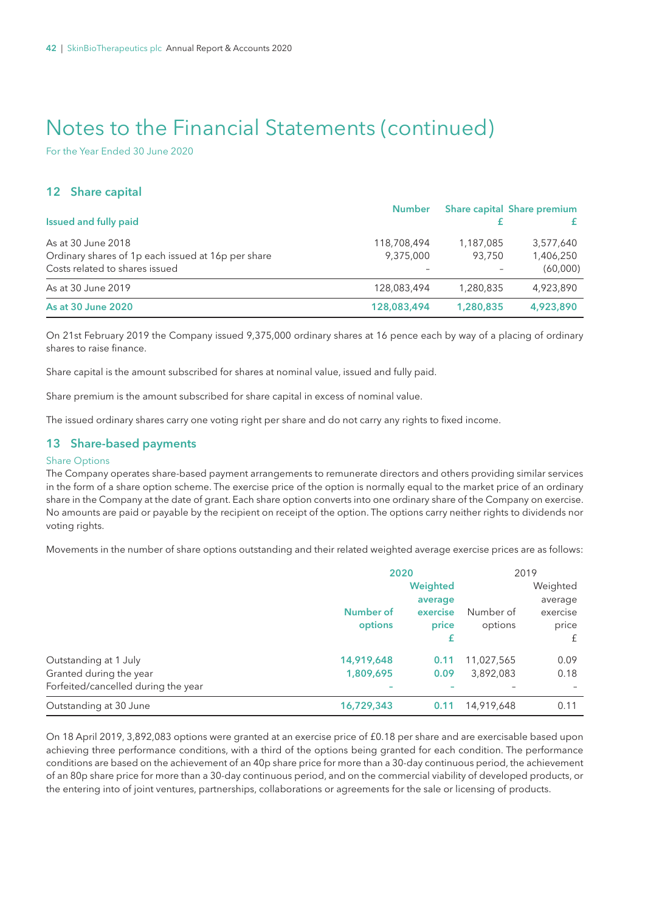# Notes to the Financial Statements (continued)

For the Year Ended 30 June 2020

## 12 Share capital

| Issued and fully paid | Number | Share capital £ | Share premium £ |
|---|---|---|---|
| As at 30 June 2018 | 118,708,494 | 1,187,085 | 3,577,640 |
| Ordinary shares of 1p each issued at 16p per share | 9,375,000 | 93,750 | 1,406,250 |
| Costs related to shares issued | – | – | (60,000) |
| As at 30 June 2019 | 128,083,494 | 1,280,835 | 4,923,890 |
| **As at 30 June 2020** | **128,083,494** | **1,280,835** | **4,923,890** |

On 21st February 2019 the Company issued 9,375,000 ordinary shares at 16 pence each by way of a placing of ordinary shares to raise finance.

Share capital is the amount subscribed for shares at nominal value, issued and fully paid.

Share premium is the amount subscribed for share capital in excess of nominal value.

The issued ordinary shares carry one voting right per share and do not carry any rights to fixed income.

## 13 Share-based payments

### Share Options

The Company operates share-based payment arrangements to remunerate directors and others providing similar services in the form of a share option scheme. The exercise price of the option is normally equal to the market price of an ordinary share in the Company at the date of grant. Each share option converts into one ordinary share of the Company on exercise. No amounts are paid or payable by the recipient on receipt of the option. The options carry neither rights to dividends nor voting rights.

Movements in the number of share options outstanding and their related weighted average exercise prices are as follows:

| | 2020 | | 2019 | |
|---|---|---|---|---|
| | Number of options | Weighted average exercise price £ | Number of options | Weighted average exercise price £ |
| Outstanding at 1 July | 14,919,648 | 0.11 | 11,027,565 | 0.09 |
| Granted during the year | 1,809,695 | 0.09 | 3,892,083 | 0.18 |
| Forfeited/cancelled during the year | – | – | – | – |
| Outstanding at 30 June | 16,729,343 | 0.11 | 14,919,648 | 0.11 |

On 18 April 2019, 3,892,083 options were granted at an exercise price of £0.18 per share and are exercisable based upon achieving three performance conditions, with a third of the options being granted for each condition. The performance conditions are based on the achievement of an 40p share price for more than a 30-day continuous period, the achievement of an 80p share price for more than a 30-day continuous period, and on the commercial viability of developed products, or the entering into of joint ventures, partnerships, collaborations or agreements for the sale or licensing of products.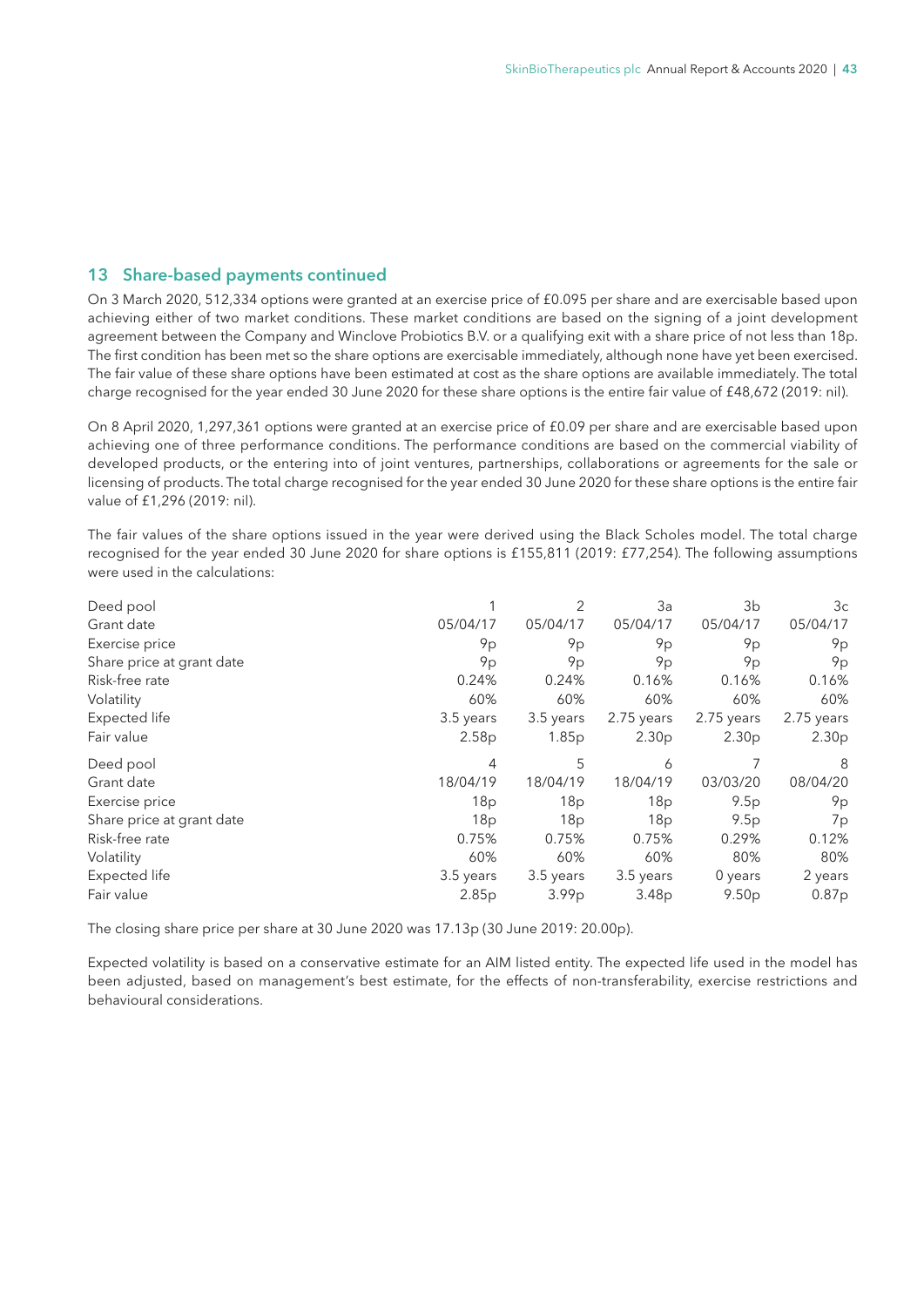## 13 Share-based payments continued

On 3 March 2020, 512,334 options were granted at an exercise price of £0.095 per share and are exercisable based upon achieving either of two market conditions. These market conditions are based on the signing of a joint development agreement between the Company and Winclove Probiotics B.V. or a qualifying exit with a share price of not less than 18p. The first condition has been met so the share options are exercisable immediately, although none have yet been exercised. The fair value of these share options have been estimated at cost as the share options are available immediately. The total charge recognised for the year ended 30 June 2020 for these share options is the entire fair value of £48,672 (2019: nil).

On 8 April 2020, 1,297,361 options were granted at an exercise price of £0.09 per share and are exercisable based upon achieving one of three performance conditions. The performance conditions are based on the commercial viability of developed products, or the entering into of joint ventures, partnerships, collaborations or agreements for the sale or licensing of products. The total charge recognised for the year ended 30 June 2020 for these share options is the entire fair value of £1,296 (2019: nil).

The fair values of the share options issued in the year were derived using the Black Scholes model. The total charge recognised for the year ended 30 June 2020 for share options is £155,811 (2019: £77,254). The following assumptions were used in the calculations:

| Deed pool | 1 | 2 | 3a | 3b | 3c |
|---|---|---|---|---|---|
| Grant date | 05/04/17 | 05/04/17 | 05/04/17 | 05/04/17 | 05/04/17 |
| Exercise price | 9p | 9p | 9p | 9p | 9p |
| Share price at grant date | 9p | 9p | 9p | 9p | 9p |
| Risk-free rate | 0.24% | 0.24% | 0.16% | 0.16% | 0.16% |
| Volatility | 60% | 60% | 60% | 60% | 60% |
| Expected life | 3.5 years | 3.5 years | 2.75 years | 2.75 years | 2.75 years |
| Fair value | 2.58p | 1.85p | 2.30p | 2.30p | 2.30p |

| Deed pool | 4 | 5 | 6 | 7 | 8 |
|---|---|---|---|---|---|
| Grant date | 18/04/19 | 18/04/19 | 18/04/19 | 03/03/20 | 08/04/20 |
| Exercise price | 18p | 18p | 18p | 9.5p | 9p |
| Share price at grant date | 18p | 18p | 18p | 9.5p | 7p |
| Risk-free rate | 0.75% | 0.75% | 0.75% | 0.29% | 0.12% |
| Volatility | 60% | 60% | 60% | 80% | 80% |
| Expected life | 3.5 years | 3.5 years | 3.5 years | 0 years | 2 years |
| Fair value | 2.85p | 3.99p | 3.48p | 9.50p | 0.87p |

The closing share price per share at 30 June 2020 was 17.13p (30 June 2019: 20.00p).

Expected volatility is based on a conservative estimate for an AIM listed entity. The expected life used in the model has been adjusted, based on management's best estimate, for the effects of non-transferability, exercise restrictions and behavioural considerations.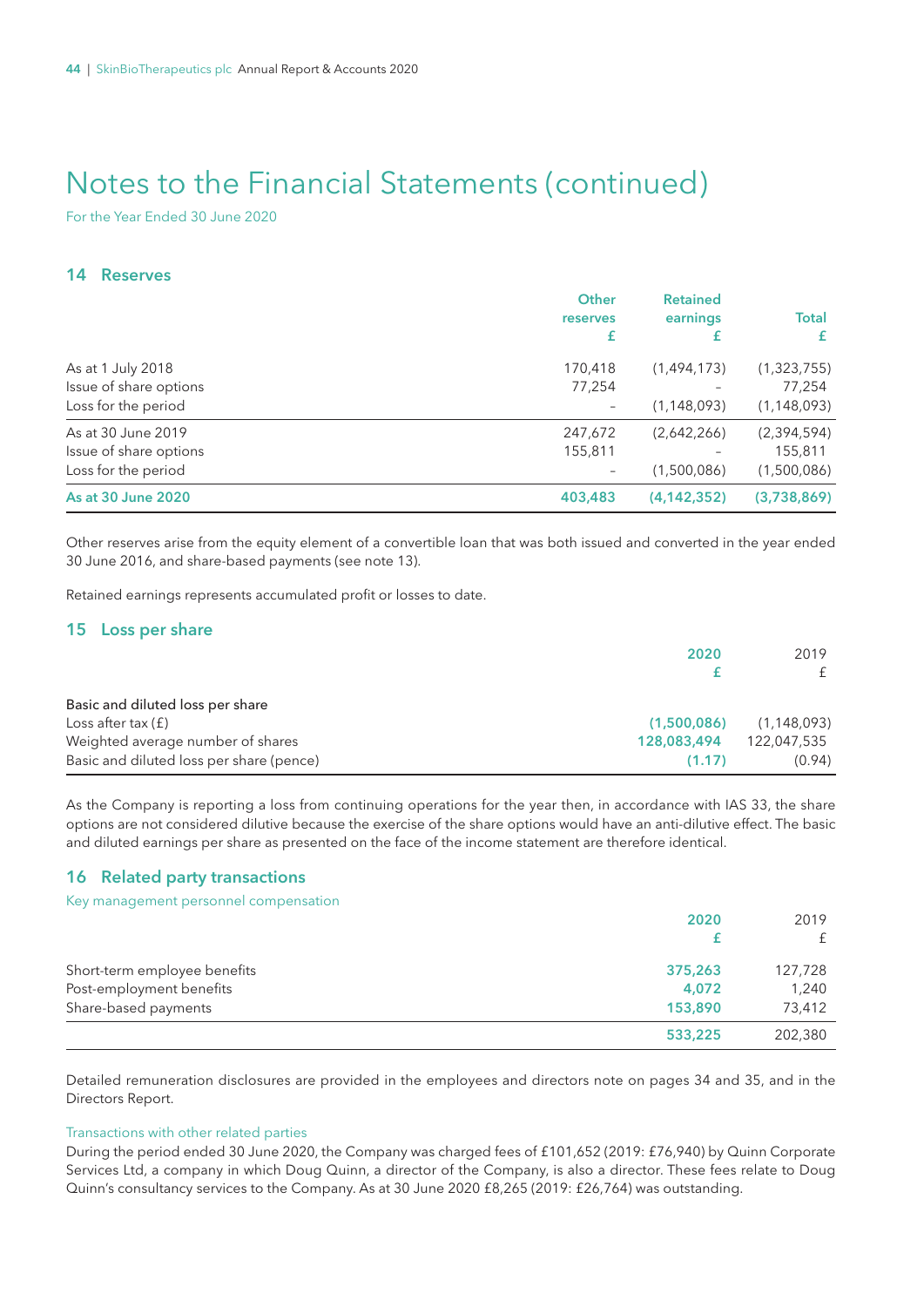# Notes to the Financial Statements (continued)

For the Year Ended 30 June 2020

## 14 Reserves

| | Other reserves £ | Retained earnings £ | Total £ |
|---|---|---|---|
| As at 1 July 2018 | 170,418 | (1,494,173) | (1,323,755) |
| Issue of share options | 77,254 | – | 77,254 |
| Loss for the period | – | (1,148,093) | (1,148,093) |
| As at 30 June 2019 | 247,672 | (2,642,266) | (2,394,594) |
| Issue of share options | 155,811 | – | 155,811 |
| Loss for the period | – | (1,500,086) | (1,500,086) |
| **As at 30 June 2020** | **403,483** | **(4,142,352)** | **(3,738,869)** |

Other reserves arise from the equity element of a convertible loan that was both issued and converted in the year ended 30 June 2016, and share-based payments (see note 13).

Retained earnings represents accumulated profit or losses to date.

## 15 Loss per share

| | 2020 £ | 2019 £ |
|---|---|---|
| **Basic and diluted loss per share** | | |
| Loss after tax (£) | (1,500,086) | (1,148,093) |
| Weighted average number of shares | 128,083,494 | 122,047,535 |
| Basic and diluted loss per share (pence) | (1.17) | (0.94) |

As the Company is reporting a loss from continuing operations for the year then, in accordance with IAS 33, the share options are not considered dilutive because the exercise of the share options would have an anti-dilutive effect. The basic and diluted earnings per share as presented on the face of the income statement are therefore identical.

## 16 Related party transactions

### Key management personnel compensation

| | 2020 £ | 2019 £ |
|---|---|---|
| Short-term employee benefits | 375,263 | 127,728 |
| Post-employment benefits | 4,072 | 1,240 |
| Share-based payments | 153,890 | 73,412 |
| | 533,225 | 202,380 |

Detailed remuneration disclosures are provided in the employees and directors note on pages 34 and 35, and in the Directors Report.

### Transactions with other related parties

During the period ended 30 June 2020, the Company was charged fees of £101,652 (2019: £76,940) by Quinn Corporate Services Ltd, a company in which Doug Quinn, a director of the Company, is also a director. These fees relate to Doug Quinn's consultancy services to the Company. As at 30 June 2020 £8,265 (2019: £26,764) was outstanding.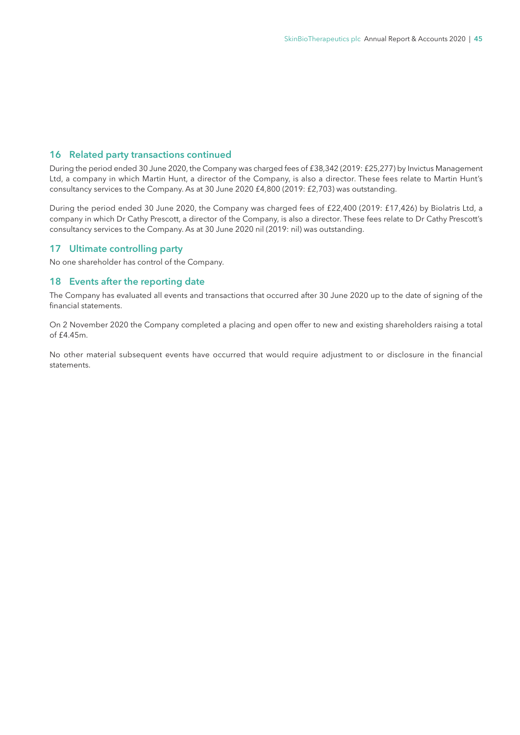## 16 Related party transactions continued

During the period ended 30 June 2020, the Company was charged fees of £38,342 (2019: £25,277) by Invictus Management Ltd, a company in which Martin Hunt, a director of the Company, is also a director. These fees relate to Martin Hunt's consultancy services to the Company. As at 30 June 2020 £4,800 (2019: £2,703) was outstanding.

During the period ended 30 June 2020, the Company was charged fees of £22,400 (2019: £17,426) by Biolatris Ltd, a company in which Dr Cathy Prescott, a director of the Company, is also a director. These fees relate to Dr Cathy Prescott's consultancy services to the Company. As at 30 June 2020 nil (2019: nil) was outstanding.

## 17 Ultimate controlling party

No one shareholder has control of the Company.

## 18 Events after the reporting date

The Company has evaluated all events and transactions that occurred after 30 June 2020 up to the date of signing of the financial statements.

On 2 November 2020 the Company completed a placing and open offer to new and existing shareholders raising a total of £4.45m.

No other material subsequent events have occurred that would require adjustment to or disclosure in the financial statements.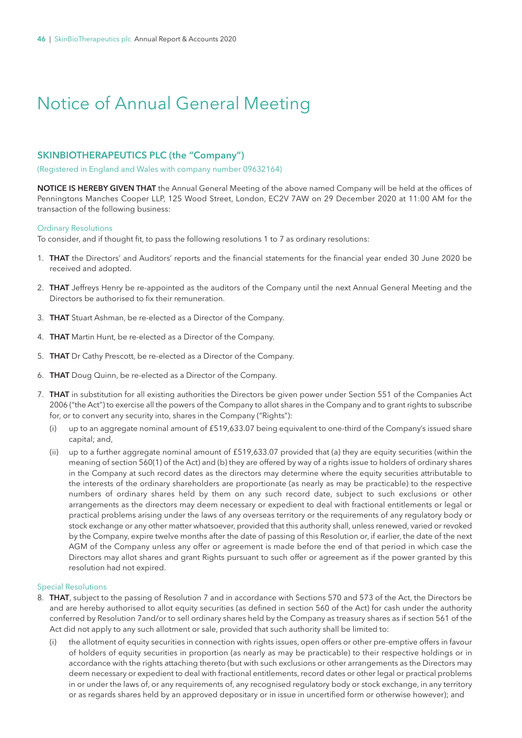# Notice of Annual General Meeting

## SKINBIOTHERAPEUTICS PLC (the "Company")

(Registered in England and Wales with company number 09632164)

**NOTICE IS HEREBY GIVEN THAT** the Annual General Meeting of the above named Company will be held at the offices of Penningtons Manches Cooper LLP, 125 Wood Street, London, EC2V 7AW on 29 December 2020 at 11:00 AM for the transaction of the following business:

### Ordinary Resolutions

To consider, and if thought fit, to pass the following resolutions 1 to 7 as ordinary resolutions:

1. **THAT** the Directors' and Auditors' reports and the financial statements for the financial year ended 30 June 2020 be received and adopted.

2. **THAT** Jeffreys Henry be re-appointed as the auditors of the Company until the next Annual General Meeting and the Directors be authorised to fix their remuneration.

3. **THAT** Stuart Ashman, be re-elected as a Director of the Company.

4. **THAT** Martin Hunt, be re-elected as a Director of the Company.

5. **THAT** Dr Cathy Prescott, be re-elected as a Director of the Company.

6. **THAT** Doug Quinn, be re-elected as a Director of the Company.

7. **THAT** in substitution for all existing authorities the Directors be given power under Section 551 of the Companies Act 2006 ("the Act") to exercise all the powers of the Company to allot shares in the Company and to grant rights to subscribe for, or to convert any security into, shares in the Company ("Rights"):

   (i) up to an aggregate nominal amount of £519,633.07 being equivalent to one-third of the Company's issued share capital; and,

   (ii) up to a further aggregate nominal amount of £519,633.07 provided that (a) they are equity securities (within the meaning of section 560(1) of the Act) and (b) they are offered by way of a rights issue to holders of ordinary shares in the Company at such record dates as the directors may determine where the equity securities attributable to the interests of the ordinary shareholders are proportionate (as nearly as may be practicable) to the respective numbers of ordinary shares held by them on any such record date, subject to such exclusions or other arrangements as the directors may deem necessary or expedient to deal with fractional entitlements or legal or practical problems arising under the laws of any overseas territory or the requirements of any regulatory body or stock exchange or any other matter whatsoever, provided that this authority shall, unless renewed, varied or revoked by the Company, expire twelve months after the date of passing of this Resolution or, if earlier, the date of the next AGM of the Company unless any offer or agreement is made before the end of that period in which case the Directors may allot shares and grant Rights pursuant to such offer or agreement as if the power granted by this resolution had not expired.

### Special Resolutions

8. **THAT**, subject to the passing of Resolution 7 and in accordance with Sections 570 and 573 of the Act, the Directors be and are hereby authorised to allot equity securities (as defined in section 560 of the Act) for cash under the authority conferred by Resolution 7and/or to sell ordinary shares held by the Company as treasury shares as if section 561 of the Act did not apply to any such allotment or sale, provided that such authority shall be limited to:

   (i) the allotment of equity securities in connection with rights issues, open offers or other pre-emptive offers in favour of holders of equity securities in proportion (as nearly as may be practicable) to their respective holdings or in accordance with the rights attaching thereto (but with such exclusions or other arrangements as the Directors may deem necessary or expedient to deal with fractional entitlements, record dates or other legal or practical problems in or under the laws of, or any requirements of, any recognised regulatory body or stock exchange, in any territory or as regards shares held by an approved depositary or in issue in uncertified form or otherwise however); and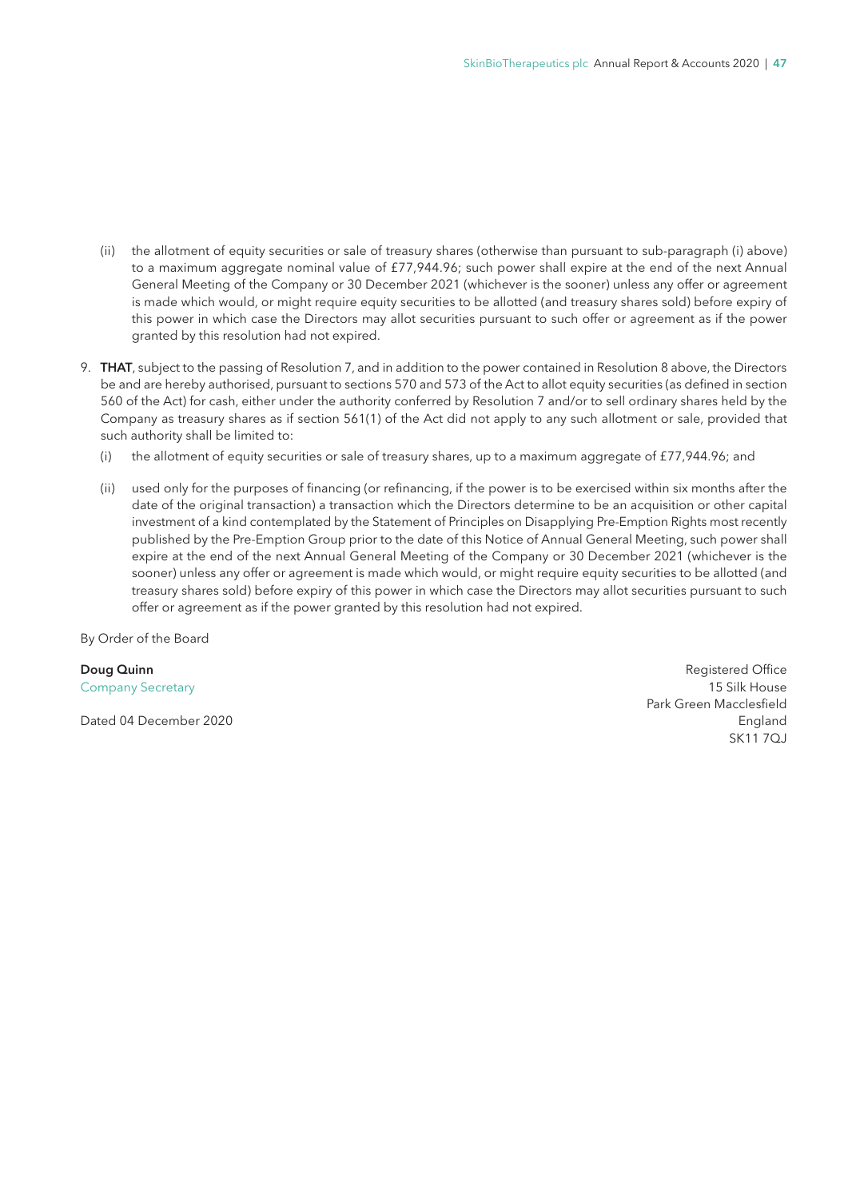(ii) the allotment of equity securities or sale of treasury shares (otherwise than pursuant to sub-paragraph (i) above) to a maximum aggregate nominal value of £77,944.96; such power shall expire at the end of the next Annual General Meeting of the Company or 30 December 2021 (whichever is the sooner) unless any offer or agreement is made which would, or might require equity securities to be allotted (and treasury shares sold) before expiry of this power in which case the Directors may allot securities pursuant to such offer or agreement as if the power granted by this resolution had not expired.

9. **THAT**, subject to the passing of Resolution 7, and in addition to the power contained in Resolution 8 above, the Directors be and are hereby authorised, pursuant to sections 570 and 573 of the Act to allot equity securities (as defined in section 560 of the Act) for cash, either under the authority conferred by Resolution 7 and/or to sell ordinary shares held by the Company as treasury shares as if section 561(1) of the Act did not apply to any such allotment or sale, provided that such authority shall be limited to:

   (i) the allotment of equity securities or sale of treasury shares, up to a maximum aggregate of £77,944.96; and

   (ii) used only for the purposes of financing (or refinancing, if the power is to be exercised within six months after the date of the original transaction) a transaction which the Directors determine to be an acquisition or other capital investment of a kind contemplated by the Statement of Principles on Disapplying Pre-Emption Rights most recently published by the Pre-Emption Group prior to the date of this Notice of Annual General Meeting, such power shall expire at the end of the next Annual General Meeting of the Company or 30 December 2021 (whichever is the sooner) unless any offer or agreement is made which would, or might require equity securities to be allotted (and treasury shares sold) before expiry of this power in which case the Directors may allot securities pursuant to such offer or agreement as if the power granted by this resolution had not expired.

By Order of the Board

**Doug Quinn**
Company Secretary

Dated 04 December 2020

Registered Office
15 Silk House
Park Green Macclesfield
England
SK11 7QJ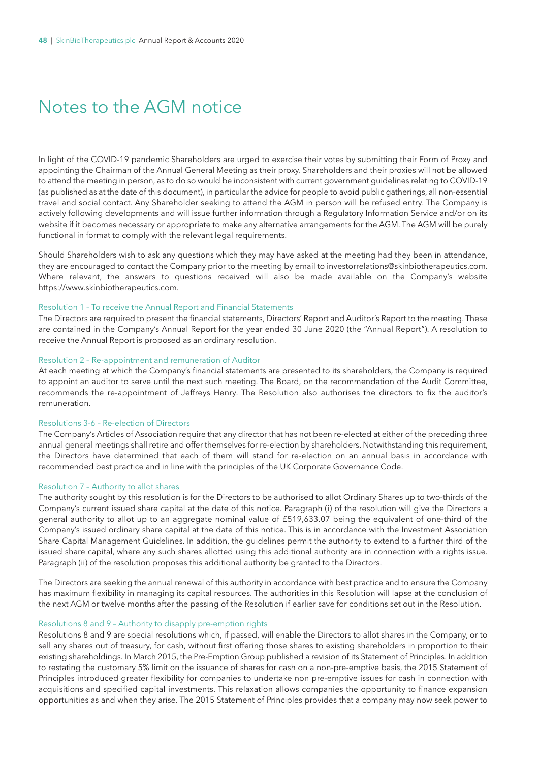# Notes to the AGM notice

In light of the COVID-19 pandemic Shareholders are urged to exercise their votes by submitting their Form of Proxy and appointing the Chairman of the Annual General Meeting as their proxy. Shareholders and their proxies will not be allowed to attend the meeting in person, as to do so would be inconsistent with current government guidelines relating to COVID-19 (as published as at the date of this document), in particular the advice for people to avoid public gatherings, all non-essential travel and social contact. Any Shareholder seeking to attend the AGM in person will be refused entry. The Company is actively following developments and will issue further information through a Regulatory Information Service and/or on its website if it becomes necessary or appropriate to make any alternative arrangements for the AGM. The AGM will be purely functional in format to comply with the relevant legal requirements.

Should Shareholders wish to ask any questions which they may have asked at the meeting had they been in attendance, they are encouraged to contact the Company prior to the meeting by email to investorrelations@skinbiotherapeutics.com. Where relevant, the answers to questions received will also be made available on the Company's website https://www.skinbiotherapeutics.com.

### Resolution 1 – To receive the Annual Report and Financial Statements

The Directors are required to present the financial statements, Directors' Report and Auditor's Report to the meeting. These are contained in the Company's Annual Report for the year ended 30 June 2020 (the "Annual Report"). A resolution to receive the Annual Report is proposed as an ordinary resolution.

### Resolution 2 – Re-appointment and remuneration of Auditor

At each meeting at which the Company's financial statements are presented to its shareholders, the Company is required to appoint an auditor to serve until the next such meeting. The Board, on the recommendation of the Audit Committee, recommends the re-appointment of Jeffreys Henry. The Resolution also authorises the directors to fix the auditor's remuneration.

### Resolutions 3-6 – Re-election of Directors

The Company's Articles of Association require that any director that has not been re-elected at either of the preceding three annual general meetings shall retire and offer themselves for re-election by shareholders. Notwithstanding this requirement, the Directors have determined that each of them will stand for re-election on an annual basis in accordance with recommended best practice and in line with the principles of the UK Corporate Governance Code.

### Resolution 7 – Authority to allot shares

The authority sought by this resolution is for the Directors to be authorised to allot Ordinary Shares up to two-thirds of the Company's current issued share capital at the date of this notice. Paragraph (i) of the resolution will give the Directors a general authority to allot up to an aggregate nominal value of £519,633.07 being the equivalent of one-third of the Company's issued ordinary share capital at the date of this notice. This is in accordance with the Investment Association Share Capital Management Guidelines. In addition, the guidelines permit the authority to extend to a further third of the issued share capital, where any such shares allotted using this additional authority are in connection with a rights issue. Paragraph (ii) of the resolution proposes this additional authority be granted to the Directors.

The Directors are seeking the annual renewal of this authority in accordance with best practice and to ensure the Company has maximum flexibility in managing its capital resources. The authorities in this Resolution will lapse at the conclusion of the next AGM or twelve months after the passing of the Resolution if earlier save for conditions set out in the Resolution.

### Resolutions 8 and 9 – Authority to disapply pre-emption rights

Resolutions 8 and 9 are special resolutions which, if passed, will enable the Directors to allot shares in the Company, or to sell any shares out of treasury, for cash, without first offering those shares to existing shareholders in proportion to their existing shareholdings. In March 2015, the Pre-Emption Group published a revision of its Statement of Principles. In addition to restating the customary 5% limit on the issuance of shares for cash on a non-pre-emptive basis, the 2015 Statement of Principles introduced greater flexibility for companies to undertake non pre-emptive issues for cash in connection with acquisitions and specified capital investments. This relaxation allows companies the opportunity to finance expansion opportunities as and when they arise. The 2015 Statement of Principles provides that a company may now seek power to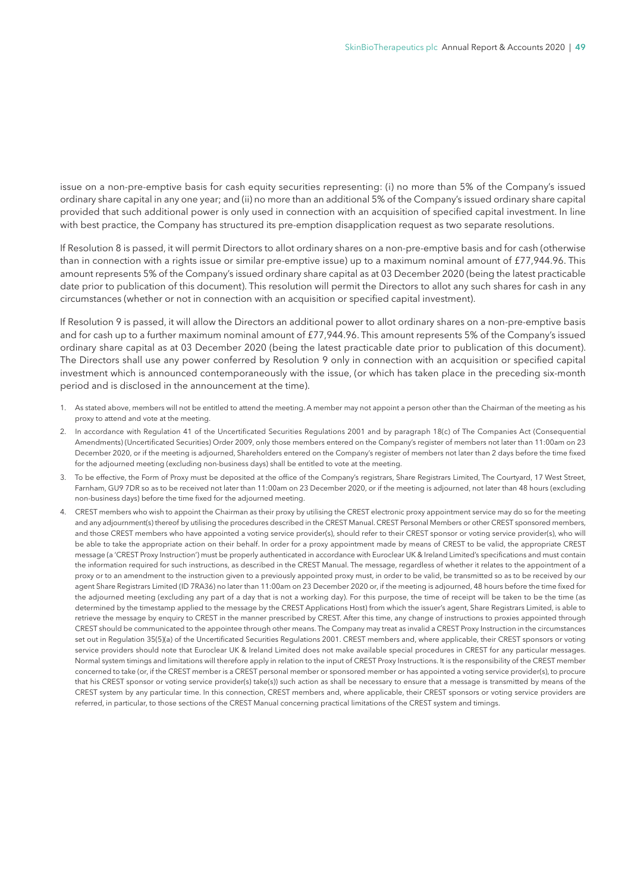issue on a non-pre-emptive basis for cash equity securities representing: (i) no more than 5% of the Company's issued ordinary share capital in any one year; and (ii) no more than an additional 5% of the Company's issued ordinary share capital provided that such additional power is only used in connection with an acquisition of specified capital investment. In line with best practice, the Company has structured its pre-emption disapplication request as two separate resolutions.

If Resolution 8 is passed, it will permit Directors to allot ordinary shares on a non-pre-emptive basis and for cash (otherwise than in connection with a rights issue or similar pre-emptive issue) up to a maximum nominal amount of £77,944.96. This amount represents 5% of the Company's issued ordinary share capital as at 03 December 2020 (being the latest practicable date prior to publication of this document). This resolution will permit the Directors to allot any such shares for cash in any circumstances (whether or not in connection with an acquisition or specified capital investment).

If Resolution 9 is passed, it will allow the Directors an additional power to allot ordinary shares on a non-pre-emptive basis and for cash up to a further maximum nominal amount of £77,944.96. This amount represents 5% of the Company's issued ordinary share capital as at 03 December 2020 (being the latest practicable date prior to publication of this document). The Directors shall use any power conferred by Resolution 9 only in connection with an acquisition or specified capital investment which is announced contemporaneously with the issue, (or which has taken place in the preceding six-month period and is disclosed in the announcement at the time).

1. As stated above, members will not be entitled to attend the meeting. A member may not appoint a person other than the Chairman of the meeting as his proxy to attend and vote at the meeting.
2. In accordance with Regulation 41 of the Uncertificated Securities Regulations 2001 and by paragraph 18(c) of The Companies Act (Consequential Amendments) (Uncertificated Securities) Order 2009, only those members entered on the Company's register of members not later than 11:00am on 23 December 2020, or if the meeting is adjourned, Shareholders entered on the Company's register of members not later than 2 days before the time fixed for the adjourned meeting (excluding non-business days) shall be entitled to vote at the meeting.
3. To be effective, the Form of Proxy must be deposited at the office of the Company's registrars, Share Registrars Limited, The Courtyard, 17 West Street, Farnham, GU9 7DR so as to be received not later than 11:00am on 23 December 2020, or if the meeting is adjourned, not later than 48 hours (excluding non-business days) before the time fixed for the adjourned meeting.
4. CREST members who wish to appoint the Chairman as their proxy by utilising the CREST electronic proxy appointment service may do so for the meeting and any adjournment(s) thereof by utilising the procedures described in the CREST Manual. CREST Personal Members or other CREST sponsored members, and those CREST members who have appointed a voting service provider(s), should refer to their CREST sponsor or voting service provider(s), who will be able to take the appropriate action on their behalf. In order for a proxy appointment made by means of CREST to be valid, the appropriate CREST message (a 'CREST Proxy Instruction') must be properly authenticated in accordance with Euroclear UK & Ireland Limited's specifications and must contain the information required for such instructions, as described in the CREST Manual. The message, regardless of whether it relates to the appointment of a proxy or to an amendment to the instruction given to a previously appointed proxy must, in order to be valid, be transmitted so as to be received by our agent Share Registrars Limited (ID 7RA36) no later than 11:00am on 23 December 2020 or, if the meeting is adjourned, 48 hours before the time fixed for the adjourned meeting (excluding any part of a day that is not a working day). For this purpose, the time of receipt will be taken to be the time (as determined by the timestamp applied to the message by the CREST Applications Host) from which the issuer's agent, Share Registrars Limited, is able to retrieve the message by enquiry to CREST in the manner prescribed by CREST. After this time, any change of instructions to proxies appointed through CREST should be communicated to the appointee through other means. The Company may treat as invalid a CREST Proxy Instruction in the circumstances set out in Regulation 35(5)(a) of the Uncertificated Securities Regulations 2001. CREST members and, where applicable, their CREST sponsors or voting service providers should note that Euroclear UK & Ireland Limited does not make available special procedures in CREST for any particular messages. Normal system timings and limitations will therefore apply in relation to the input of CREST Proxy Instructions. It is the responsibility of the CREST member concerned to take (or, if the CREST member is a CREST personal member or sponsored member or has appointed a voting service provider(s), to procure that his CREST sponsor or voting service provider(s) take(s)) such action as shall be necessary to ensure that a message is transmitted by means of the CREST system by any particular time. In this connection, CREST members and, where applicable, their CREST sponsors or voting service providers are referred, in particular, to those sections of the CREST Manual concerning practical limitations of the CREST system and timings.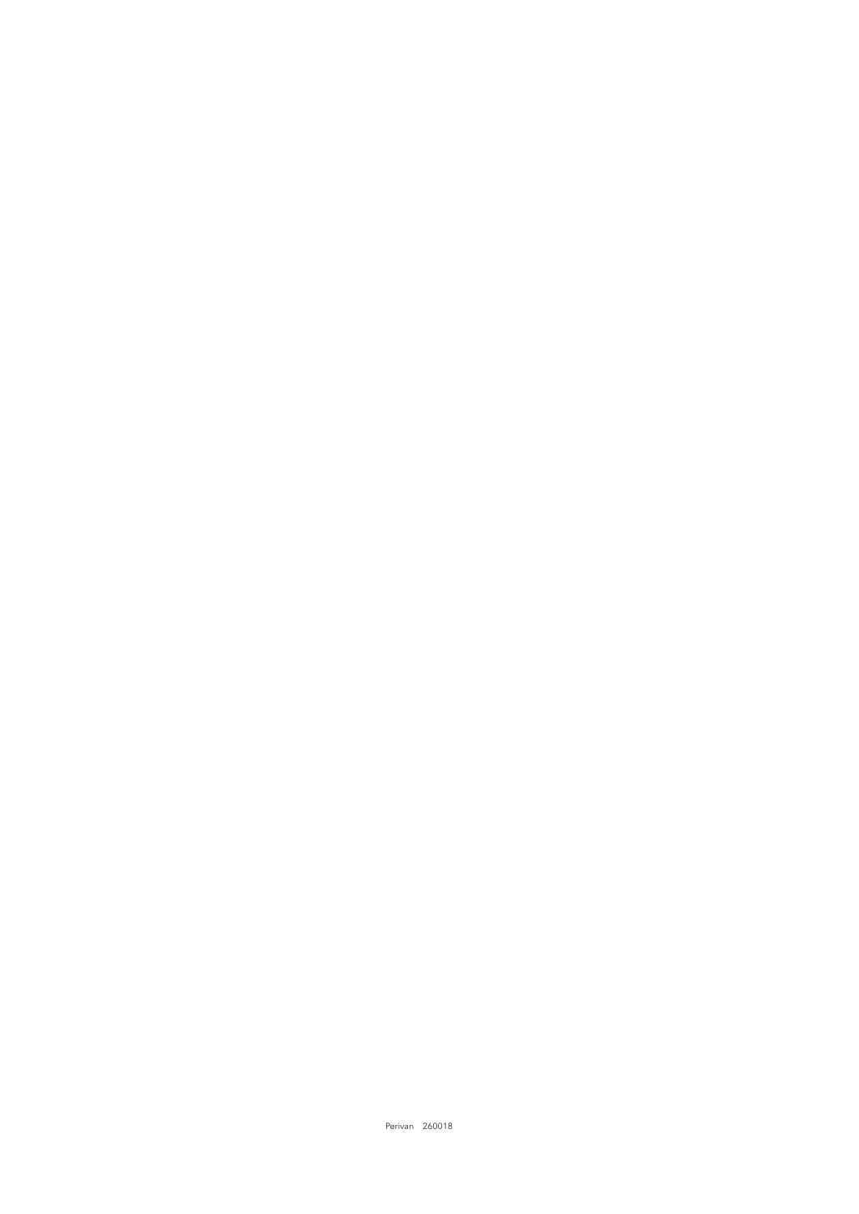Perivan 260018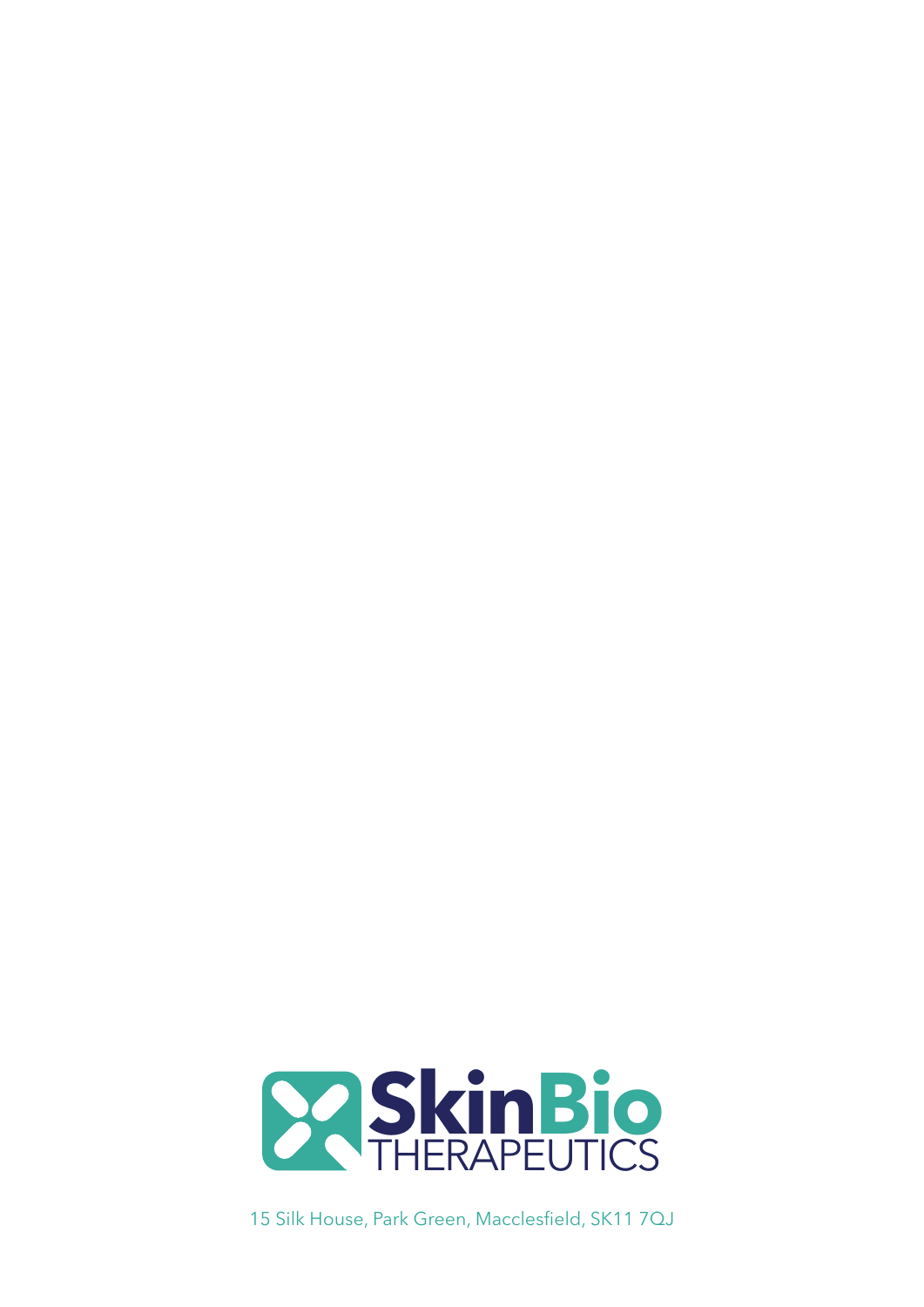SkinBio THERAPEUTICS

15 Silk House, Park Green, Macclesfield, SK11 7QJ